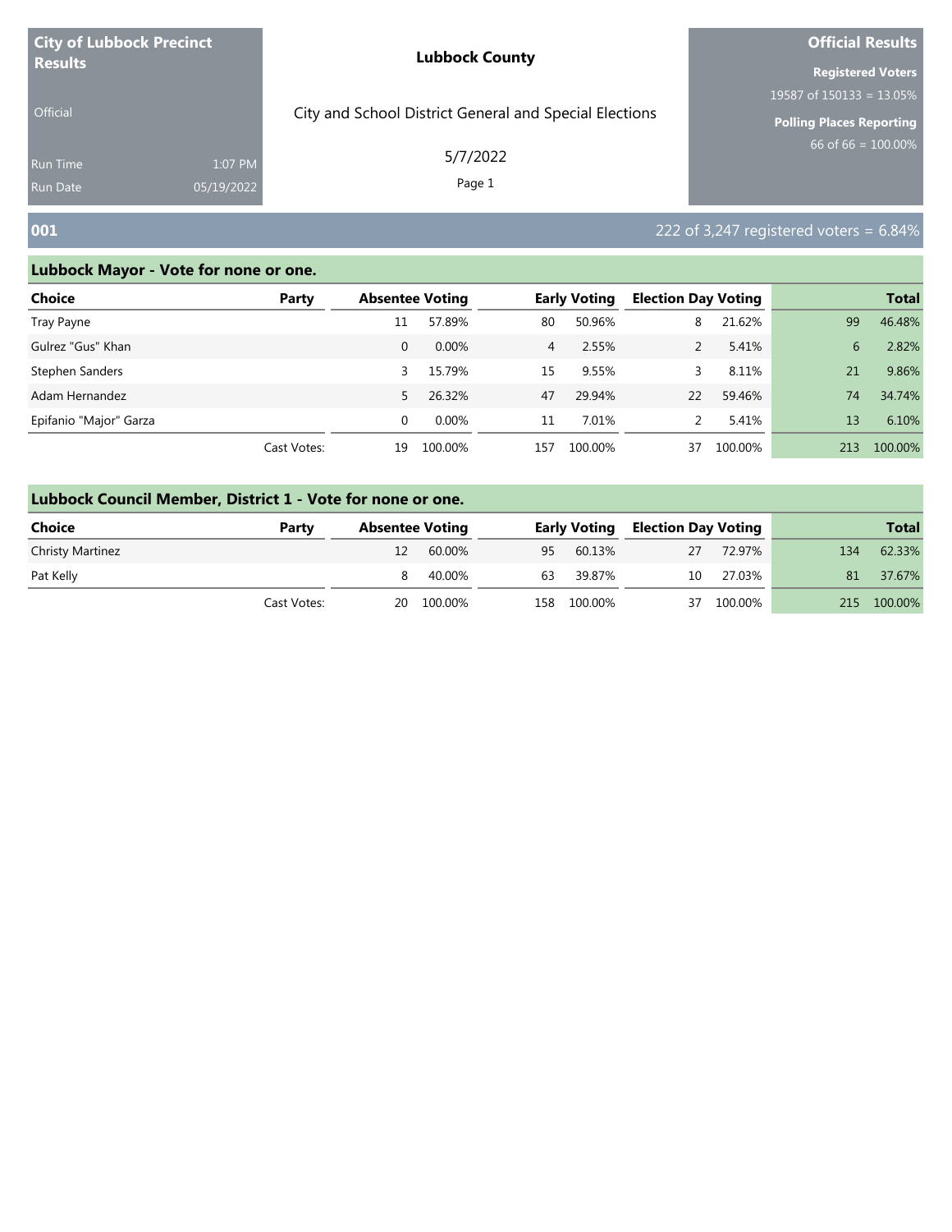**City of Lubbock Precinct Results**

Official

Run Time 1:07 PM
Run Date 05/19/2022

**Lubbock County**

City and School District General and Special Elections

5/7/2022

**Official Results**

**Registered Voters**
19587 of 150133 = 13.05%

**Polling Places Reporting**
66 of 66 = 100.00%

## 001

222 of 3,247 registered voters = 6.84%

### Lubbock Mayor - Vote for none or one.

| Choice | Party | Absentee Voting | | Early Voting | | Election Day Voting | | Total | |
|---|---|---|---|---|---|---|---|---|---|
| Tray Payne | | 11 | 57.89% | 80 | 50.96% | 8 | 21.62% | 99 | 46.48% |
| Gulrez "Gus" Khan | | 0 | 0.00% | 4 | 2.55% | 2 | 5.41% | 6 | 2.82% |
| Stephen Sanders | | 3 | 15.79% | 15 | 9.55% | 3 | 8.11% | 21 | 9.86% |
| Adam Hernandez | | 5 | 26.32% | 47 | 29.94% | 22 | 59.46% | 74 | 34.74% |
| Epifanio "Major" Garza | | 0 | 0.00% | 11 | 7.01% | 2 | 5.41% | 13 | 6.10% |
| | Cast Votes: | 19 | 100.00% | 157 | 100.00% | 37 | 100.00% | 213 | 100.00% |

### Lubbock Council Member, District 1 - Vote for none or one.

| Choice | Party | Absentee Voting | | Early Voting | | Election Day Voting | | Total | |
|---|---|---|---|---|---|---|---|---|---|
| Christy Martinez | | 12 | 60.00% | 95 | 60.13% | 27 | 72.97% | 134 | 62.33% |
| Pat Kelly | | 8 | 40.00% | 63 | 39.87% | 10 | 27.03% | 81 | 37.67% |
| | Cast Votes: | 20 | 100.00% | 158 | 100.00% | 37 | 100.00% | 215 | 100.00% |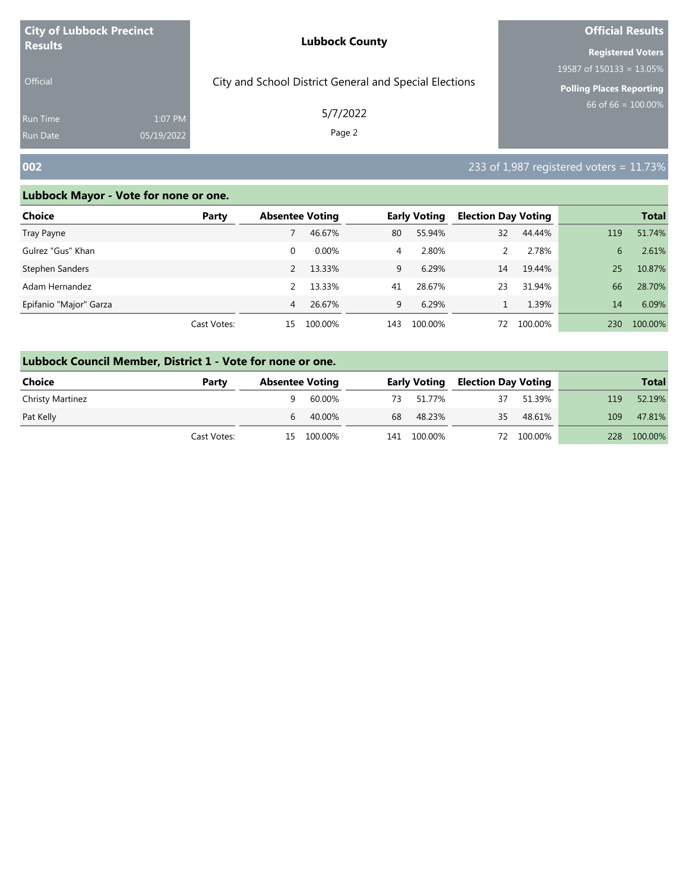**City of Lubbock Precinct Results**

Official

Run Time 1:07 PM
Run Date 05/19/2022

**Lubbock County**

City and School District General and Special Elections

5/7/2022

**Official Results**

**Registered Voters**
19587 of 150133 = 13.05%

**Polling Places Reporting**
66 of 66 = 100.00%

## 002

233 of 1,987 registered voters = 11.73%

### Lubbock Mayor - Vote for none or one.

| Choice | Party | Absentee Voting | | Early Voting | | Election Day Voting | | Total | |
|---|---|---|---|---|---|---|---|---|---|
| Tray Payne | | 7 | 46.67% | 80 | 55.94% | 32 | 44.44% | 119 | 51.74% |
| Gulrez "Gus" Khan | | 0 | 0.00% | 4 | 2.80% | 2 | 2.78% | 6 | 2.61% |
| Stephen Sanders | | 2 | 13.33% | 9 | 6.29% | 14 | 19.44% | 25 | 10.87% |
| Adam Hernandez | | 2 | 13.33% | 41 | 28.67% | 23 | 31.94% | 66 | 28.70% |
| Epifanio "Major" Garza | | 4 | 26.67% | 9 | 6.29% | 1 | 1.39% | 14 | 6.09% |
| | Cast Votes: | 15 | 100.00% | 143 | 100.00% | 72 | 100.00% | 230 | 100.00% |

### Lubbock Council Member, District 1 - Vote for none or one.

| Choice | Party | Absentee Voting | | Early Voting | | Election Day Voting | | Total | |
|---|---|---|---|---|---|---|---|---|---|
| Christy Martinez | | 9 | 60.00% | 73 | 51.77% | 37 | 51.39% | 119 | 52.19% |
| Pat Kelly | | 6 | 40.00% | 68 | 48.23% | 35 | 48.61% | 109 | 47.81% |
| | Cast Votes: | 15 | 100.00% | 141 | 100.00% | 72 | 100.00% | 228 | 100.00% |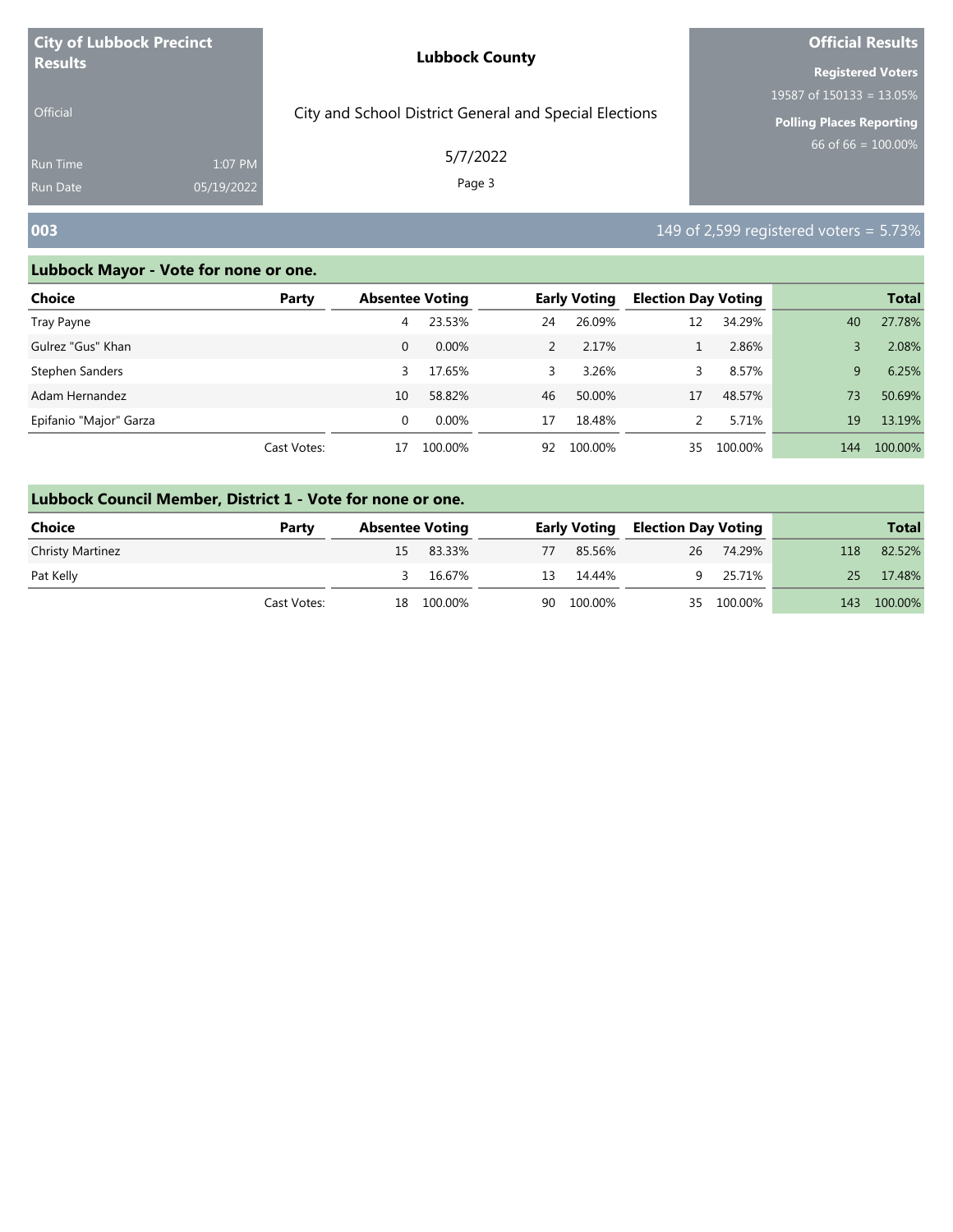## 003

149 of 2,599 registered voters = 5.73%

### Lubbock Mayor - Vote for none or one.

| Choice | Party | Absentee Voting | | Early Voting | | Election Day Voting | | Total | |
|---|---|---|---|---|---|---|---|---|---|
| Tray Payne | | 4 | 23.53% | 24 | 26.09% | 12 | 34.29% | 40 | 27.78% |
| Gulrez "Gus" Khan | | 0 | 0.00% | 2 | 2.17% | 1 | 2.86% | 3 | 2.08% |
| Stephen Sanders | | 3 | 17.65% | 3 | 3.26% | 3 | 8.57% | 9 | 6.25% |
| Adam Hernandez | | 10 | 58.82% | 46 | 50.00% | 17 | 48.57% | 73 | 50.69% |
| Epifanio "Major" Garza | | 0 | 0.00% | 17 | 18.48% | 2 | 5.71% | 19 | 13.19% |
| | Cast Votes: | 17 | 100.00% | 92 | 100.00% | 35 | 100.00% | 144 | 100.00% |

### Lubbock Council Member, District 1 - Vote for none or one.

| Choice | Party | Absentee Voting | | Early Voting | | Election Day Voting | | Total | |
|---|---|---|---|---|---|---|---|---|---|
| Christy Martinez | | 15 | 83.33% | 77 | 85.56% | 26 | 74.29% | 118 | 82.52% |
| Pat Kelly | | 3 | 16.67% | 13 | 14.44% | 9 | 25.71% | 25 | 17.48% |
| | Cast Votes: | 18 | 100.00% | 90 | 100.00% | 35 | 100.00% | 143 | 100.00% |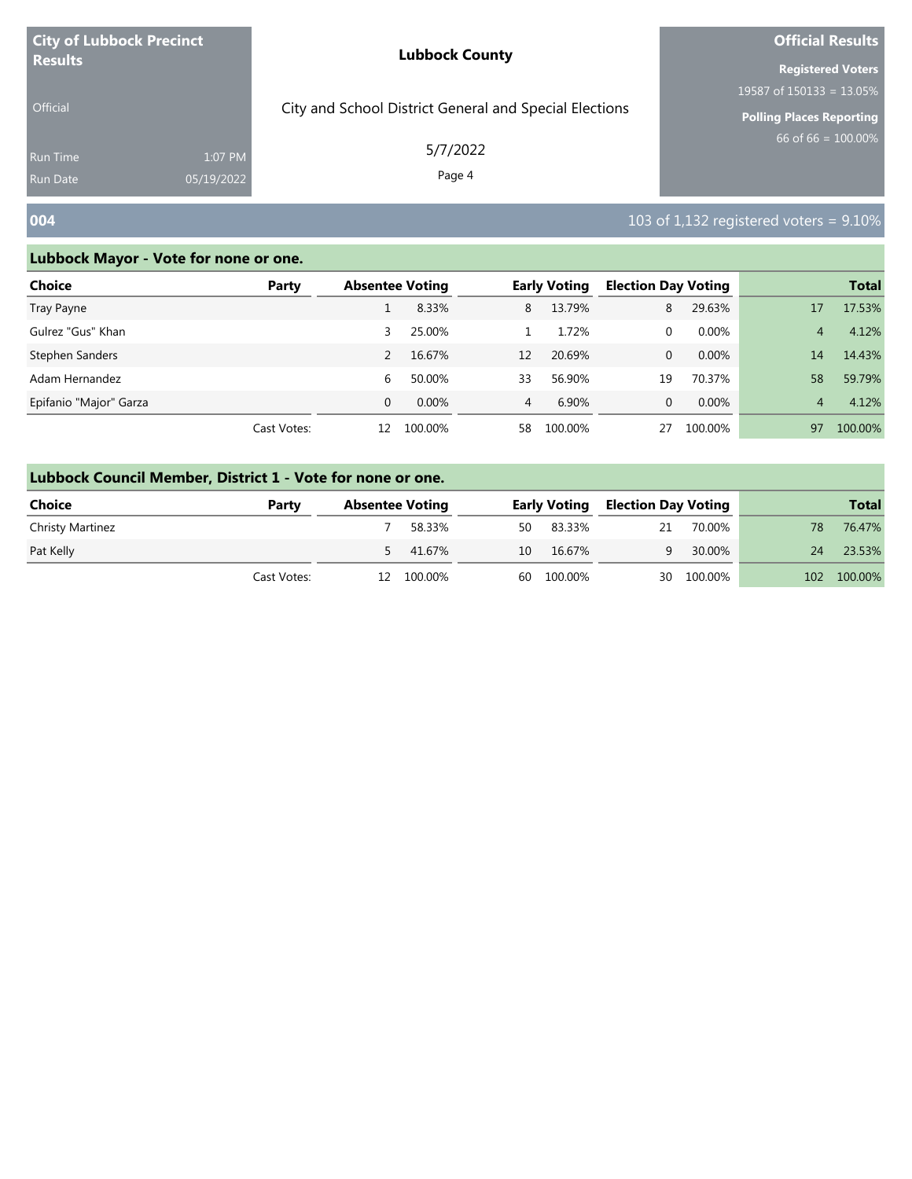| City of Lubbock Precinct Results | | Lubbock County | Official Results |
|---|---|---|---|
| Official | | City and School District General and Special Elections | Registered Voters 19587 of 150133 = 13.05% |
| Run Time | 1:07 PM | 5/7/2022 | Polling Places Reporting 66 of 66 = 100.00% |
| Run Date | 05/19/2022 | | |

## 004

103 of 1,132 registered voters = 9.10%

### Lubbock Mayor - Vote for none or one.

| Choice | Party | Absentee Voting | | Early Voting | | Election Day Voting | | Total | |
|---|---|---|---|---|---|---|---|---|---|
| Tray Payne | | 1 | 8.33% | 8 | 13.79% | 8 | 29.63% | 17 | 17.53% |
| Gulrez "Gus" Khan | | 3 | 25.00% | 1 | 1.72% | 0 | 0.00% | 4 | 4.12% |
| Stephen Sanders | | 2 | 16.67% | 12 | 20.69% | 0 | 0.00% | 14 | 14.43% |
| Adam Hernandez | | 6 | 50.00% | 33 | 56.90% | 19 | 70.37% | 58 | 59.79% |
| Epifanio "Major" Garza | | 0 | 0.00% | 4 | 6.90% | 0 | 0.00% | 4 | 4.12% |
| | Cast Votes: | 12 | 100.00% | 58 | 100.00% | 27 | 100.00% | 97 | 100.00% |

### Lubbock Council Member, District 1 - Vote for none or one.

| Choice | Party | Absentee Voting | | Early Voting | | Election Day Voting | | Total | |
|---|---|---|---|---|---|---|---|---|---|
| Christy Martinez | | 7 | 58.33% | 50 | 83.33% | 21 | 70.00% | 78 | 76.47% |
| Pat Kelly | | 5 | 41.67% | 10 | 16.67% | 9 | 30.00% | 24 | 23.53% |
| | Cast Votes: | 12 | 100.00% | 60 | 100.00% | 30 | 100.00% | 102 | 100.00% |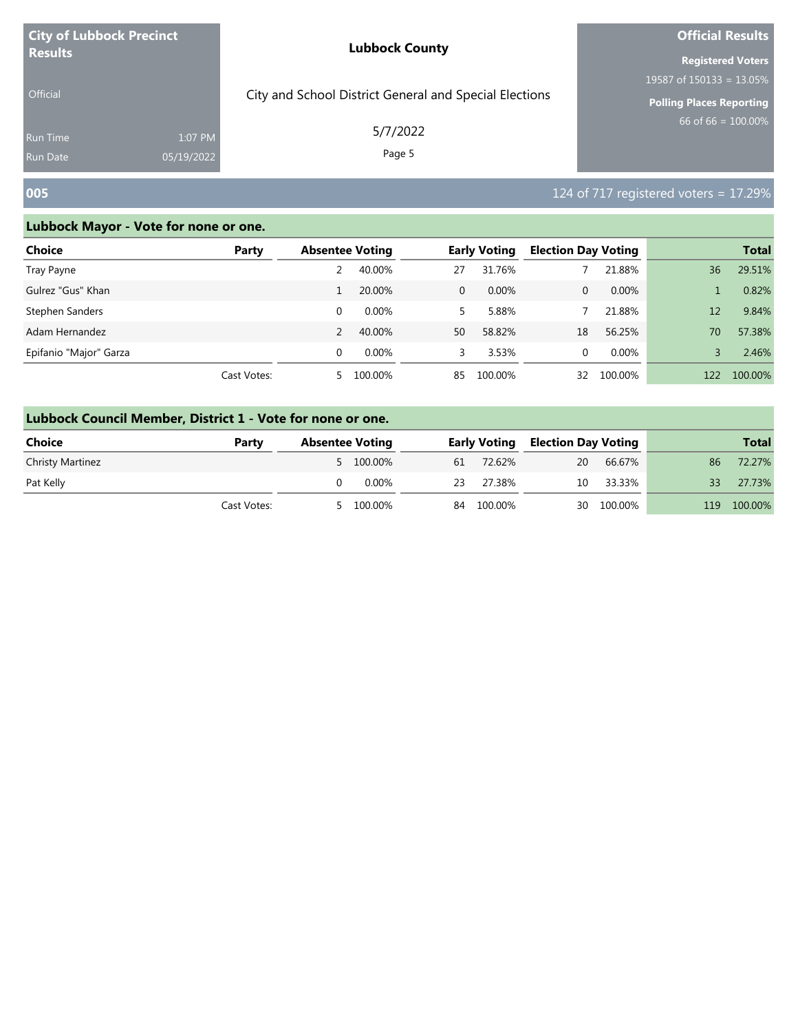**City of Lubbock Precinct Results**

Official

Run Time 1:07 PM
Run Date 05/19/2022

**Lubbock County**

City and School District General and Special Elections

5/7/2022

**Official Results**

**Registered Voters**
19587 of 150133 = 13.05%

**Polling Places Reporting**
66 of 66 = 100.00%

## 005

124 of 717 registered voters = 17.29%

### Lubbock Mayor - Vote for none or one.

| Choice | Party | Absentee Voting | | Early Voting | | Election Day Voting | | Total | |
|---|---|---|---|---|---|---|---|---|---|
| Tray Payne | | 2 | 40.00% | 27 | 31.76% | 7 | 21.88% | 36 | 29.51% |
| Gulrez "Gus" Khan | | 1 | 20.00% | 0 | 0.00% | 0 | 0.00% | 1 | 0.82% |
| Stephen Sanders | | 0 | 0.00% | 5 | 5.88% | 7 | 21.88% | 12 | 9.84% |
| Adam Hernandez | | 2 | 40.00% | 50 | 58.82% | 18 | 56.25% | 70 | 57.38% |
| Epifanio "Major" Garza | | 0 | 0.00% | 3 | 3.53% | 0 | 0.00% | 3 | 2.46% |
| | Cast Votes: | 5 | 100.00% | 85 | 100.00% | 32 | 100.00% | 122 | 100.00% |

### Lubbock Council Member, District 1 - Vote for none or one.

| Choice | Party | Absentee Voting | | Early Voting | | Election Day Voting | | Total | |
|---|---|---|---|---|---|---|---|---|---|
| Christy Martinez | | 5 | 100.00% | 61 | 72.62% | 20 | 66.67% | 86 | 72.27% |
| Pat Kelly | | 0 | 0.00% | 23 | 27.38% | 10 | 33.33% | 33 | 27.73% |
| | Cast Votes: | 5 | 100.00% | 84 | 100.00% | 30 | 100.00% | 119 | 100.00% |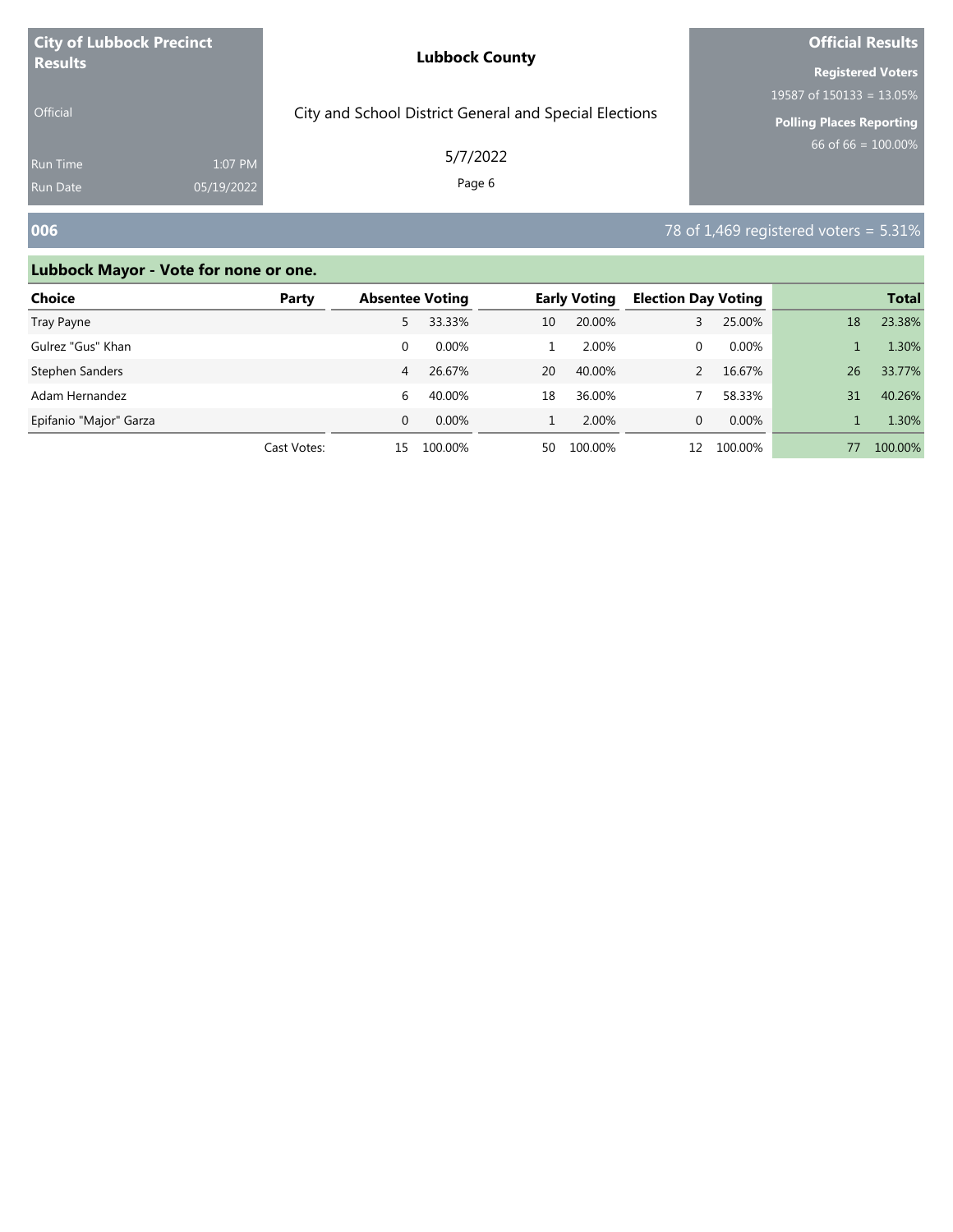**City of Lubbock Precinct Results**

Official

Run Time 1:07 PM
Run Date 05/19/2022

**Lubbock County**

City and School District General and Special Elections

5/7/2022

**Official Results**

**Registered Voters**
19587 of 150133 = 13.05%

**Polling Places Reporting**
66 of 66 = 100.00%

## 006

78 of 1,469 registered voters = 5.31%

### Lubbock Mayor - Vote for none or one.

| Choice | Party | Absentee Voting | | Early Voting | | Election Day Voting | | Total | |
|---|---|---|---|---|---|---|---|---|---|
| Tray Payne | | 5 | 33.33% | 10 | 20.00% | 3 | 25.00% | 18 | 23.38% |
| Gulrez "Gus" Khan | | 0 | 0.00% | 1 | 2.00% | 0 | 0.00% | 1 | 1.30% |
| Stephen Sanders | | 4 | 26.67% | 20 | 40.00% | 2 | 16.67% | 26 | 33.77% |
| Adam Hernandez | | 6 | 40.00% | 18 | 36.00% | 7 | 58.33% | 31 | 40.26% |
| Epifanio "Major" Garza | | 0 | 0.00% | 1 | 2.00% | 0 | 0.00% | 1 | 1.30% |
| | Cast Votes: | 15 | 100.00% | 50 | 100.00% | 12 | 100.00% | 77 | 100.00% |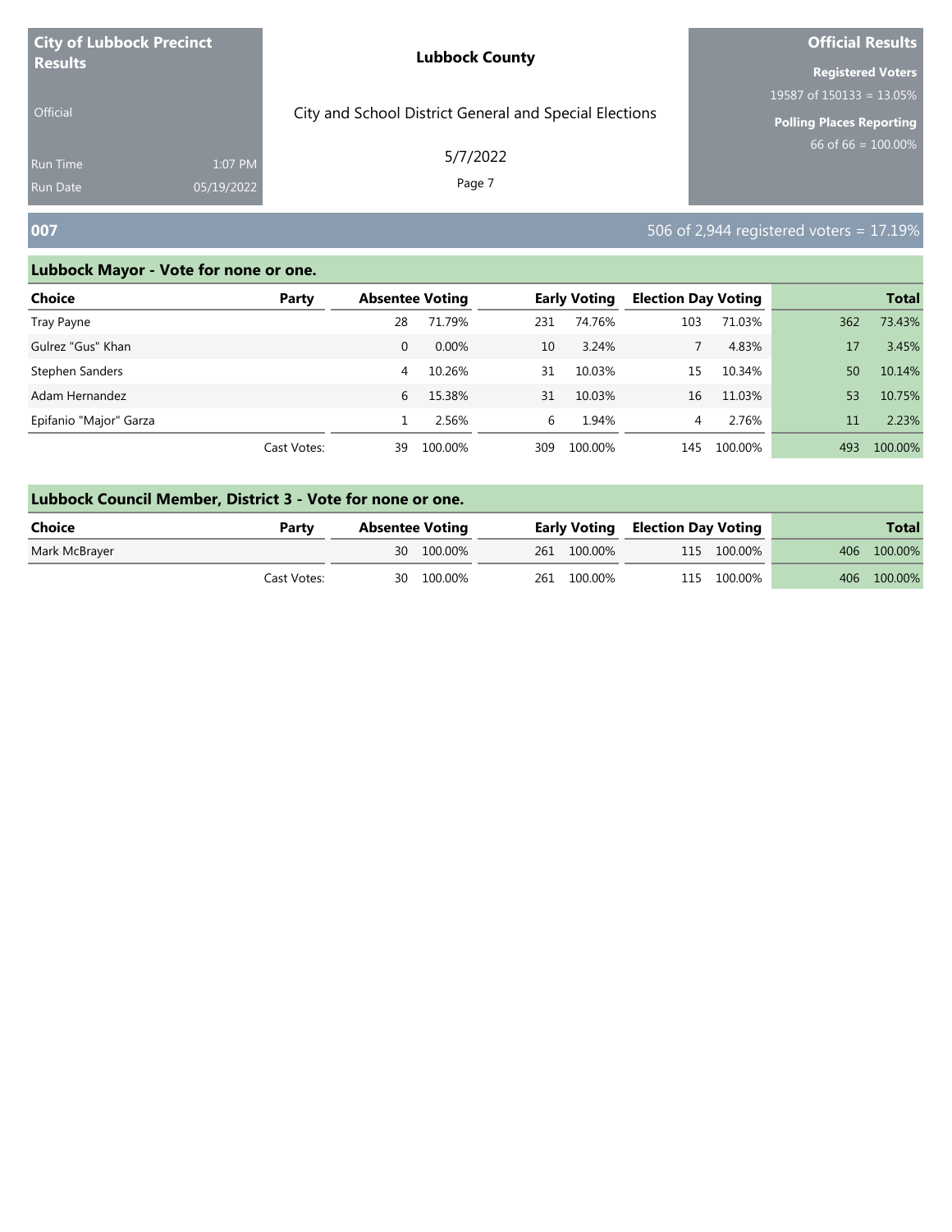**City of Lubbock Precinct Results**

Official

Run Time 1:07 PM
Run Date 05/19/2022

**Lubbock County**

City and School District General and Special Elections

5/7/2022

**Official Results**

**Registered Voters**
19587 of 150133 = 13.05%

**Polling Places Reporting**
66 of 66 = 100.00%

## 007

506 of 2,944 registered voters = 17.19%

### Lubbock Mayor - Vote for none or one.

| Choice | Party | Absentee Voting | | Early Voting | | Election Day Voting | | Total | |
|---|---|---|---|---|---|---|---|---|---|
| Tray Payne | | 28 | 71.79% | 231 | 74.76% | 103 | 71.03% | 362 | 73.43% |
| Gulrez "Gus" Khan | | 0 | 0.00% | 10 | 3.24% | 7 | 4.83% | 17 | 3.45% |
| Stephen Sanders | | 4 | 10.26% | 31 | 10.03% | 15 | 10.34% | 50 | 10.14% |
| Adam Hernandez | | 6 | 15.38% | 31 | 10.03% | 16 | 11.03% | 53 | 10.75% |
| Epifanio "Major" Garza | | 1 | 2.56% | 6 | 1.94% | 4 | 2.76% | 11 | 2.23% |
| | Cast Votes: | 39 | 100.00% | 309 | 100.00% | 145 | 100.00% | 493 | 100.00% |

### Lubbock Council Member, District 3 - Vote for none or one.

| Choice | Party | Absentee Voting | | Early Voting | | Election Day Voting | | Total | |
|---|---|---|---|---|---|---|---|---|---|
| Mark McBrayer | | 30 | 100.00% | 261 | 100.00% | 115 | 100.00% | 406 | 100.00% |
| | Cast Votes: | 30 | 100.00% | 261 | 100.00% | 115 | 100.00% | 406 | 100.00% |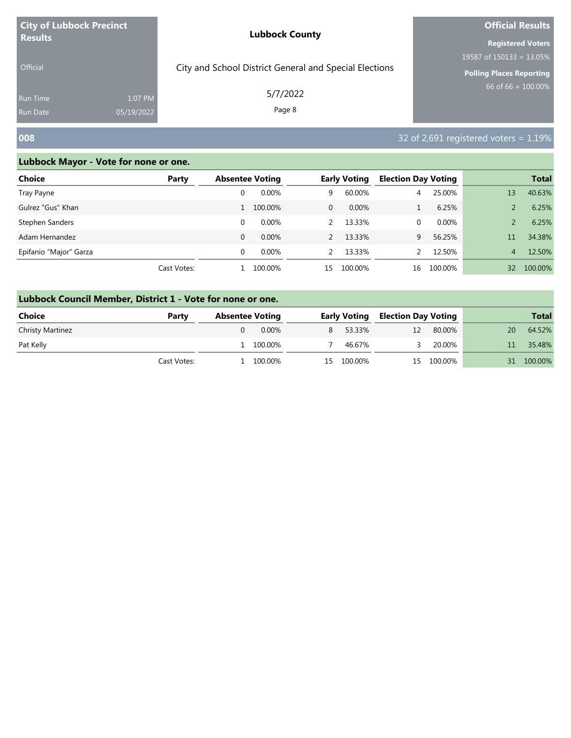**City of Lubbock Precinct Results**

Official

Run Time 1:07 PM
Run Date 05/19/2022

**Lubbock County**

City and School District General and Special Elections

5/7/2022

**Official Results**

**Registered Voters**
19587 of 150133 = 13.05%

**Polling Places Reporting**
66 of 66 = 100.00%

## 008

32 of 2,691 registered voters = 1.19%

### Lubbock Mayor - Vote for none or one.

| Choice | Party | Absentee Voting | | Early Voting | | Election Day Voting | | Total | |
|---|---|---|---|---|---|---|---|---|---|
| Tray Payne | | 0 | 0.00% | 9 | 60.00% | 4 | 25.00% | 13 | 40.63% |
| Gulrez "Gus" Khan | | 1 | 100.00% | 0 | 0.00% | 1 | 6.25% | 2 | 6.25% |
| Stephen Sanders | | 0 | 0.00% | 2 | 13.33% | 0 | 0.00% | 2 | 6.25% |
| Adam Hernandez | | 0 | 0.00% | 2 | 13.33% | 9 | 56.25% | 11 | 34.38% |
| Epifanio "Major" Garza | | 0 | 0.00% | 2 | 13.33% | 2 | 12.50% | 4 | 12.50% |
| | Cast Votes: | 1 | 100.00% | 15 | 100.00% | 16 | 100.00% | 32 | 100.00% |

### Lubbock Council Member, District 1 - Vote for none or one.

| Choice | Party | Absentee Voting | | Early Voting | | Election Day Voting | | Total | |
|---|---|---|---|---|---|---|---|---|---|
| Christy Martinez | | 0 | 0.00% | 8 | 53.33% | 12 | 80.00% | 20 | 64.52% |
| Pat Kelly | | 1 | 100.00% | 7 | 46.67% | 3 | 20.00% | 11 | 35.48% |
| | Cast Votes: | 1 | 100.00% | 15 | 100.00% | 15 | 100.00% | 31 | 100.00% |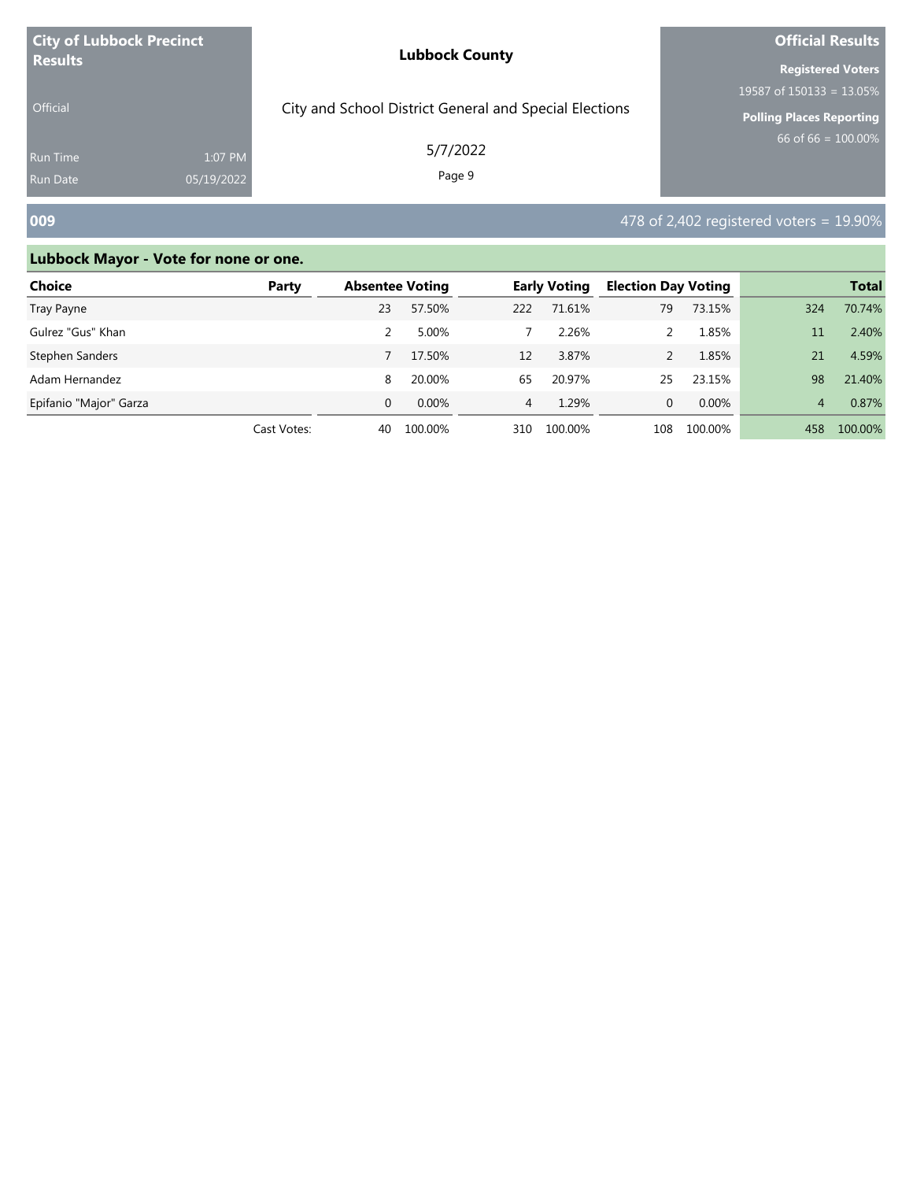**City of Lubbock Precinct Results**

Official

Run Time 1:07 PM
Run Date 05/19/2022

**Lubbock County**

City and School District General and Special Elections

5/7/2022

**Official Results**

**Registered Voters**
19587 of 150133 = 13.05%

**Polling Places Reporting**
66 of 66 = 100.00%

## 009

478 of 2,402 registered voters = 19.90%

### Lubbock Mayor - Vote for none or one.

| Choice | Party | Absentee Voting | | Early Voting | | Election Day Voting | | Total | |
|---|---|---|---|---|---|---|---|---|---|
| Tray Payne | | 23 | 57.50% | 222 | 71.61% | 79 | 73.15% | 324 | 70.74% |
| Gulrez "Gus" Khan | | 2 | 5.00% | 7 | 2.26% | 2 | 1.85% | 11 | 2.40% |
| Stephen Sanders | | 7 | 17.50% | 12 | 3.87% | 2 | 1.85% | 21 | 4.59% |
| Adam Hernandez | | 8 | 20.00% | 65 | 20.97% | 25 | 23.15% | 98 | 21.40% |
| Epifanio "Major" Garza | | 0 | 0.00% | 4 | 1.29% | 0 | 0.00% | 4 | 0.87% |
| | Cast Votes: | 40 | 100.00% | 310 | 100.00% | 108 | 100.00% | 458 | 100.00% |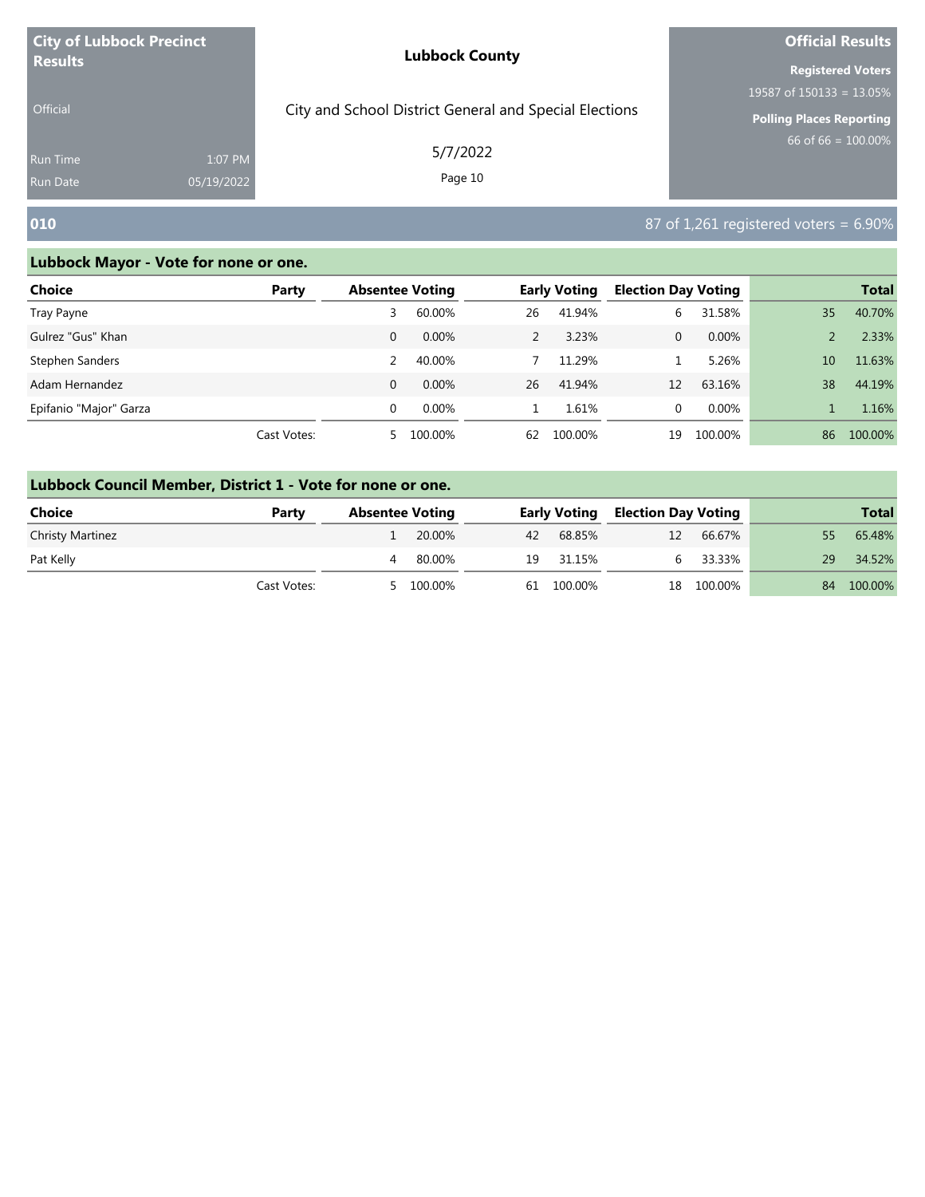City of Lubbock Precinct Results

Official

Run Time 1:07 PM

Run Date 05/19/2022

**Lubbock County**

City and School District General and Special Elections

5/7/2022

**Official Results**

**Registered Voters**

19587 of 150133 = 13.05%

**Polling Places Reporting**

66 of 66 = 100.00%

## 010

87 of 1,261 registered voters = 6.90%

### Lubbock Mayor - Vote for none or one.

| Choice | Party | Absentee Voting | | Early Voting | | Election Day Voting | | Total | |
|---|---|---|---|---|---|---|---|---|---|
| Tray Payne | | 3 | 60.00% | 26 | 41.94% | 6 | 31.58% | 35 | 40.70% |
| Gulrez "Gus" Khan | | 0 | 0.00% | 2 | 3.23% | 0 | 0.00% | 2 | 2.33% |
| Stephen Sanders | | 2 | 40.00% | 7 | 11.29% | 1 | 5.26% | 10 | 11.63% |
| Adam Hernandez | | 0 | 0.00% | 26 | 41.94% | 12 | 63.16% | 38 | 44.19% |
| Epifanio "Major" Garza | | 0 | 0.00% | 1 | 1.61% | 0 | 0.00% | 1 | 1.16% |
| | Cast Votes: | 5 | 100.00% | 62 | 100.00% | 19 | 100.00% | 86 | 100.00% |

### Lubbock Council Member, District 1 - Vote for none or one.

| Choice | Party | Absentee Voting | | Early Voting | | Election Day Voting | | Total | |
|---|---|---|---|---|---|---|---|---|---|
| Christy Martinez | | 1 | 20.00% | 42 | 68.85% | 12 | 66.67% | 55 | 65.48% |
| Pat Kelly | | 4 | 80.00% | 19 | 31.15% | 6 | 33.33% | 29 | 34.52% |
| | Cast Votes: | 5 | 100.00% | 61 | 100.00% | 18 | 100.00% | 84 | 100.00% |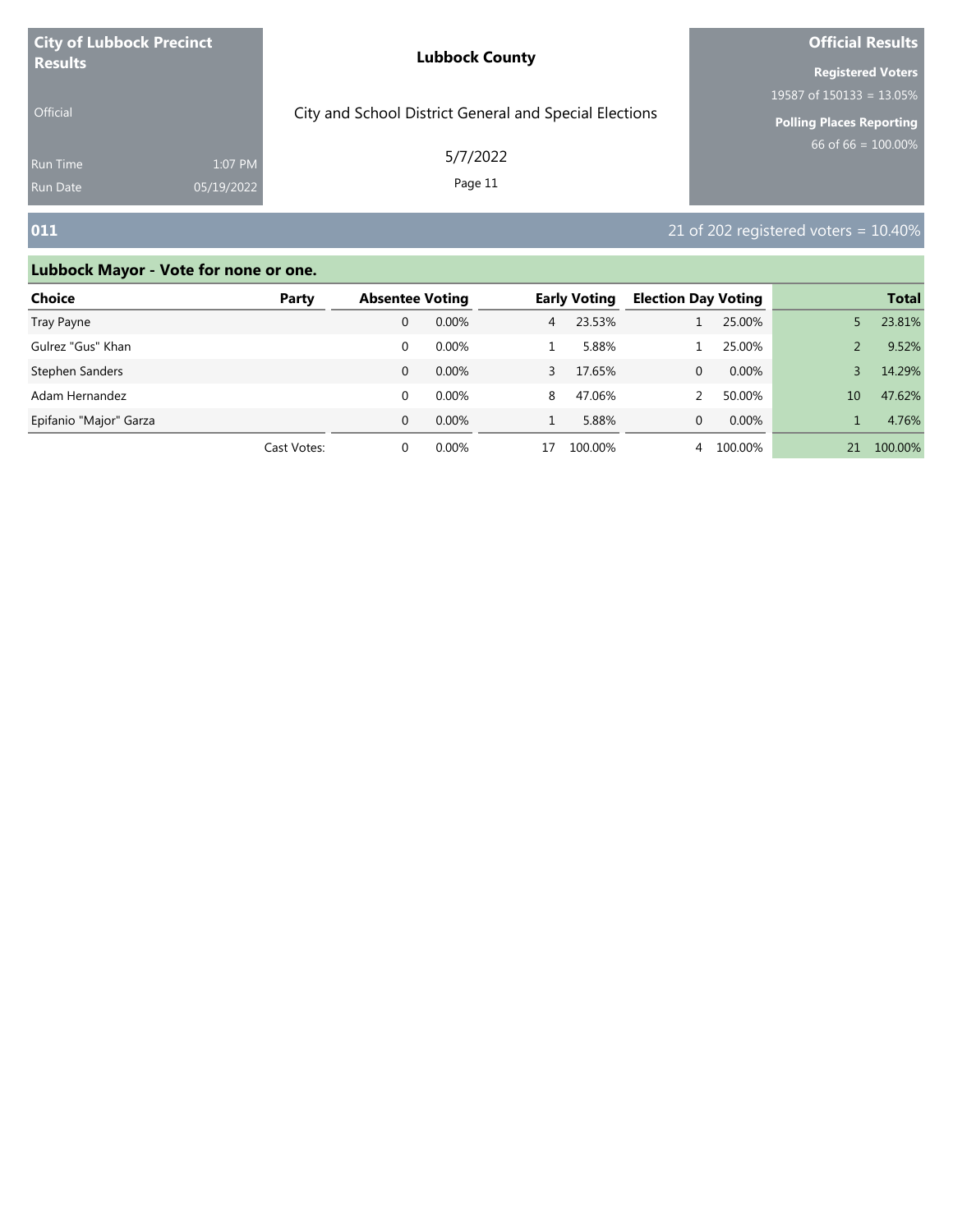**City of Lubbock Precinct Results**

Official

Run Time 1:07 PM
Run Date 05/19/2022

**Lubbock County**

City and School District General and Special Elections

5/7/2022

**Official Results**

**Registered Voters**
19587 of 150133 = 13.05%

**Polling Places Reporting**
66 of 66 = 100.00%

## 011

21 of 202 registered voters = 10.40%

### Lubbock Mayor - Vote for none or one.

| Choice | Party | Absentee Voting | | Early Voting | | Election Day Voting | | Total | |
|---|---|---|---|---|---|---|---|---|---|
| Tray Payne | | 0 | 0.00% | 4 | 23.53% | 1 | 25.00% | 5 | 23.81% |
| Gulrez "Gus" Khan | | 0 | 0.00% | 1 | 5.88% | 1 | 25.00% | 2 | 9.52% |
| Stephen Sanders | | 0 | 0.00% | 3 | 17.65% | 0 | 0.00% | 3 | 14.29% |
| Adam Hernandez | | 0 | 0.00% | 8 | 47.06% | 2 | 50.00% | 10 | 47.62% |
| Epifanio "Major" Garza | | 0 | 0.00% | 1 | 5.88% | 0 | 0.00% | 1 | 4.76% |
| | Cast Votes: | 0 | 0.00% | 17 | 100.00% | 4 | 100.00% | 21 | 100.00% |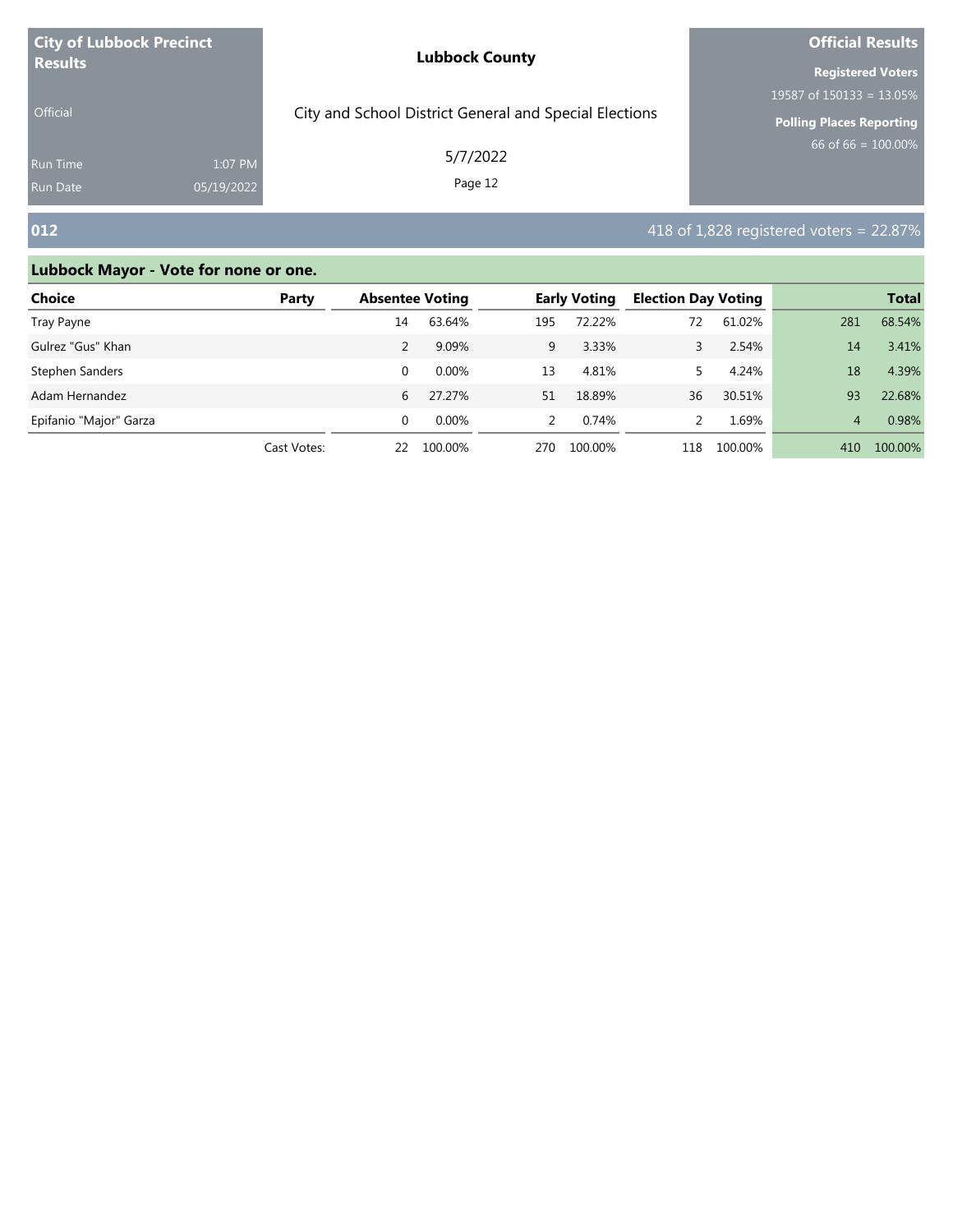**City of Lubbock Precinct Results**

Official

Run Time 1:07 PM
Run Date 05/19/2022

**Lubbock County**

City and School District General and Special Elections

5/7/2022

**Official Results**

**Registered Voters**
19587 of 150133 = 13.05%

**Polling Places Reporting**
66 of 66 = 100.00%

## 012

418 of 1,828 registered voters = 22.87%

### Lubbock Mayor - Vote for none or one.

| Choice | Party | Absentee Voting | | Early Voting | | Election Day Voting | | Total | |
|---|---|---|---|---|---|---|---|---|---|
| Tray Payne | | 14 | 63.64% | 195 | 72.22% | 72 | 61.02% | 281 | 68.54% |
| Gulrez "Gus" Khan | | 2 | 9.09% | 9 | 3.33% | 3 | 2.54% | 14 | 3.41% |
| Stephen Sanders | | 0 | 0.00% | 13 | 4.81% | 5 | 4.24% | 18 | 4.39% |
| Adam Hernandez | | 6 | 27.27% | 51 | 18.89% | 36 | 30.51% | 93 | 22.68% |
| Epifanio "Major" Garza | | 0 | 0.00% | 2 | 0.74% | 2 | 1.69% | 4 | 0.98% |
| | Cast Votes: | 22 | 100.00% | 270 | 100.00% | 118 | 100.00% | 410 | 100.00% |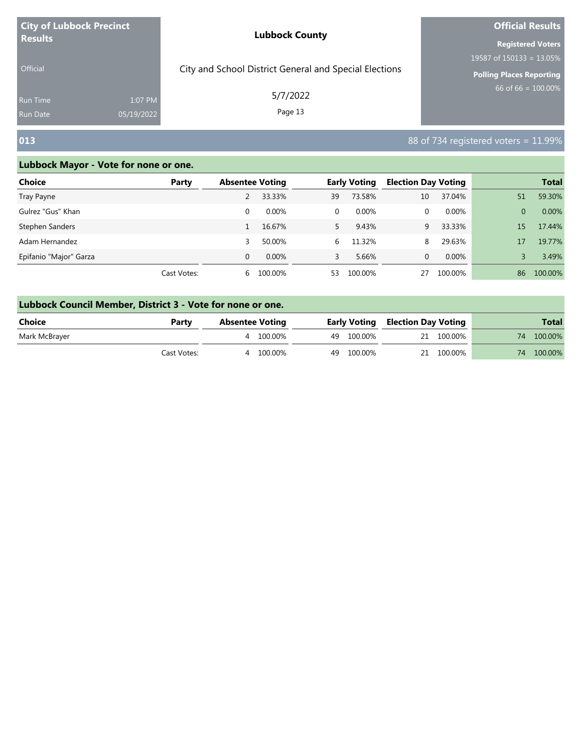**City of Lubbock Precinct Results**

Official

Run Time 1:07 PM
Run Date 05/19/2022

**Lubbock County**

City and School District General and Special Elections

5/7/2022

**Official Results**

**Registered Voters**
19587 of 150133 = 13.05%

**Polling Places Reporting**
66 of 66 = 100.00%

## 013

88 of 734 registered voters = 11.99%

### Lubbock Mayor - Vote for none or one.

| Choice | Party | Absentee Voting | | Early Voting | | Election Day Voting | | Total | |
|---|---|---|---|---|---|---|---|---|---|
| Tray Payne | | 2 | 33.33% | 39 | 73.58% | 10 | 37.04% | 51 | 59.30% |
| Gulrez "Gus" Khan | | 0 | 0.00% | 0 | 0.00% | 0 | 0.00% | 0 | 0.00% |
| Stephen Sanders | | 1 | 16.67% | 5 | 9.43% | 9 | 33.33% | 15 | 17.44% |
| Adam Hernandez | | 3 | 50.00% | 6 | 11.32% | 8 | 29.63% | 17 | 19.77% |
| Epifanio "Major" Garza | | 0 | 0.00% | 3 | 5.66% | 0 | 0.00% | 3 | 3.49% |
| | Cast Votes: | 6 | 100.00% | 53 | 100.00% | 27 | 100.00% | 86 | 100.00% |

### Lubbock Council Member, District 3 - Vote for none or one.

| Choice | Party | Absentee Voting | | Early Voting | | Election Day Voting | | Total | |
|---|---|---|---|---|---|---|---|---|---|
| Mark McBrayer | | 4 | 100.00% | 49 | 100.00% | 21 | 100.00% | 74 | 100.00% |
| | Cast Votes: | 4 | 100.00% | 49 | 100.00% | 21 | 100.00% | 74 | 100.00% |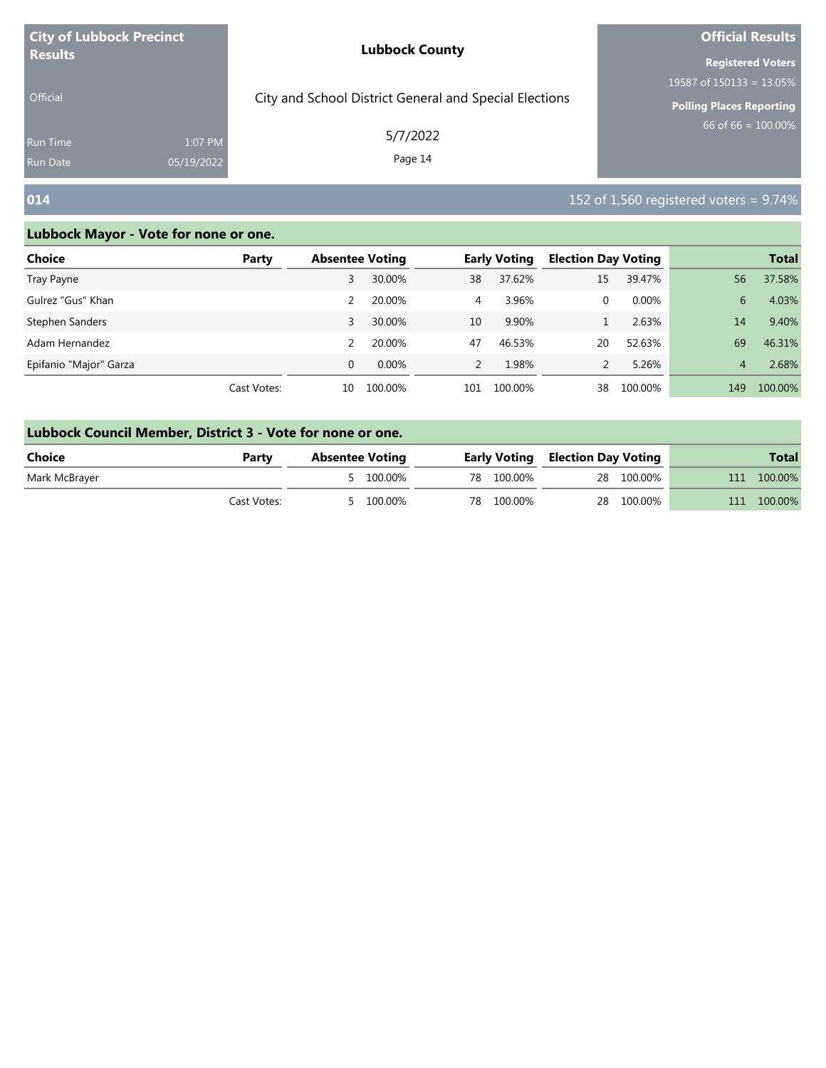**City of Lubbock Precinct Results**

Official

Run Time 1:07 PM
Run Date 05/19/2022

**Lubbock County**

City and School District General and Special Elections

5/7/2022

**Official Results**

**Registered Voters**
19587 of 150133 = 13.05%

**Polling Places Reporting**
66 of 66 = 100.00%

## 014

152 of 1,560 registered voters = 9.74%

### Lubbock Mayor - Vote for none or one.

| Choice | Party | Absentee Voting | | Early Voting | | Election Day Voting | | Total | |
|---|---|---|---|---|---|---|---|---|---|
| Tray Payne | | 3 | 30.00% | 38 | 37.62% | 15 | 39.47% | 56 | 37.58% |
| Gulrez "Gus" Khan | | 2 | 20.00% | 4 | 3.96% | 0 | 0.00% | 6 | 4.03% |
| Stephen Sanders | | 3 | 30.00% | 10 | 9.90% | 1 | 2.63% | 14 | 9.40% |
| Adam Hernandez | | 2 | 20.00% | 47 | 46.53% | 20 | 52.63% | 69 | 46.31% |
| Epifanio "Major" Garza | | 0 | 0.00% | 2 | 1.98% | 2 | 5.26% | 4 | 2.68% |
| | Cast Votes: | 10 | 100.00% | 101 | 100.00% | 38 | 100.00% | 149 | 100.00% |

### Lubbock Council Member, District 3 - Vote for none or one.

| Choice | Party | Absentee Voting | | Early Voting | | Election Day Voting | | Total | |
|---|---|---|---|---|---|---|---|---|---|
| Mark McBrayer | | 5 | 100.00% | 78 | 100.00% | 28 | 100.00% | 111 | 100.00% |
| | Cast Votes: | 5 | 100.00% | 78 | 100.00% | 28 | 100.00% | 111 | 100.00% |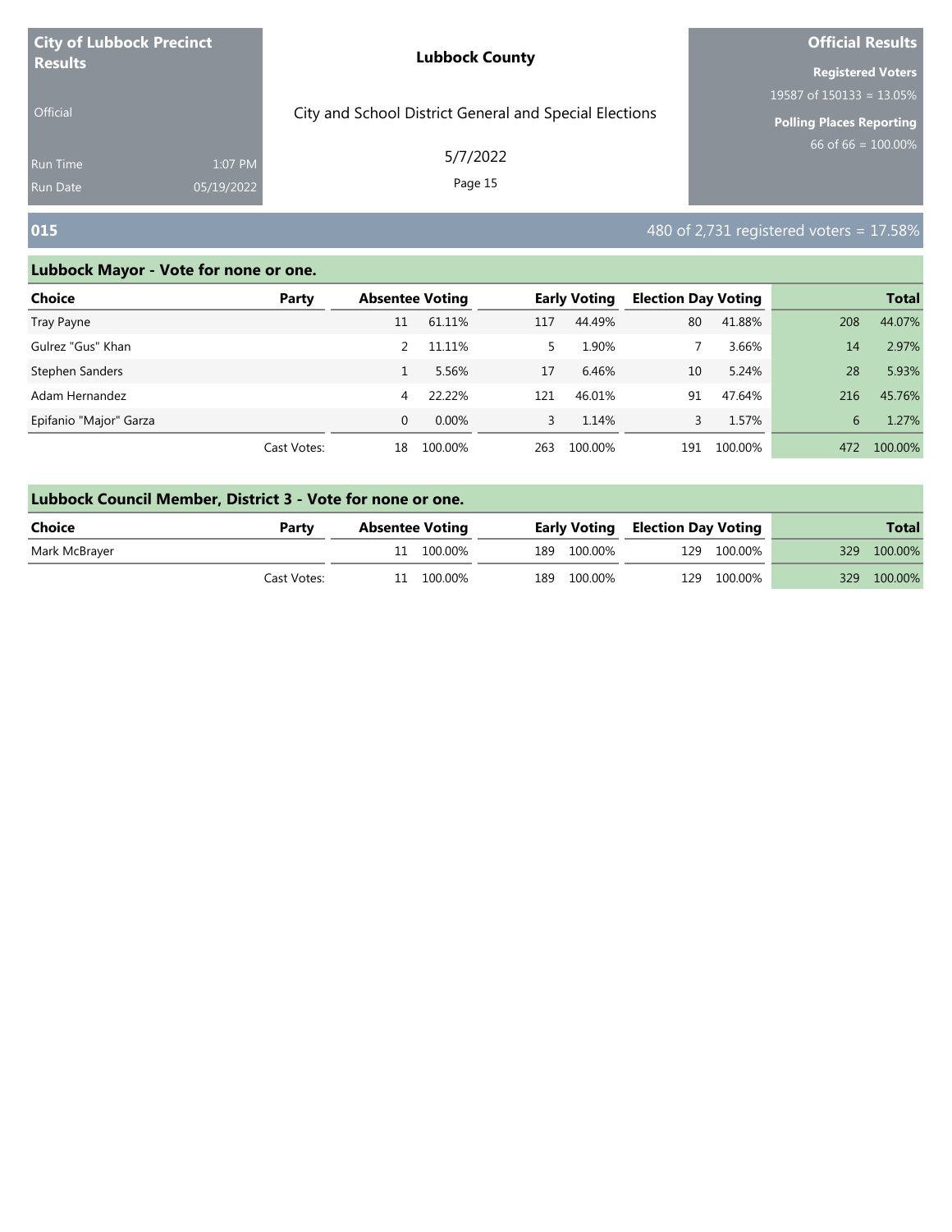**City of Lubbock Precinct Results**

Official

Run Time 1:07 PM
Run Date 05/19/2022

**Lubbock County**

City and School District General and Special Elections

5/7/2022

**Official Results**

**Registered Voters**
19587 of 150133 = 13.05%

**Polling Places Reporting**
66 of 66 = 100.00%

## 015

480 of 2,731 registered voters = 17.58%

### Lubbock Mayor - Vote for none or one.

| Choice | Party | Absentee Voting | | Early Voting | | Election Day Voting | | Total | |
|---|---|---|---|---|---|---|---|---|---|
| Tray Payne | | 11 | 61.11% | 117 | 44.49% | 80 | 41.88% | 208 | 44.07% |
| Gulrez "Gus" Khan | | 2 | 11.11% | 5 | 1.90% | 7 | 3.66% | 14 | 2.97% |
| Stephen Sanders | | 1 | 5.56% | 17 | 6.46% | 10 | 5.24% | 28 | 5.93% |
| Adam Hernandez | | 4 | 22.22% | 121 | 46.01% | 91 | 47.64% | 216 | 45.76% |
| Epifanio "Major" Garza | | 0 | 0.00% | 3 | 1.14% | 3 | 1.57% | 6 | 1.27% |
| | Cast Votes: | 18 | 100.00% | 263 | 100.00% | 191 | 100.00% | 472 | 100.00% |

### Lubbock Council Member, District 3 - Vote for none or one.

| Choice | Party | Absentee Voting | | Early Voting | | Election Day Voting | | Total | |
|---|---|---|---|---|---|---|---|---|---|
| Mark McBrayer | | 11 | 100.00% | 189 | 100.00% | 129 | 100.00% | 329 | 100.00% |
| | Cast Votes: | 11 | 100.00% | 189 | 100.00% | 129 | 100.00% | 329 | 100.00% |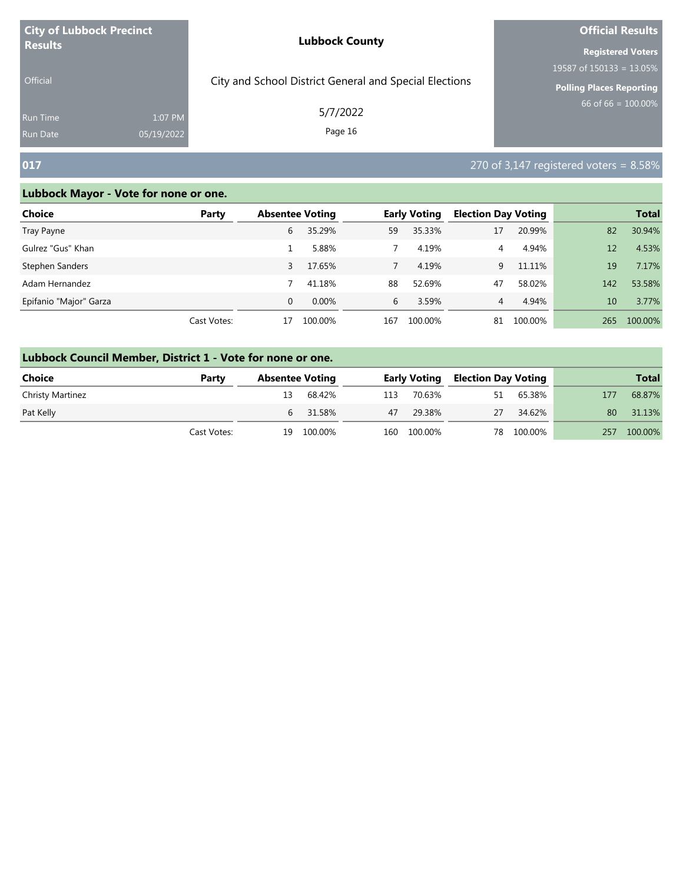# City of Lubbock Precinct Results

Official

Run Time 1:07 PM
Run Date 05/19/2022

**Lubbock County**

City and School District General and Special Elections

5/7/2022

**Official Results**

**Registered Voters**
19587 of 150133 = 13.05%

**Polling Places Reporting**
66 of 66 = 100.00%

## 017

270 of 3,147 registered voters = 8.58%

### Lubbock Mayor - Vote for none or one.

| Choice | Party | Absentee Voting | | Early Voting | | Election Day Voting | | Total | |
|---|---|---|---|---|---|---|---|---|---|
| Tray Payne | | 6 | 35.29% | 59 | 35.33% | 17 | 20.99% | 82 | 30.94% |
| Gulrez "Gus" Khan | | 1 | 5.88% | 7 | 4.19% | 4 | 4.94% | 12 | 4.53% |
| Stephen Sanders | | 3 | 17.65% | 7 | 4.19% | 9 | 11.11% | 19 | 7.17% |
| Adam Hernandez | | 7 | 41.18% | 88 | 52.69% | 47 | 58.02% | 142 | 53.58% |
| Epifanio "Major" Garza | | 0 | 0.00% | 6 | 3.59% | 4 | 4.94% | 10 | 3.77% |
| | Cast Votes: | 17 | 100.00% | 167 | 100.00% | 81 | 100.00% | 265 | 100.00% |

### Lubbock Council Member, District 1 - Vote for none or one.

| Choice | Party | Absentee Voting | | Early Voting | | Election Day Voting | | Total | |
|---|---|---|---|---|---|---|---|---|---|
| Christy Martinez | | 13 | 68.42% | 113 | 70.63% | 51 | 65.38% | 177 | 68.87% |
| Pat Kelly | | 6 | 31.58% | 47 | 29.38% | 27 | 34.62% | 80 | 31.13% |
| | Cast Votes: | 19 | 100.00% | 160 | 100.00% | 78 | 100.00% | 257 | 100.00% |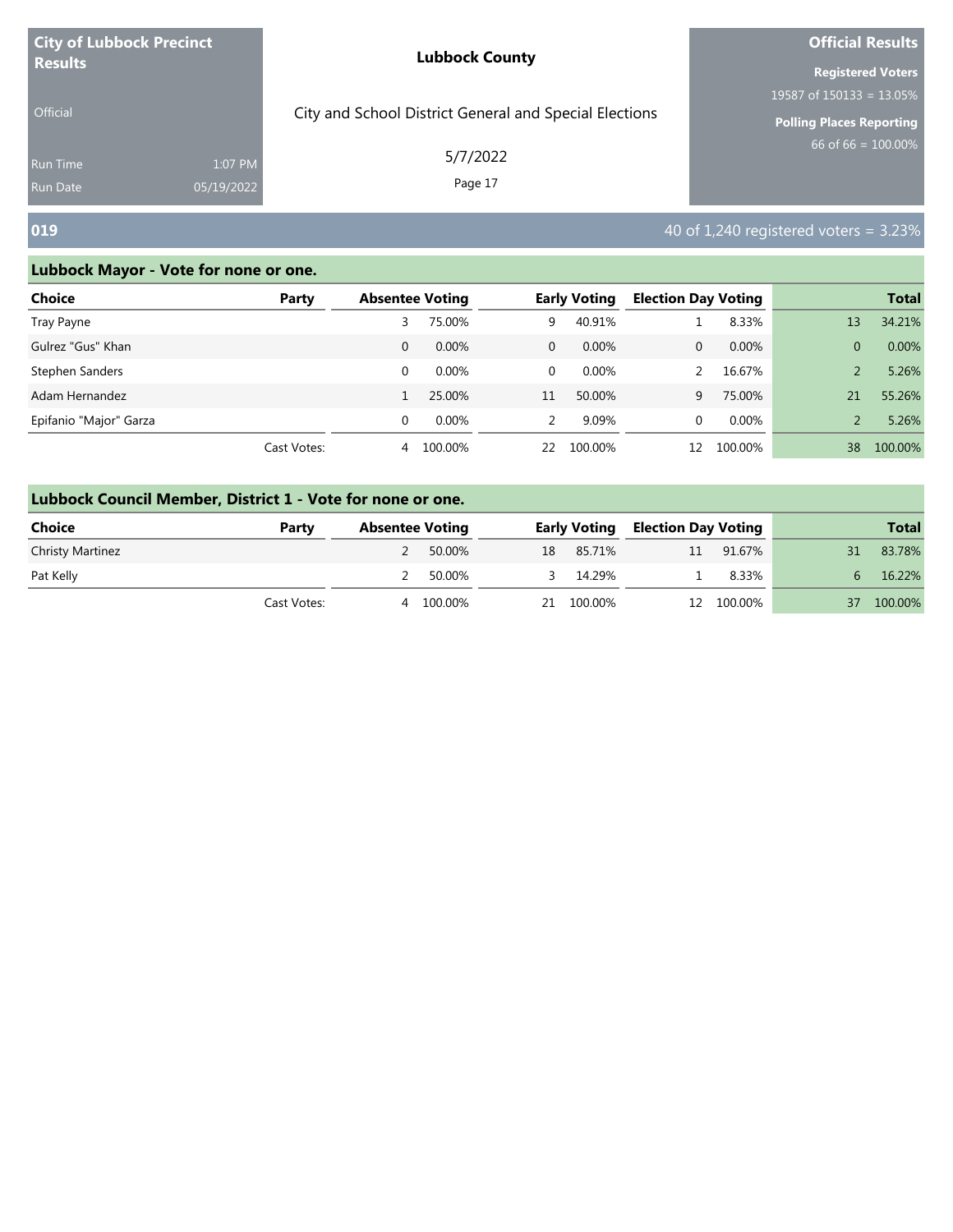**City of Lubbock Precinct Results**

Official

Run Time 1:07 PM
Run Date 05/19/2022

**Lubbock County**

City and School District General and Special Elections

5/7/2022

**Official Results**

**Registered Voters**
19587 of 150133 = 13.05%

**Polling Places Reporting**
66 of 66 = 100.00%

## 019

40 of 1,240 registered voters = 3.23%

### Lubbock Mayor - Vote for none or one.

| Choice | Party | Absentee Voting | | Early Voting | | Election Day Voting | | Total | |
|---|---|---|---|---|---|---|---|---|---|
| Tray Payne | | 3 | 75.00% | 9 | 40.91% | 1 | 8.33% | 13 | 34.21% |
| Gulrez "Gus" Khan | | 0 | 0.00% | 0 | 0.00% | 0 | 0.00% | 0 | 0.00% |
| Stephen Sanders | | 0 | 0.00% | 0 | 0.00% | 2 | 16.67% | 2 | 5.26% |
| Adam Hernandez | | 1 | 25.00% | 11 | 50.00% | 9 | 75.00% | 21 | 55.26% |
| Epifanio "Major" Garza | | 0 | 0.00% | 2 | 9.09% | 0 | 0.00% | 2 | 5.26% |
| | Cast Votes: | 4 | 100.00% | 22 | 100.00% | 12 | 100.00% | 38 | 100.00% |

### Lubbock Council Member, District 1 - Vote for none or one.

| Choice | Party | Absentee Voting | | Early Voting | | Election Day Voting | | Total | |
|---|---|---|---|---|---|---|---|---|---|
| Christy Martinez | | 2 | 50.00% | 18 | 85.71% | 11 | 91.67% | 31 | 83.78% |
| Pat Kelly | | 2 | 50.00% | 3 | 14.29% | 1 | 8.33% | 6 | 16.22% |
| | Cast Votes: | 4 | 100.00% | 21 | 100.00% | 12 | 100.00% | 37 | 100.00% |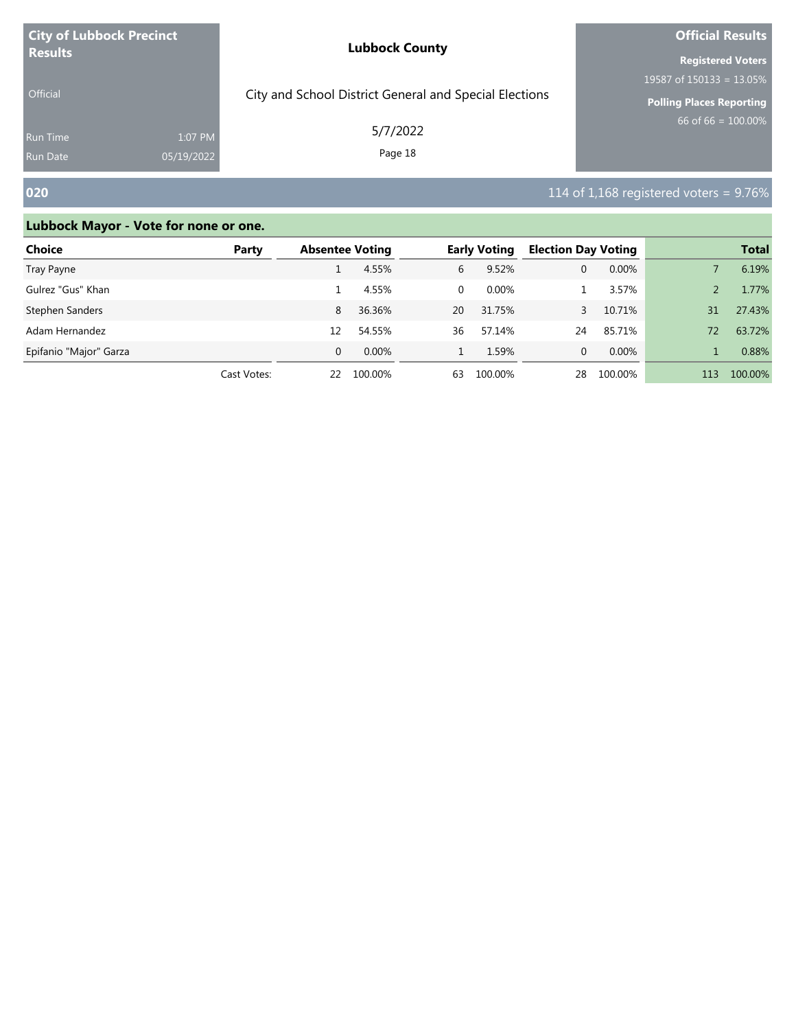**City of Lubbock Precinct Results**

Official

Run Time 1:07 PM
Run Date 05/19/2022

**Lubbock County**

City and School District General and Special Elections

5/7/2022

**Official Results**

**Registered Voters**
19587 of 150133 = 13.05%

**Polling Places Reporting**
66 of 66 = 100.00%

## 020

114 of 1,168 registered voters = 9.76%

### Lubbock Mayor - Vote for none or one.

| Choice | Party | Absentee Voting | | Early Voting | | Election Day Voting | | Total | |
|---|---|---|---|---|---|---|---|---|---|
| Tray Payne | | 1 | 4.55% | 6 | 9.52% | 0 | 0.00% | 7 | 6.19% |
| Gulrez "Gus" Khan | | 1 | 4.55% | 0 | 0.00% | 1 | 3.57% | 2 | 1.77% |
| Stephen Sanders | | 8 | 36.36% | 20 | 31.75% | 3 | 10.71% | 31 | 27.43% |
| Adam Hernandez | | 12 | 54.55% | 36 | 57.14% | 24 | 85.71% | 72 | 63.72% |
| Epifanio "Major" Garza | | 0 | 0.00% | 1 | 1.59% | 0 | 0.00% | 1 | 0.88% |
| | Cast Votes: | 22 | 100.00% | 63 | 100.00% | 28 | 100.00% | 113 | 100.00% |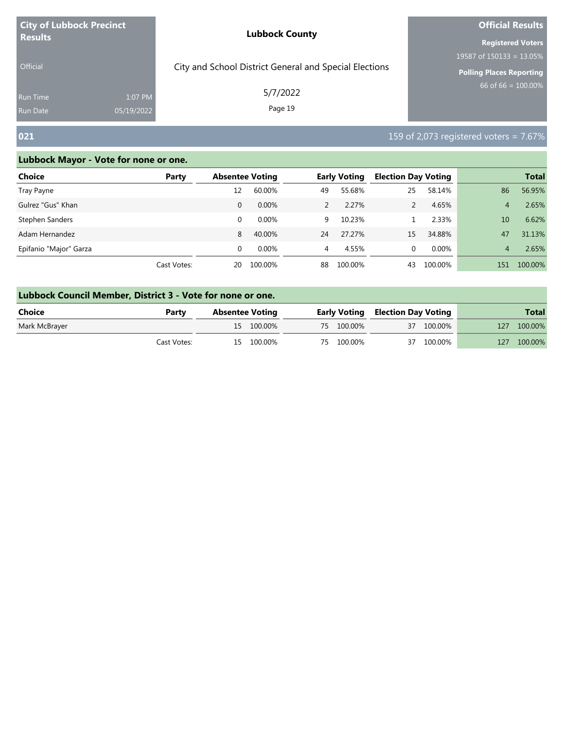**City of Lubbock Precinct Results**

Official

Run Time 1:07 PM

Run Date 05/19/2022

**Lubbock County**

City and School District General and Special Elections

5/7/2022

**Official Results**

**Registered Voters**

19587 of 150133 = 13.05%

**Polling Places Reporting**

66 of 66 = 100.00%

## 021

159 of 2,073 registered voters = 7.67%

### Lubbock Mayor - Vote for none or one.

| Choice | Party | Absentee Voting | | Early Voting | | Election Day Voting | | Total | |
|---|---|---|---|---|---|---|---|---|---|
| Tray Payne | | 12 | 60.00% | 49 | 55.68% | 25 | 58.14% | 86 | 56.95% |
| Gulrez "Gus" Khan | | 0 | 0.00% | 2 | 2.27% | 2 | 4.65% | 4 | 2.65% |
| Stephen Sanders | | 0 | 0.00% | 9 | 10.23% | 1 | 2.33% | 10 | 6.62% |
| Adam Hernandez | | 8 | 40.00% | 24 | 27.27% | 15 | 34.88% | 47 | 31.13% |
| Epifanio "Major" Garza | | 0 | 0.00% | 4 | 4.55% | 0 | 0.00% | 4 | 2.65% |
| | Cast Votes: | 20 | 100.00% | 88 | 100.00% | 43 | 100.00% | 151 | 100.00% |

### Lubbock Council Member, District 3 - Vote for none or one.

| Choice | Party | Absentee Voting | | Early Voting | | Election Day Voting | | Total | |
|---|---|---|---|---|---|---|---|---|---|
| Mark McBrayer | | 15 | 100.00% | 75 | 100.00% | 37 | 100.00% | 127 | 100.00% |
| | Cast Votes: | 15 | 100.00% | 75 | 100.00% | 37 | 100.00% | 127 | 100.00% |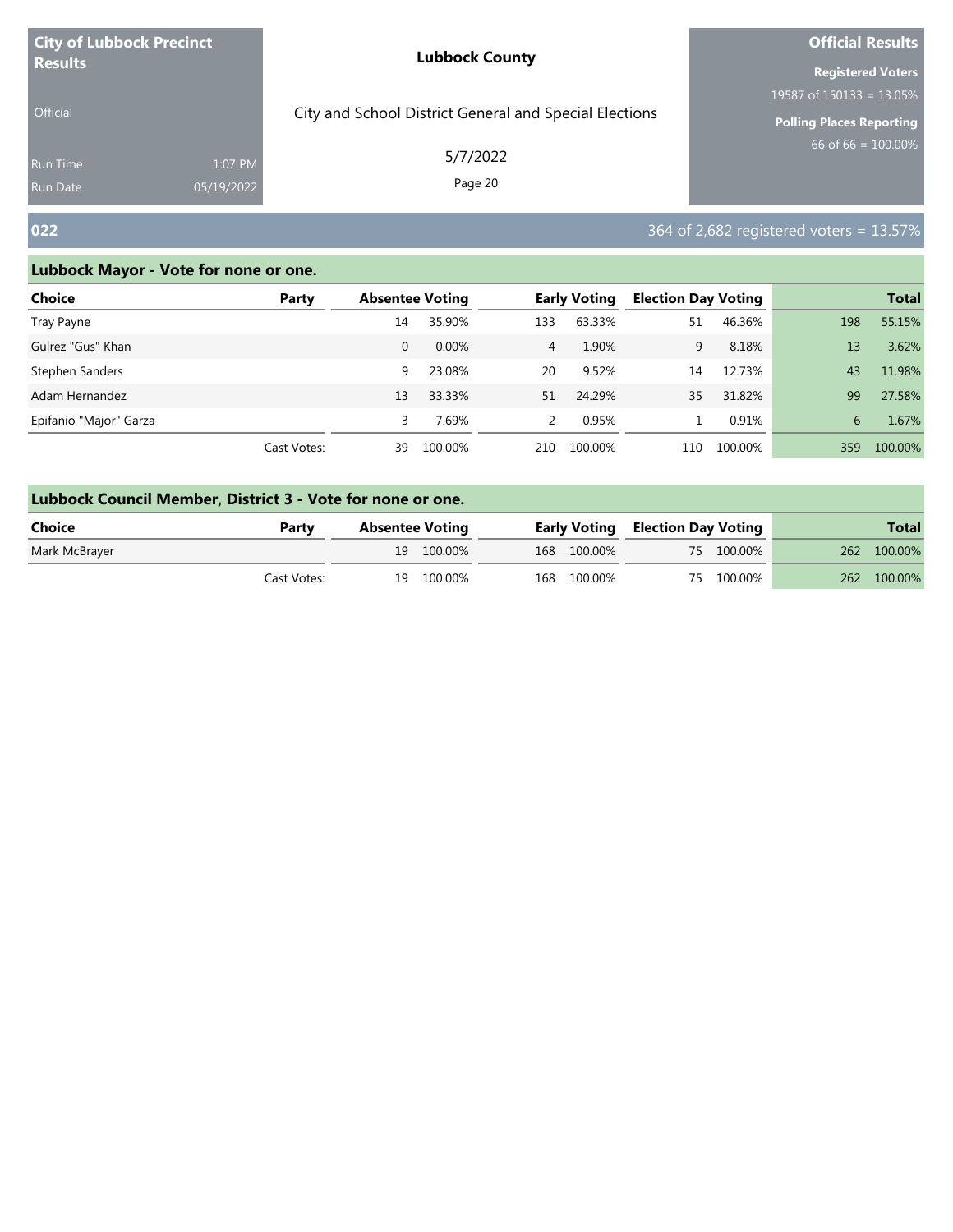City of Lubbock Precinct Results

Official

Run Time 1:07 PM
Run Date 05/19/2022

**Lubbock County**

City and School District General and Special Elections

5/7/2022

**Official Results**

**Registered Voters**
19587 of 150133 = 13.05%

**Polling Places Reporting**
66 of 66 = 100.00%

## 022

364 of 2,682 registered voters = 13.57%

### Lubbock Mayor - Vote for none or one.

| Choice | Party | Absentee Voting | | Early Voting | | Election Day Voting | | Total | |
|---|---|---|---|---|---|---|---|---|---|
| Tray Payne | | 14 | 35.90% | 133 | 63.33% | 51 | 46.36% | 198 | 55.15% |
| Gulrez "Gus" Khan | | 0 | 0.00% | 4 | 1.90% | 9 | 8.18% | 13 | 3.62% |
| Stephen Sanders | | 9 | 23.08% | 20 | 9.52% | 14 | 12.73% | 43 | 11.98% |
| Adam Hernandez | | 13 | 33.33% | 51 | 24.29% | 35 | 31.82% | 99 | 27.58% |
| Epifanio "Major" Garza | | 3 | 7.69% | 2 | 0.95% | 1 | 0.91% | 6 | 1.67% |
| | Cast Votes: | 39 | 100.00% | 210 | 100.00% | 110 | 100.00% | 359 | 100.00% |

### Lubbock Council Member, District 3 - Vote for none or one.

| Choice | Party | Absentee Voting | | Early Voting | | Election Day Voting | | Total | |
|---|---|---|---|---|---|---|---|---|---|
| Mark McBrayer | | 19 | 100.00% | 168 | 100.00% | 75 | 100.00% | 262 | 100.00% |
| | Cast Votes: | 19 | 100.00% | 168 | 100.00% | 75 | 100.00% | 262 | 100.00% |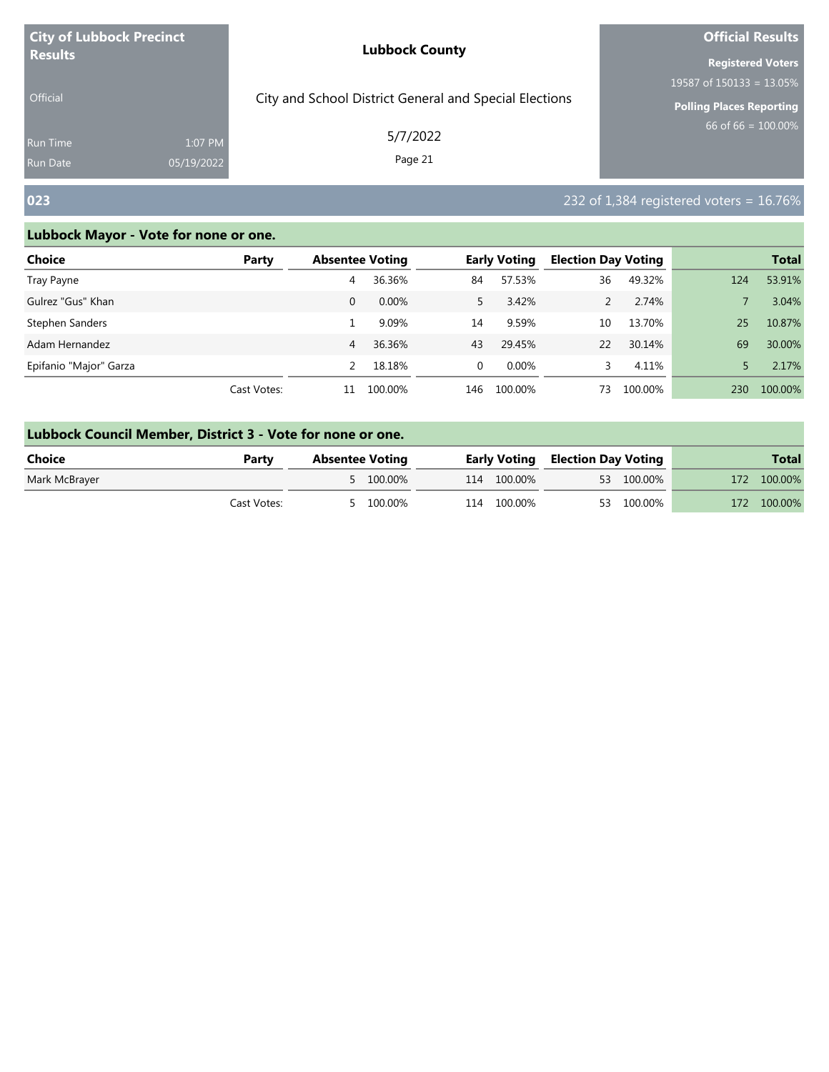**City of Lubbock Precinct Results**

Official

Run Time 1:07 PM
Run Date 05/19/2022

**Lubbock County**

City and School District General and Special Elections

5/7/2022

**Official Results**

**Registered Voters**
19587 of 150133 = 13.05%

**Polling Places Reporting**
66 of 66 = 100.00%

## 023

232 of 1,384 registered voters = 16.76%

### Lubbock Mayor - Vote for none or one.

| Choice | Party | Absentee Voting | | Early Voting | | Election Day Voting | | Total | |
|---|---|---|---|---|---|---|---|---|---|
| Tray Payne | | 4 | 36.36% | 84 | 57.53% | 36 | 49.32% | 124 | 53.91% |
| Gulrez "Gus" Khan | | 0 | 0.00% | 5 | 3.42% | 2 | 2.74% | 7 | 3.04% |
| Stephen Sanders | | 1 | 9.09% | 14 | 9.59% | 10 | 13.70% | 25 | 10.87% |
| Adam Hernandez | | 4 | 36.36% | 43 | 29.45% | 22 | 30.14% | 69 | 30.00% |
| Epifanio "Major" Garza | | 2 | 18.18% | 0 | 0.00% | 3 | 4.11% | 5 | 2.17% |
| | Cast Votes: | 11 | 100.00% | 146 | 100.00% | 73 | 100.00% | 230 | 100.00% |

### Lubbock Council Member, District 3 - Vote for none or one.

| Choice | Party | Absentee Voting | | Early Voting | | Election Day Voting | | Total | |
|---|---|---|---|---|---|---|---|---|---|
| Mark McBrayer | | 5 | 100.00% | 114 | 100.00% | 53 | 100.00% | 172 | 100.00% |
| | Cast Votes: | 5 | 100.00% | 114 | 100.00% | 53 | 100.00% | 172 | 100.00% |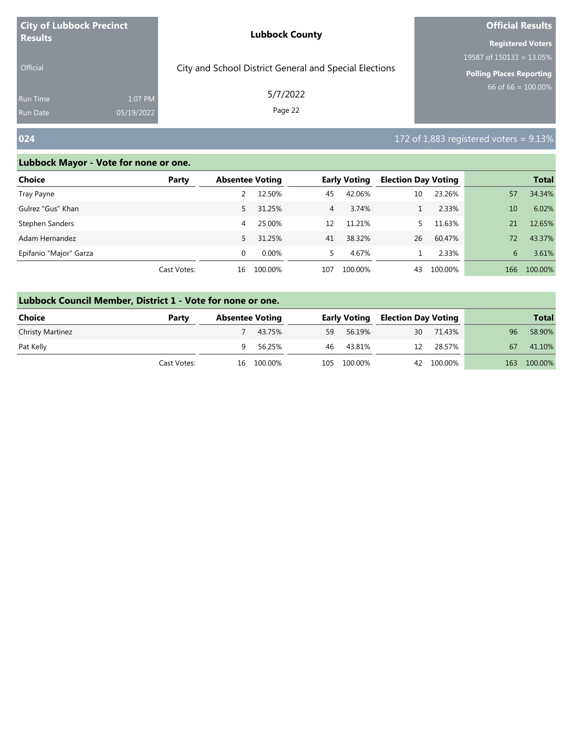**City of Lubbock Precinct Results**

Official

Run Time 1:07 PM
Run Date 05/19/2022

**Lubbock County**

City and School District General and Special Elections

5/7/2022

**Official Results**

**Registered Voters**
19587 of 150133 = 13.05%

**Polling Places Reporting**
66 of 66 = 100.00%

## 024

172 of 1,883 registered voters = 9.13%

### Lubbock Mayor - Vote for none or one.

| Choice | Party | Absentee Voting | | Early Voting | | Election Day Voting | | Total | |
|---|---|---|---|---|---|---|---|---|---|
| Tray Payne | | 2 | 12.50% | 45 | 42.06% | 10 | 23.26% | 57 | 34.34% |
| Gulrez "Gus" Khan | | 5 | 31.25% | 4 | 3.74% | 1 | 2.33% | 10 | 6.02% |
| Stephen Sanders | | 4 | 25.00% | 12 | 11.21% | 5 | 11.63% | 21 | 12.65% |
| Adam Hernandez | | 5 | 31.25% | 41 | 38.32% | 26 | 60.47% | 72 | 43.37% |
| Epifanio "Major" Garza | | 0 | 0.00% | 5 | 4.67% | 1 | 2.33% | 6 | 3.61% |
| | Cast Votes: | 16 | 100.00% | 107 | 100.00% | 43 | 100.00% | 166 | 100.00% |

### Lubbock Council Member, District 1 - Vote for none or one.

| Choice | Party | Absentee Voting | | Early Voting | | Election Day Voting | | Total | |
|---|---|---|---|---|---|---|---|---|---|
| Christy Martinez | | 7 | 43.75% | 59 | 56.19% | 30 | 71.43% | 96 | 58.90% |
| Pat Kelly | | 9 | 56.25% | 46 | 43.81% | 12 | 28.57% | 67 | 41.10% |
| | Cast Votes: | 16 | 100.00% | 105 | 100.00% | 42 | 100.00% | 163 | 100.00% |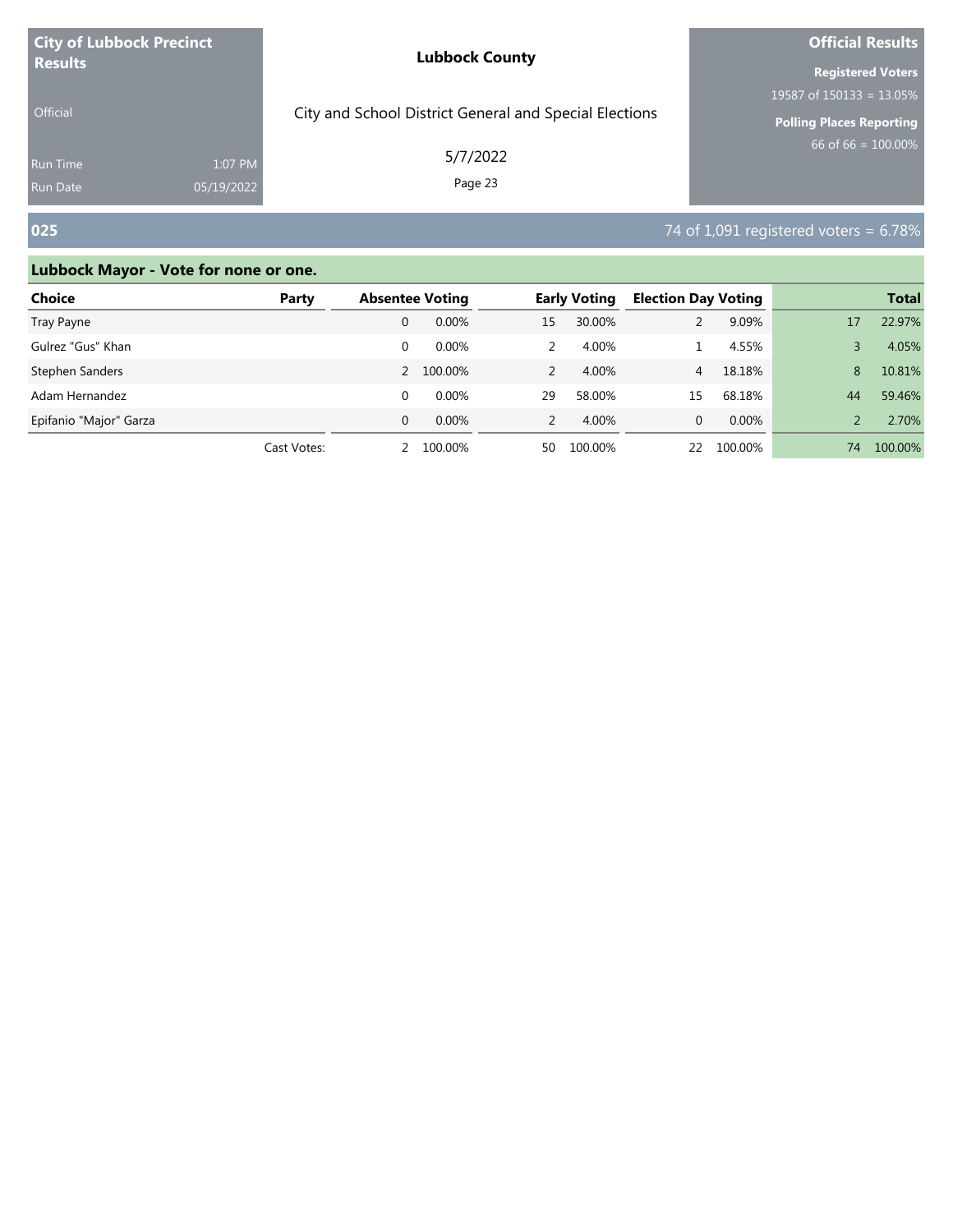## 025

74 of 1,091 registered voters = 6.78%

### Lubbock Mayor - Vote for none or one.

| Choice | Party | Absentee Voting | | Early Voting | | Election Day Voting | | Total | |
|---|---|---|---|---|---|---|---|---|---|
| Tray Payne | | 0 | 0.00% | 15 | 30.00% | 2 | 9.09% | 17 | 22.97% |
| Gulrez "Gus" Khan | | 0 | 0.00% | 2 | 4.00% | 1 | 4.55% | 3 | 4.05% |
| Stephen Sanders | | 2 | 100.00% | 2 | 4.00% | 4 | 18.18% | 8 | 10.81% |
| Adam Hernandez | | 0 | 0.00% | 29 | 58.00% | 15 | 68.18% | 44 | 59.46% |
| Epifanio "Major" Garza | | 0 | 0.00% | 2 | 4.00% | 0 | 0.00% | 2 | 2.70% |
| | Cast Votes: | 2 | 100.00% | 50 | 100.00% | 22 | 100.00% | 74 | 100.00% |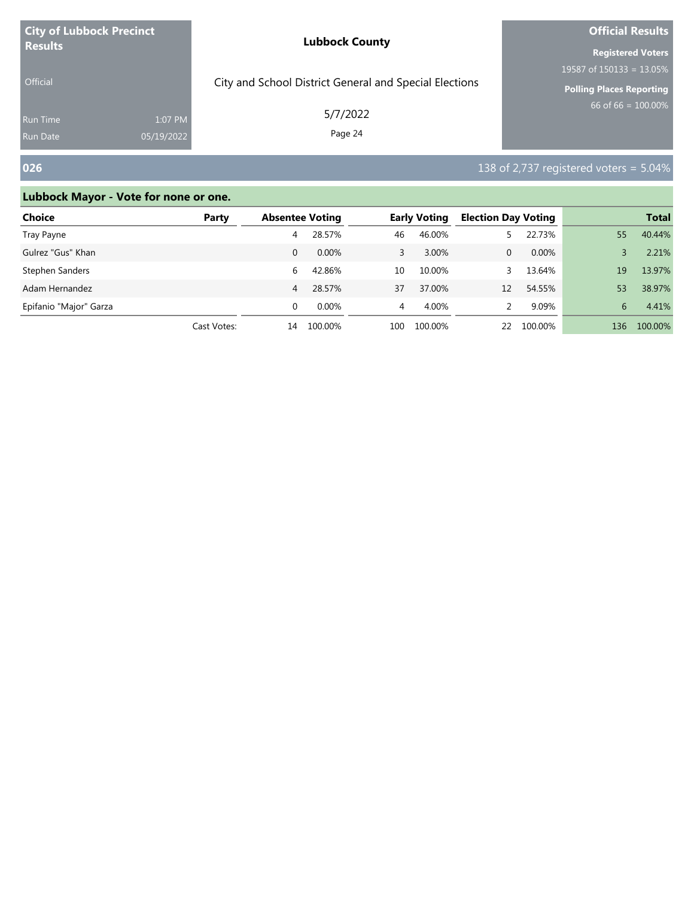**City of Lubbock Precinct Results**

Official

Run Time 1:07 PM
Run Date 05/19/2022

**Lubbock County**

City and School District General and Special Elections

5/7/2022

**Official Results**

**Registered Voters**
19587 of 150133 = 13.05%

**Polling Places Reporting**
66 of 66 = 100.00%

## 026

138 of 2,737 registered voters = 5.04%

### Lubbock Mayor - Vote for none or one.

| Choice | Party | Absentee Voting | | Early Voting | | Election Day Voting | | Total | |
|---|---|---|---|---|---|---|---|---|---|
| Tray Payne | | 4 | 28.57% | 46 | 46.00% | 5 | 22.73% | 55 | 40.44% |
| Gulrez "Gus" Khan | | 0 | 0.00% | 3 | 3.00% | 0 | 0.00% | 3 | 2.21% |
| Stephen Sanders | | 6 | 42.86% | 10 | 10.00% | 3 | 13.64% | 19 | 13.97% |
| Adam Hernandez | | 4 | 28.57% | 37 | 37.00% | 12 | 54.55% | 53 | 38.97% |
| Epifanio "Major" Garza | | 0 | 0.00% | 4 | 4.00% | 2 | 9.09% | 6 | 4.41% |
| | Cast Votes: | 14 | 100.00% | 100 | 100.00% | 22 | 100.00% | 136 | 100.00% |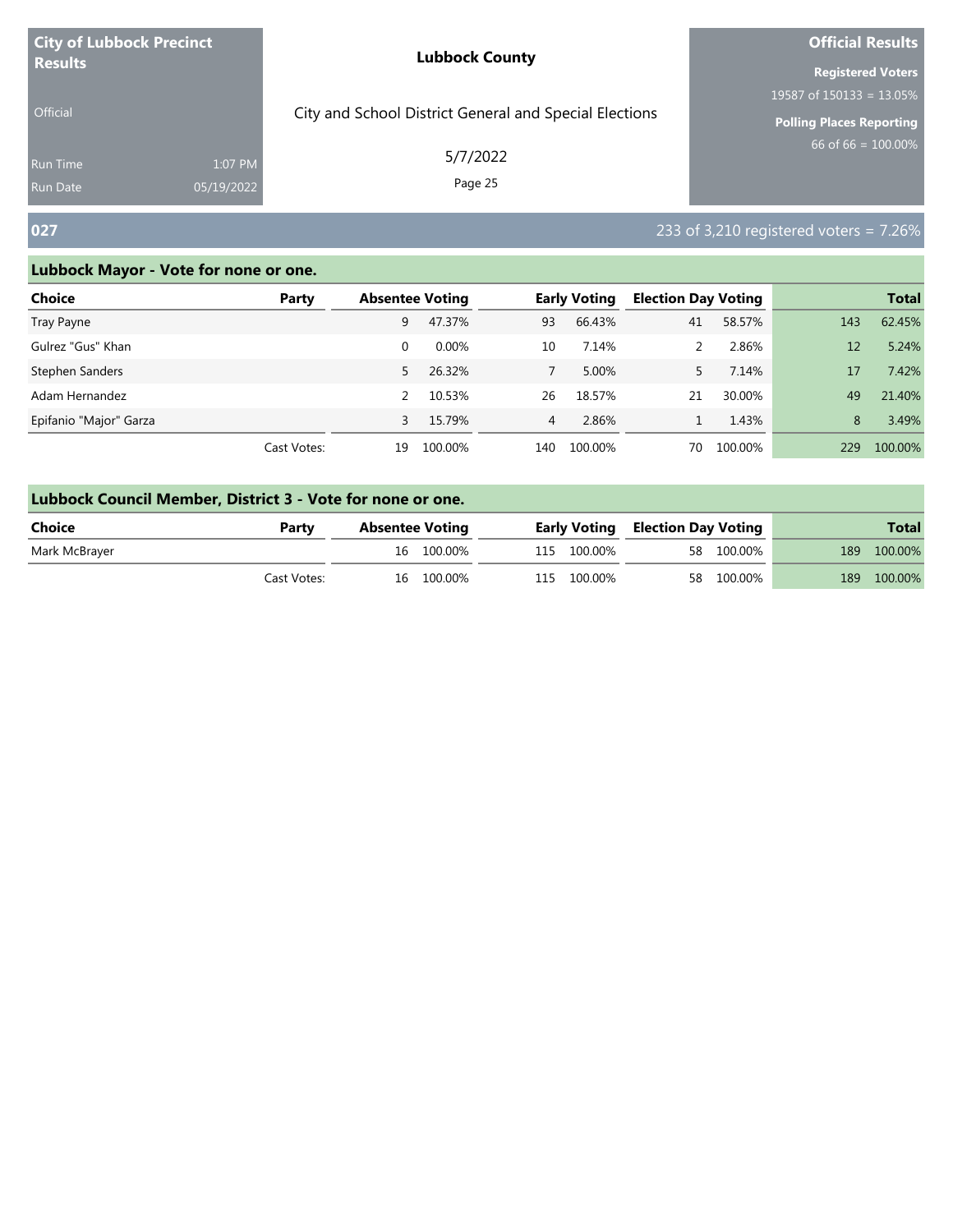**City of Lubbock Precinct Results**

Official

Run Time 1:07 PM
Run Date 05/19/2022

**Lubbock County**

City and School District General and Special Elections

5/7/2022

**Official Results**

**Registered Voters**
19587 of 150133 = 13.05%

**Polling Places Reporting**
66 of 66 = 100.00%

## 027

233 of 3,210 registered voters = 7.26%

### Lubbock Mayor - Vote for none or one.

| Choice | Party | Absentee Voting | | Early Voting | | Election Day Voting | | Total | |
|---|---|---|---|---|---|---|---|---|---|
| Tray Payne | | 9 | 47.37% | 93 | 66.43% | 41 | 58.57% | 143 | 62.45% |
| Gulrez "Gus" Khan | | 0 | 0.00% | 10 | 7.14% | 2 | 2.86% | 12 | 5.24% |
| Stephen Sanders | | 5 | 26.32% | 7 | 5.00% | 5 | 7.14% | 17 | 7.42% |
| Adam Hernandez | | 2 | 10.53% | 26 | 18.57% | 21 | 30.00% | 49 | 21.40% |
| Epifanio "Major" Garza | | 3 | 15.79% | 4 | 2.86% | 1 | 1.43% | 8 | 3.49% |
| | Cast Votes: | 19 | 100.00% | 140 | 100.00% | 70 | 100.00% | 229 | 100.00% |

### Lubbock Council Member, District 3 - Vote for none or one.

| Choice | Party | Absentee Voting | | Early Voting | | Election Day Voting | | Total | |
|---|---|---|---|---|---|---|---|---|---|
| Mark McBrayer | | 16 | 100.00% | 115 | 100.00% | 58 | 100.00% | 189 | 100.00% |
| | Cast Votes: | 16 | 100.00% | 115 | 100.00% | 58 | 100.00% | 189 | 100.00% |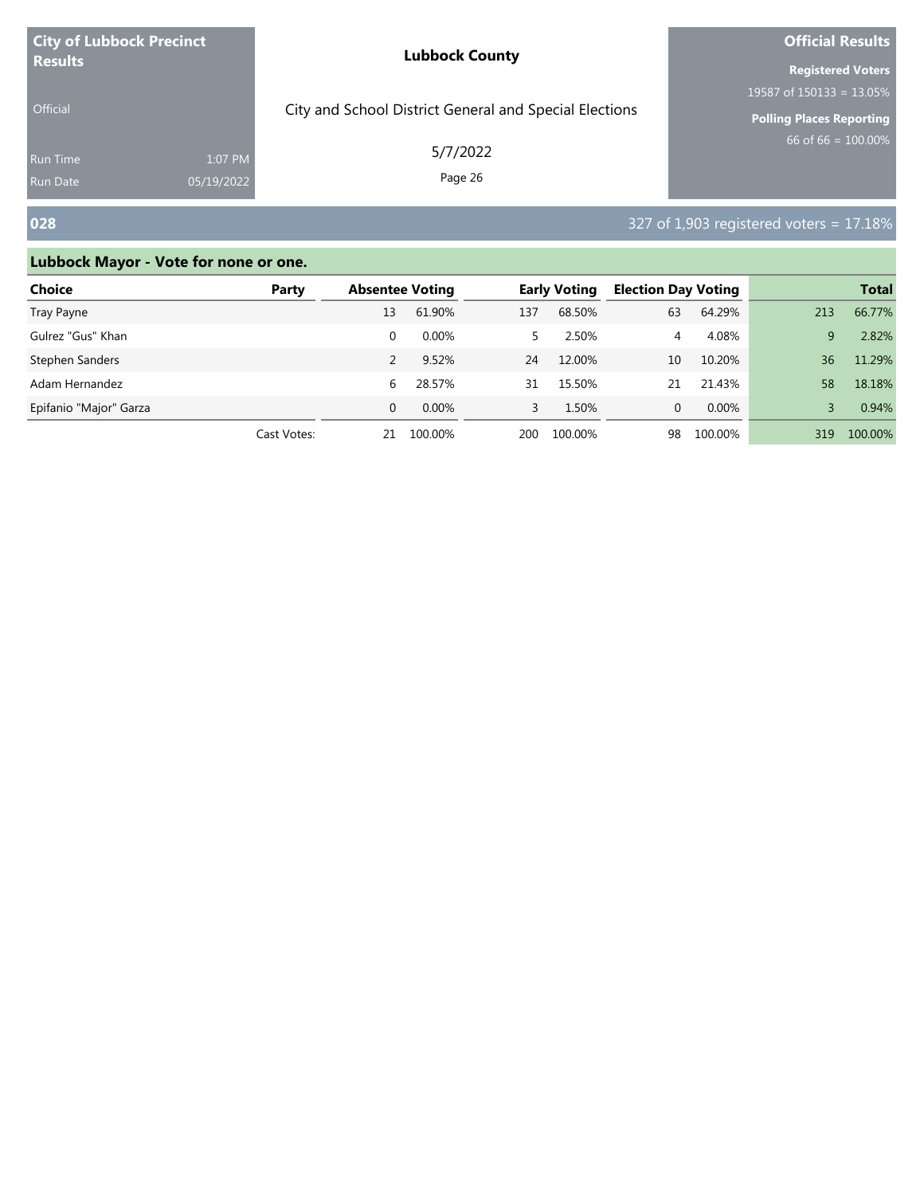**City of Lubbock Precinct Results**

Official

Run Time 1:07 PM
Run Date 05/19/2022

**Lubbock County**

City and School District General and Special Elections

5/7/2022

**Official Results**

**Registered Voters**
19587 of 150133 = 13.05%

**Polling Places Reporting**
66 of 66 = 100.00%

## 028

327 of 1,903 registered voters = 17.18%

### Lubbock Mayor - Vote for none or one.

| Choice | Party | Absentee Voting | | Early Voting | | Election Day Voting | | Total | |
|---|---|---|---|---|---|---|---|---|---|
| Tray Payne | | 13 | 61.90% | 137 | 68.50% | 63 | 64.29% | 213 | 66.77% |
| Gulrez "Gus" Khan | | 0 | 0.00% | 5 | 2.50% | 4 | 4.08% | 9 | 2.82% |
| Stephen Sanders | | 2 | 9.52% | 24 | 12.00% | 10 | 10.20% | 36 | 11.29% |
| Adam Hernandez | | 6 | 28.57% | 31 | 15.50% | 21 | 21.43% | 58 | 18.18% |
| Epifanio "Major" Garza | | 0 | 0.00% | 3 | 1.50% | 0 | 0.00% | 3 | 0.94% |
| | Cast Votes: | 21 | 100.00% | 200 | 100.00% | 98 | 100.00% | 319 | 100.00% |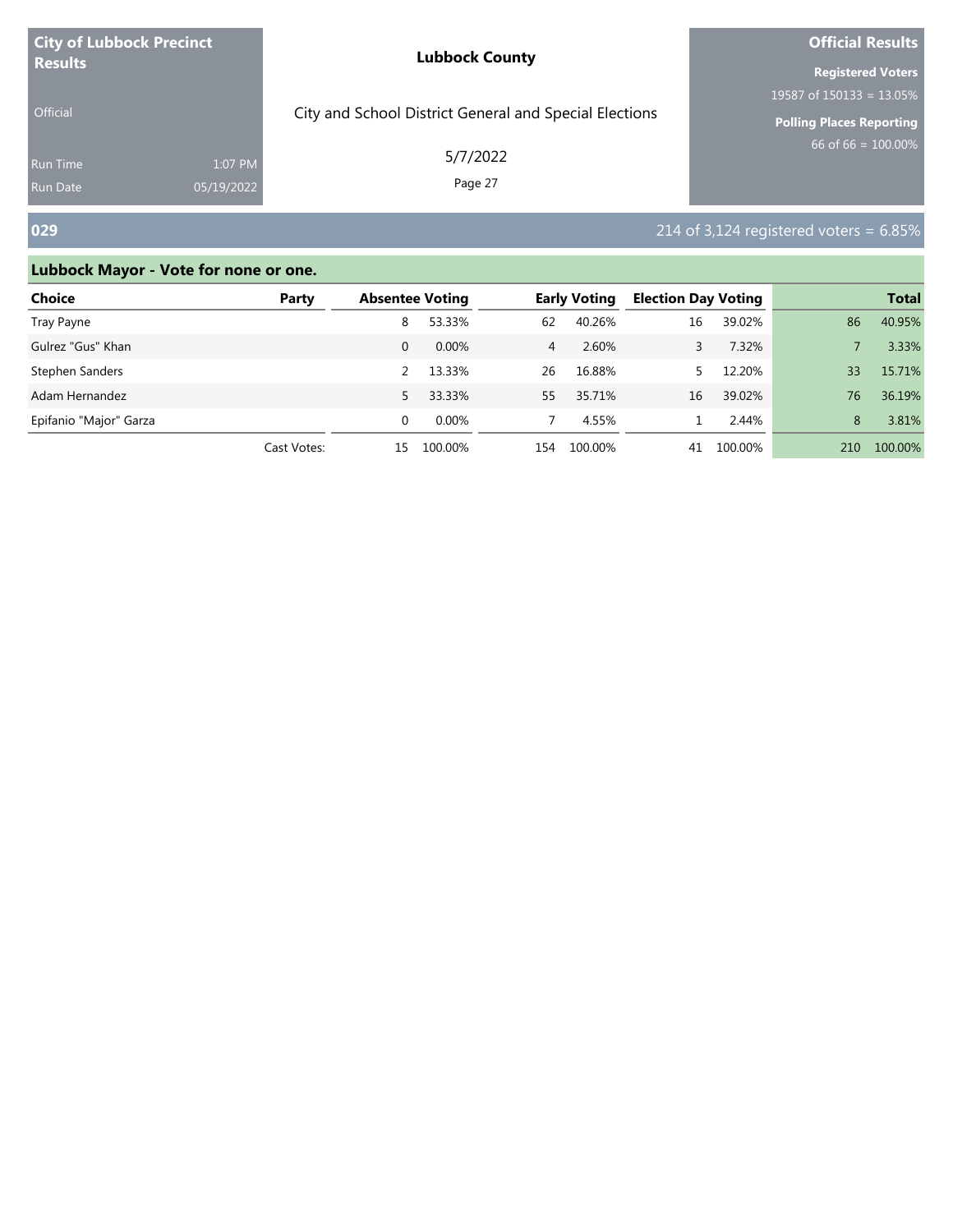**City of Lubbock Precinct Results**

Official

Run Time 1:07 PM
Run Date 05/19/2022

**Lubbock County**

City and School District General and Special Elections

5/7/2022

**Official Results**

**Registered Voters**
19587 of 150133 = 13.05%

**Polling Places Reporting**
66 of 66 = 100.00%

## 029

214 of 3,124 registered voters = 6.85%

### Lubbock Mayor - Vote for none or one.

| Choice | Party | Absentee Voting | | Early Voting | | Election Day Voting | | Total | |
|---|---|---|---|---|---|---|---|---|---|
| Tray Payne | | 8 | 53.33% | 62 | 40.26% | 16 | 39.02% | 86 | 40.95% |
| Gulrez "Gus" Khan | | 0 | 0.00% | 4 | 2.60% | 3 | 7.32% | 7 | 3.33% |
| Stephen Sanders | | 2 | 13.33% | 26 | 16.88% | 5 | 12.20% | 33 | 15.71% |
| Adam Hernandez | | 5 | 33.33% | 55 | 35.71% | 16 | 39.02% | 76 | 36.19% |
| Epifanio "Major" Garza | | 0 | 0.00% | 7 | 4.55% | 1 | 2.44% | 8 | 3.81% |
| | Cast Votes: | 15 | 100.00% | 154 | 100.00% | 41 | 100.00% | 210 | 100.00% |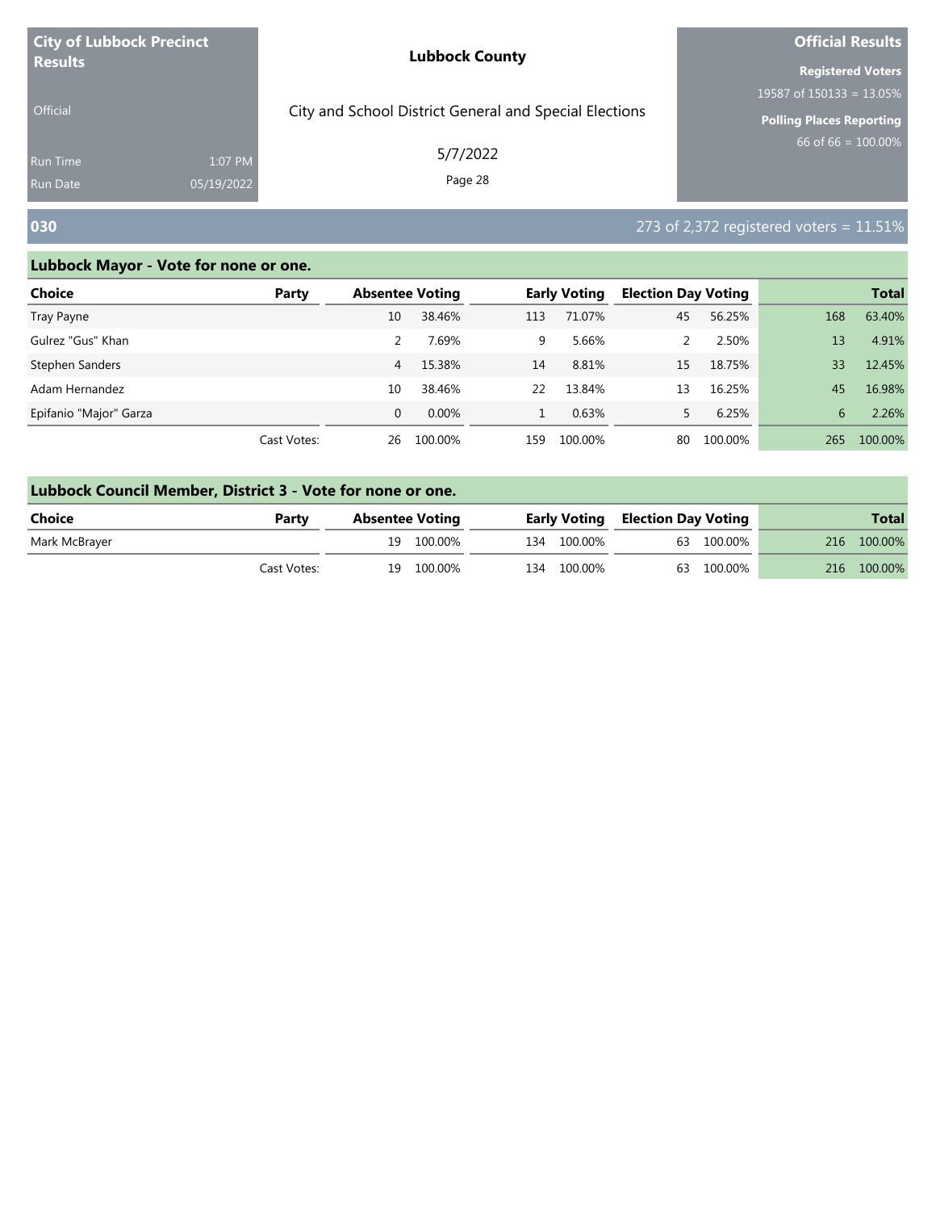**City of Lubbock Precinct Results**

Official

Run Time 1:07 PM
Run Date 05/19/2022

**Lubbock County**

City and School District General and Special Elections

5/7/2022

**Official Results**

**Registered Voters**
19587 of 150133 = 13.05%

**Polling Places Reporting**
66 of 66 = 100.00%

## 030

273 of 2,372 registered voters = 11.51%

### Lubbock Mayor - Vote for none or one.

| Choice | Party | Absentee Voting | | Early Voting | | Election Day Voting | | Total | |
|---|---|---|---|---|---|---|---|---|---|
| Tray Payne | | 10 | 38.46% | 113 | 71.07% | 45 | 56.25% | 168 | 63.40% |
| Gulrez "Gus" Khan | | 2 | 7.69% | 9 | 5.66% | 2 | 2.50% | 13 | 4.91% |
| Stephen Sanders | | 4 | 15.38% | 14 | 8.81% | 15 | 18.75% | 33 | 12.45% |
| Adam Hernandez | | 10 | 38.46% | 22 | 13.84% | 13 | 16.25% | 45 | 16.98% |
| Epifanio "Major" Garza | | 0 | 0.00% | 1 | 0.63% | 5 | 6.25% | 6 | 2.26% |
| | Cast Votes: | 26 | 100.00% | 159 | 100.00% | 80 | 100.00% | 265 | 100.00% |

### Lubbock Council Member, District 3 - Vote for none or one.

| Choice | Party | Absentee Voting | | Early Voting | | Election Day Voting | | Total | |
|---|---|---|---|---|---|---|---|---|---|
| Mark McBrayer | | 19 | 100.00% | 134 | 100.00% | 63 | 100.00% | 216 | 100.00% |
| | Cast Votes: | 19 | 100.00% | 134 | 100.00% | 63 | 100.00% | 216 | 100.00% |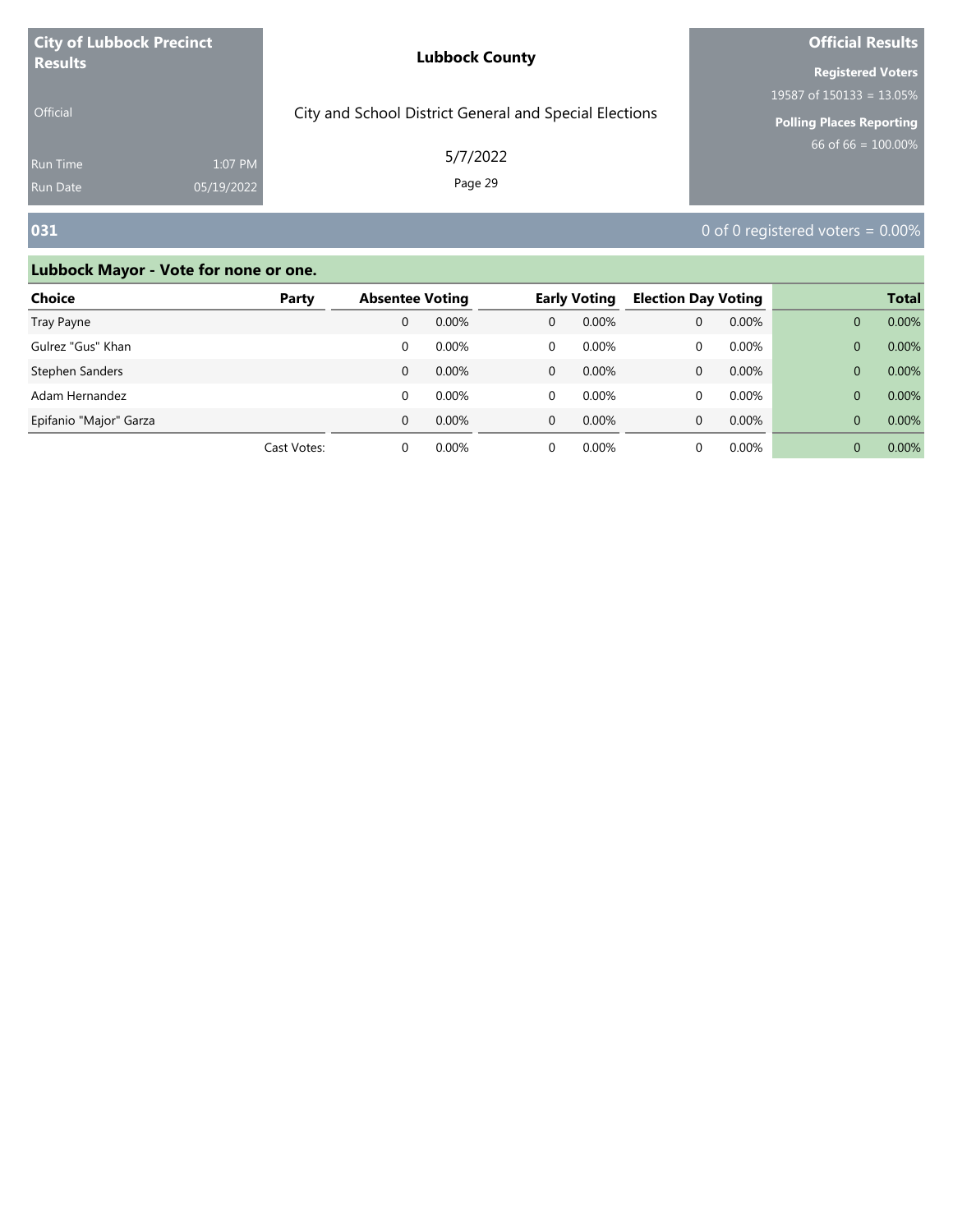## 031

0 of 0 registered voters = 0.00%

### Lubbock Mayor - Vote for none or one.

| Choice | Party | Absentee Voting | | Early Voting | | Election Day Voting | | Total | |
|---|---|---|---|---|---|---|---|---|---|
| Tray Payne | | 0 | 0.00% | 0 | 0.00% | 0 | 0.00% | 0 | 0.00% |
| Gulrez "Gus" Khan | | 0 | 0.00% | 0 | 0.00% | 0 | 0.00% | 0 | 0.00% |
| Stephen Sanders | | 0 | 0.00% | 0 | 0.00% | 0 | 0.00% | 0 | 0.00% |
| Adam Hernandez | | 0 | 0.00% | 0 | 0.00% | 0 | 0.00% | 0 | 0.00% |
| Epifanio "Major" Garza | | 0 | 0.00% | 0 | 0.00% | 0 | 0.00% | 0 | 0.00% |
| | Cast Votes: | 0 | 0.00% | 0 | 0.00% | 0 | 0.00% | 0 | 0.00% |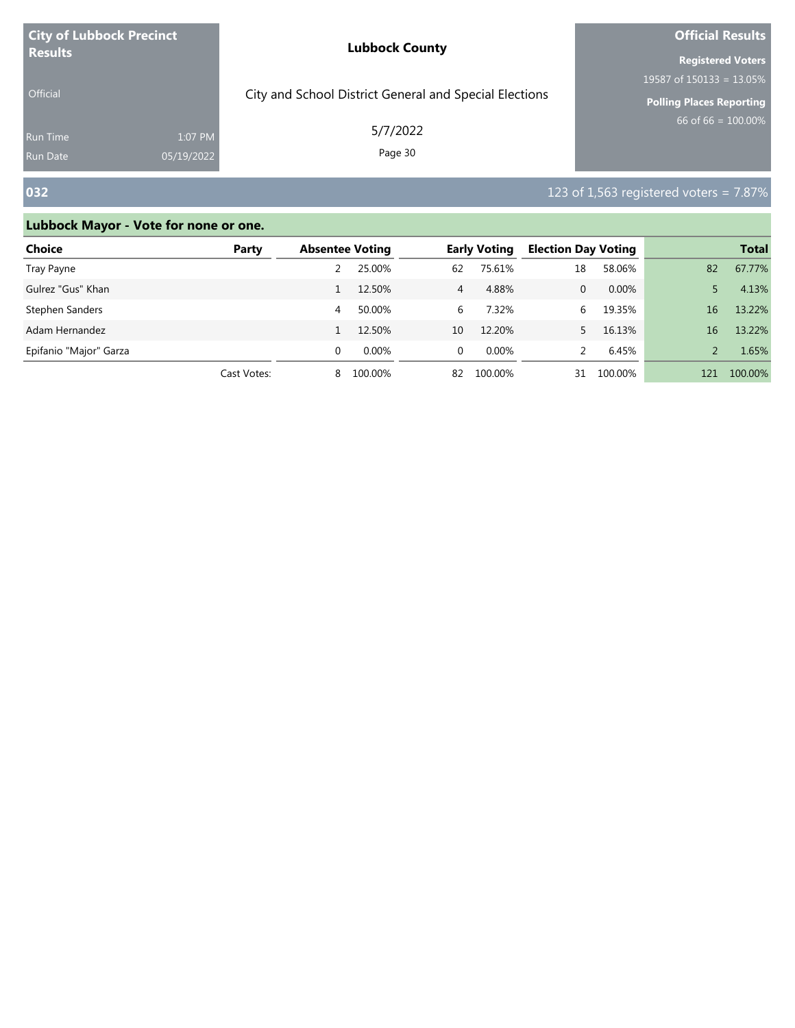**City of Lubbock Precinct Results**

Official

Run Time 1:07 PM
Run Date 05/19/2022

**Lubbock County**

City and School District General and Special Elections

5/7/2022

**Official Results**

**Registered Voters**
19587 of 150133 = 13.05%

**Polling Places Reporting**
66 of 66 = 100.00%

## 032

123 of 1,563 registered voters = 7.87%

### Lubbock Mayor - Vote for none or one.

| Choice | Party | Absentee Voting | | Early Voting | | Election Day Voting | | Total | |
|---|---|---|---|---|---|---|---|---|---|
| Tray Payne | | 2 | 25.00% | 62 | 75.61% | 18 | 58.06% | 82 | 67.77% |
| Gulrez "Gus" Khan | | 1 | 12.50% | 4 | 4.88% | 0 | 0.00% | 5 | 4.13% |
| Stephen Sanders | | 4 | 50.00% | 6 | 7.32% | 6 | 19.35% | 16 | 13.22% |
| Adam Hernandez | | 1 | 12.50% | 10 | 12.20% | 5 | 16.13% | 16 | 13.22% |
| Epifanio "Major" Garza | | 0 | 0.00% | 0 | 0.00% | 2 | 6.45% | 2 | 1.65% |
| | Cast Votes: | 8 | 100.00% | 82 | 100.00% | 31 | 100.00% | 121 | 100.00% |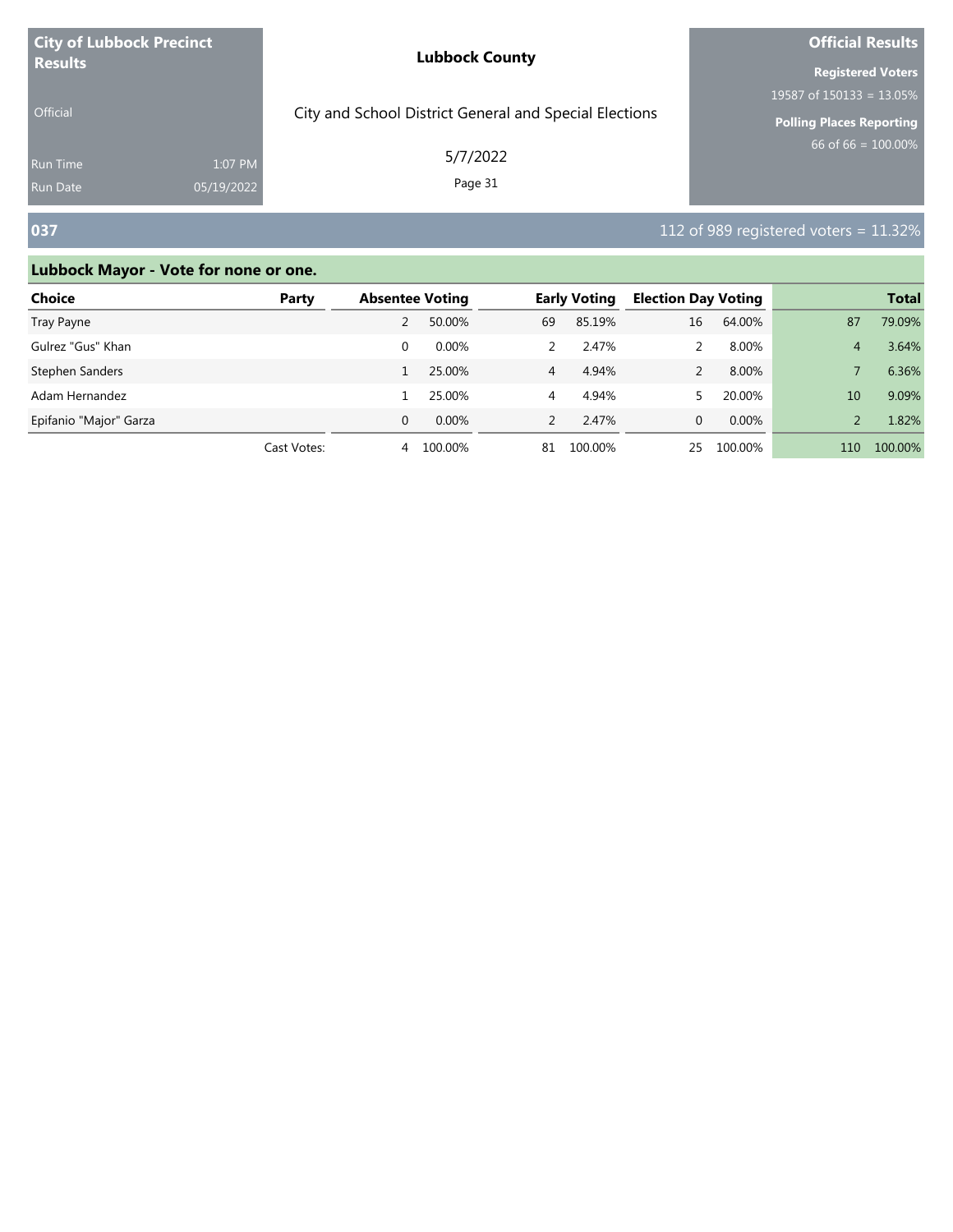**City of Lubbock Precinct Results**

Official

Run Time 1:07 PM
Run Date 05/19/2022

**Lubbock County**

City and School District General and Special Elections

5/7/2022

**Official Results**

**Registered Voters**
19587 of 150133 = 13.05%

**Polling Places Reporting**
66 of 66 = 100.00%

## 037

112 of 989 registered voters = 11.32%

### Lubbock Mayor - Vote for none or one.

| Choice | Party | Absentee Voting | | Early Voting | | Election Day Voting | | Total | |
|---|---|---|---|---|---|---|---|---|---|
| Tray Payne | | 2 | 50.00% | 69 | 85.19% | 16 | 64.00% | 87 | 79.09% |
| Gulrez "Gus" Khan | | 0 | 0.00% | 2 | 2.47% | 2 | 8.00% | 4 | 3.64% |
| Stephen Sanders | | 1 | 25.00% | 4 | 4.94% | 2 | 8.00% | 7 | 6.36% |
| Adam Hernandez | | 1 | 25.00% | 4 | 4.94% | 5 | 20.00% | 10 | 9.09% |
| Epifanio "Major" Garza | | 0 | 0.00% | 2 | 2.47% | 0 | 0.00% | 2 | 1.82% |
| | Cast Votes: | 4 | 100.00% | 81 | 100.00% | 25 | 100.00% | 110 | 100.00% |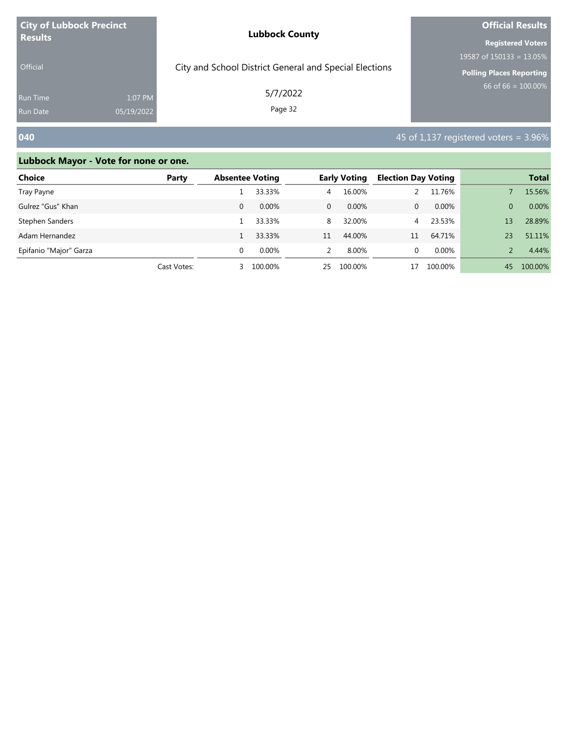**City of Lubbock Precinct Results**

Official

Run Time 1:07 PM
Run Date 05/19/2022

**Lubbock County**

City and School District General and Special Elections

5/7/2022

**Official Results**

**Registered Voters**
19587 of 150133 = 13.05%

**Polling Places Reporting**
66 of 66 = 100.00%

## 040

45 of 1,137 registered voters = 3.96%

### Lubbock Mayor - Vote for none or one.

| Choice | Party | Absentee Voting | | Early Voting | | Election Day Voting | | Total | |
|---|---|---|---|---|---|---|---|---|---|
| Tray Payne | | 1 | 33.33% | 4 | 16.00% | 2 | 11.76% | 7 | 15.56% |
| Gulrez "Gus" Khan | | 0 | 0.00% | 0 | 0.00% | 0 | 0.00% | 0 | 0.00% |
| Stephen Sanders | | 1 | 33.33% | 8 | 32.00% | 4 | 23.53% | 13 | 28.89% |
| Adam Hernandez | | 1 | 33.33% | 11 | 44.00% | 11 | 64.71% | 23 | 51.11% |
| Epifanio "Major" Garza | | 0 | 0.00% | 2 | 8.00% | 0 | 0.00% | 2 | 4.44% |
| | Cast Votes: | 3 | 100.00% | 25 | 100.00% | 17 | 100.00% | 45 | 100.00% |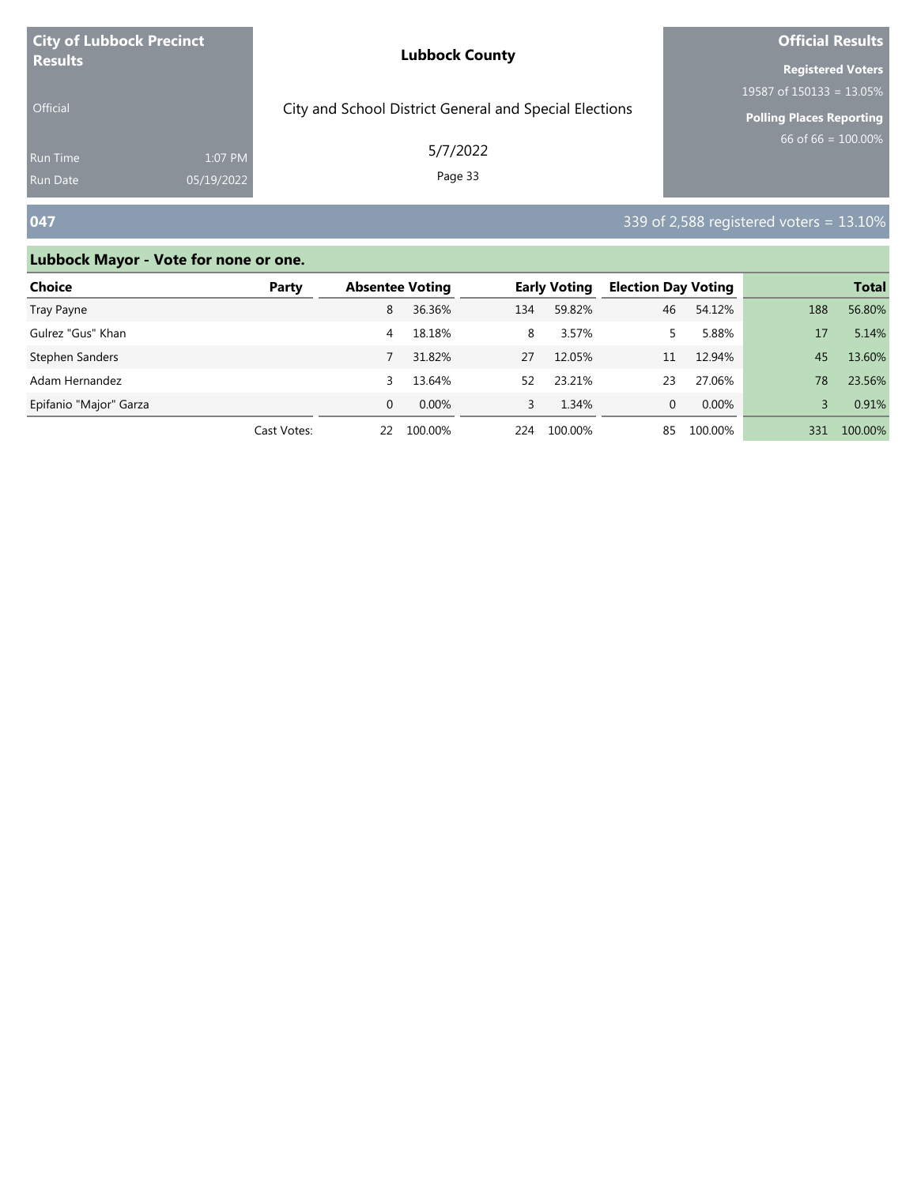**City of Lubbock Precinct Results**

Official

Run Time 1:07 PM
Run Date 05/19/2022

**Lubbock County**

City and School District General and Special Elections

5/7/2022

**Official Results**

**Registered Voters**
19587 of 150133 = 13.05%

**Polling Places Reporting**
66 of 66 = 100.00%

## 047

339 of 2,588 registered voters = 13.10%

### Lubbock Mayor - Vote for none or one.

| Choice | Party | Absentee Voting | | Early Voting | | Election Day Voting | | Total | |
|---|---|---|---|---|---|---|---|---|---|
| Tray Payne | | 8 | 36.36% | 134 | 59.82% | 46 | 54.12% | 188 | 56.80% |
| Gulrez "Gus" Khan | | 4 | 18.18% | 8 | 3.57% | 5 | 5.88% | 17 | 5.14% |
| Stephen Sanders | | 7 | 31.82% | 27 | 12.05% | 11 | 12.94% | 45 | 13.60% |
| Adam Hernandez | | 3 | 13.64% | 52 | 23.21% | 23 | 27.06% | 78 | 23.56% |
| Epifanio "Major" Garza | | 0 | 0.00% | 3 | 1.34% | 0 | 0.00% | 3 | 0.91% |
| | Cast Votes: | 22 | 100.00% | 224 | 100.00% | 85 | 100.00% | 331 | 100.00% |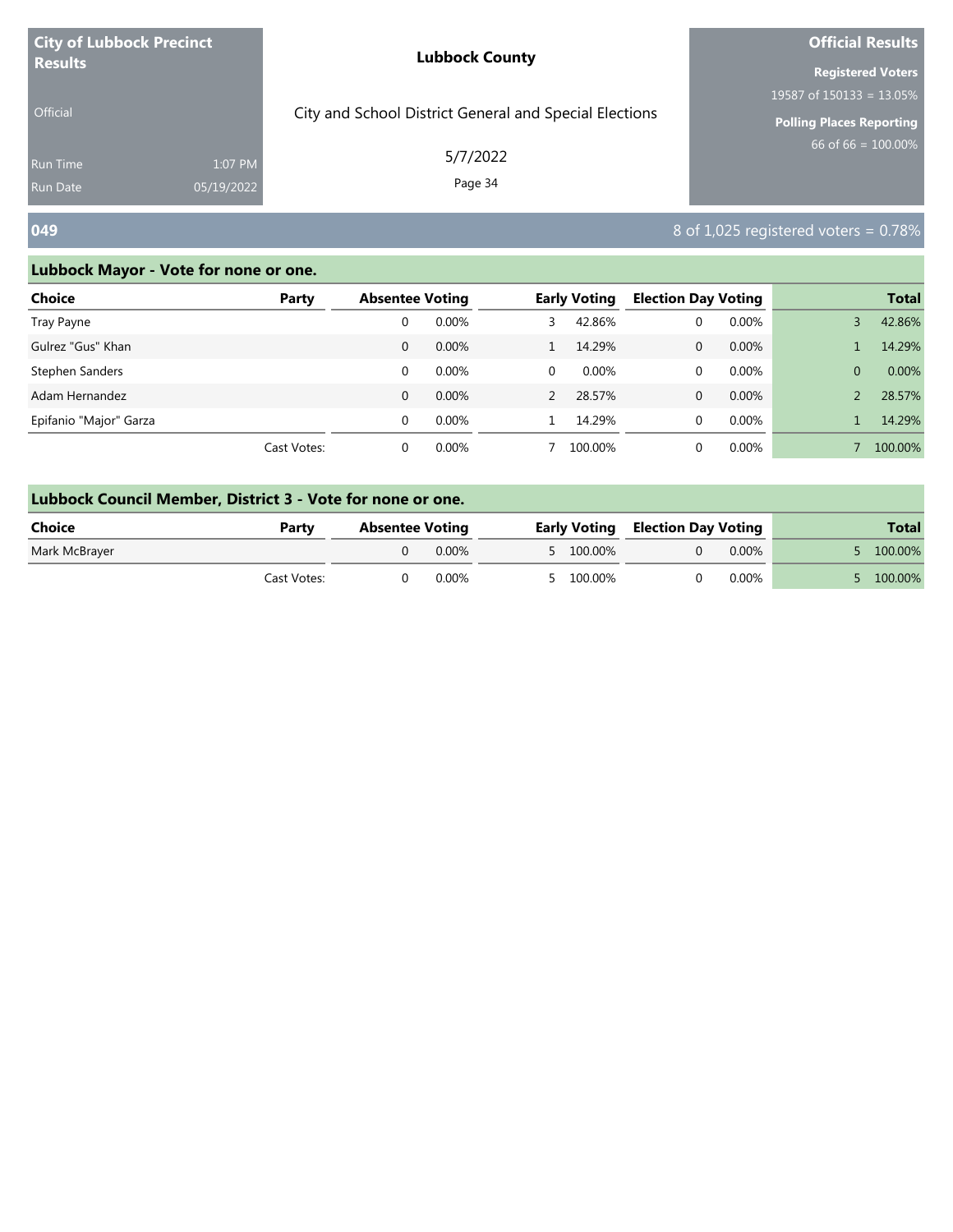**City of Lubbock Precinct Results**

Official

Run Time 1:07 PM
Run Date 05/19/2022

**Lubbock County**

City and School District General and Special Elections

5/7/2022

**Official Results**

**Registered Voters**
19587 of 150133 = 13.05%

**Polling Places Reporting**
66 of 66 = 100.00%

## 049

8 of 1,025 registered voters = 0.78%

### Lubbock Mayor - Vote for none or one.

| Choice | Party | Absentee Voting | | Early Voting | | Election Day Voting | | Total | |
|---|---|---|---|---|---|---|---|---|---|
| Tray Payne | | 0 | 0.00% | 3 | 42.86% | 0 | 0.00% | 3 | 42.86% |
| Gulrez "Gus" Khan | | 0 | 0.00% | 1 | 14.29% | 0 | 0.00% | 1 | 14.29% |
| Stephen Sanders | | 0 | 0.00% | 0 | 0.00% | 0 | 0.00% | 0 | 0.00% |
| Adam Hernandez | | 0 | 0.00% | 2 | 28.57% | 0 | 0.00% | 2 | 28.57% |
| Epifanio "Major" Garza | | 0 | 0.00% | 1 | 14.29% | 0 | 0.00% | 1 | 14.29% |
| | Cast Votes: | 0 | 0.00% | 7 | 100.00% | 0 | 0.00% | 7 | 100.00% |

### Lubbock Council Member, District 3 - Vote for none or one.

| Choice | Party | Absentee Voting | | Early Voting | | Election Day Voting | | Total | |
|---|---|---|---|---|---|---|---|---|---|
| Mark McBrayer | | 0 | 0.00% | 5 | 100.00% | 0 | 0.00% | 5 | 100.00% |
| | Cast Votes: | 0 | 0.00% | 5 | 100.00% | 0 | 0.00% | 5 | 100.00% |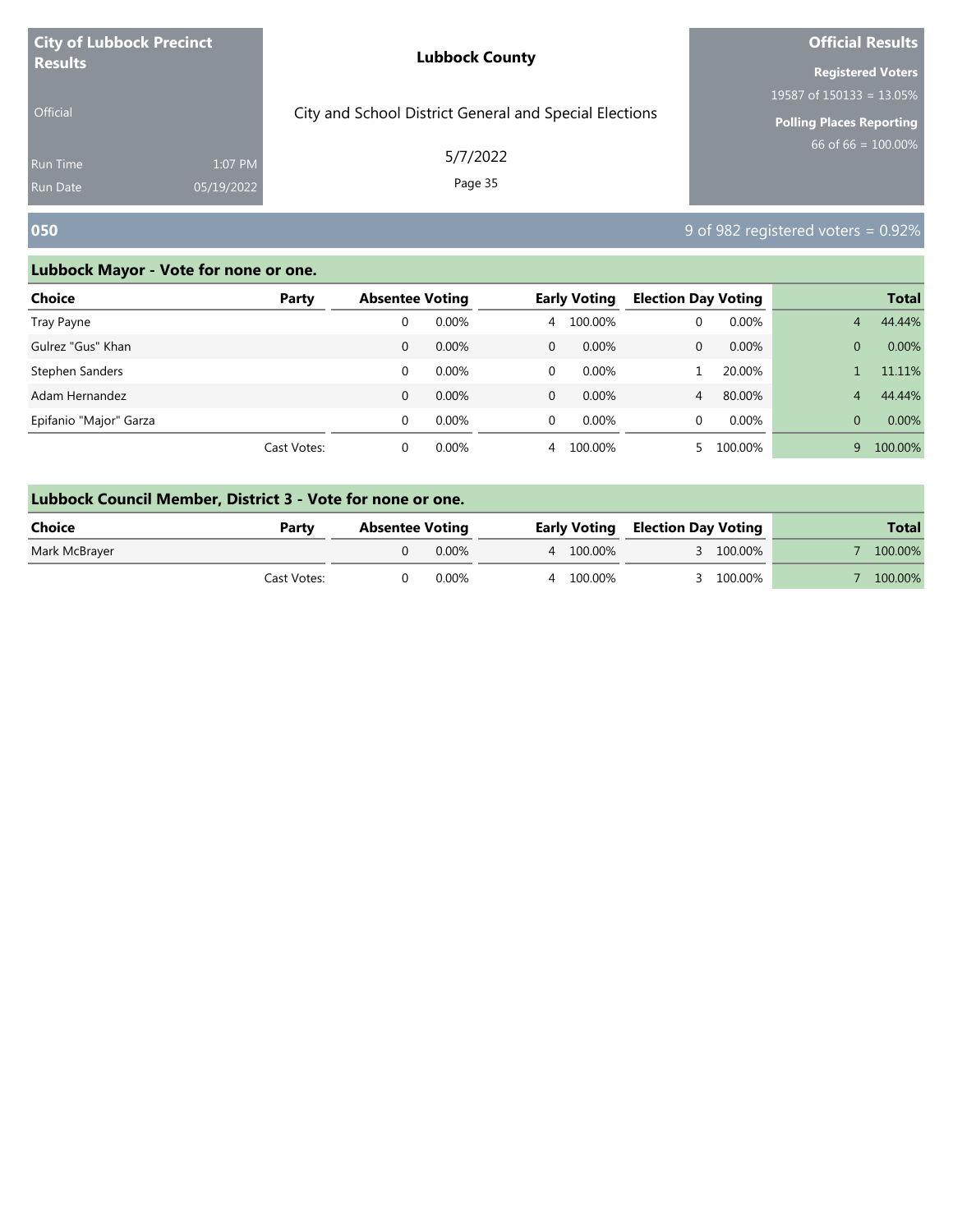**City of Lubbock Precinct Results**

Official

Run Time 1:07 PM
Run Date 05/19/2022

**Lubbock County**

City and School District General and Special Elections

5/7/2022

**Official Results**

**Registered Voters**
19587 of 150133 = 13.05%

**Polling Places Reporting**
66 of 66 = 100.00%

## 050

9 of 982 registered voters = 0.92%

### Lubbock Mayor - Vote for none or one.

| Choice | Party | Absentee Voting | | Early Voting | | Election Day Voting | | Total | |
|---|---|---|---|---|---|---|---|---|---|
| Tray Payne | | 0 | 0.00% | 4 | 100.00% | 0 | 0.00% | 4 | 44.44% |
| Gulrez "Gus" Khan | | 0 | 0.00% | 0 | 0.00% | 0 | 0.00% | 0 | 0.00% |
| Stephen Sanders | | 0 | 0.00% | 0 | 0.00% | 1 | 20.00% | 1 | 11.11% |
| Adam Hernandez | | 0 | 0.00% | 0 | 0.00% | 4 | 80.00% | 4 | 44.44% |
| Epifanio "Major" Garza | | 0 | 0.00% | 0 | 0.00% | 0 | 0.00% | 0 | 0.00% |
| | Cast Votes: | 0 | 0.00% | 4 | 100.00% | 5 | 100.00% | 9 | 100.00% |

### Lubbock Council Member, District 3 - Vote for none or one.

| Choice | Party | Absentee Voting | | Early Voting | | Election Day Voting | | Total | |
|---|---|---|---|---|---|---|---|---|---|
| Mark McBrayer | | 0 | 0.00% | 4 | 100.00% | 3 | 100.00% | 7 | 100.00% |
| | Cast Votes: | 0 | 0.00% | 4 | 100.00% | 3 | 100.00% | 7 | 100.00% |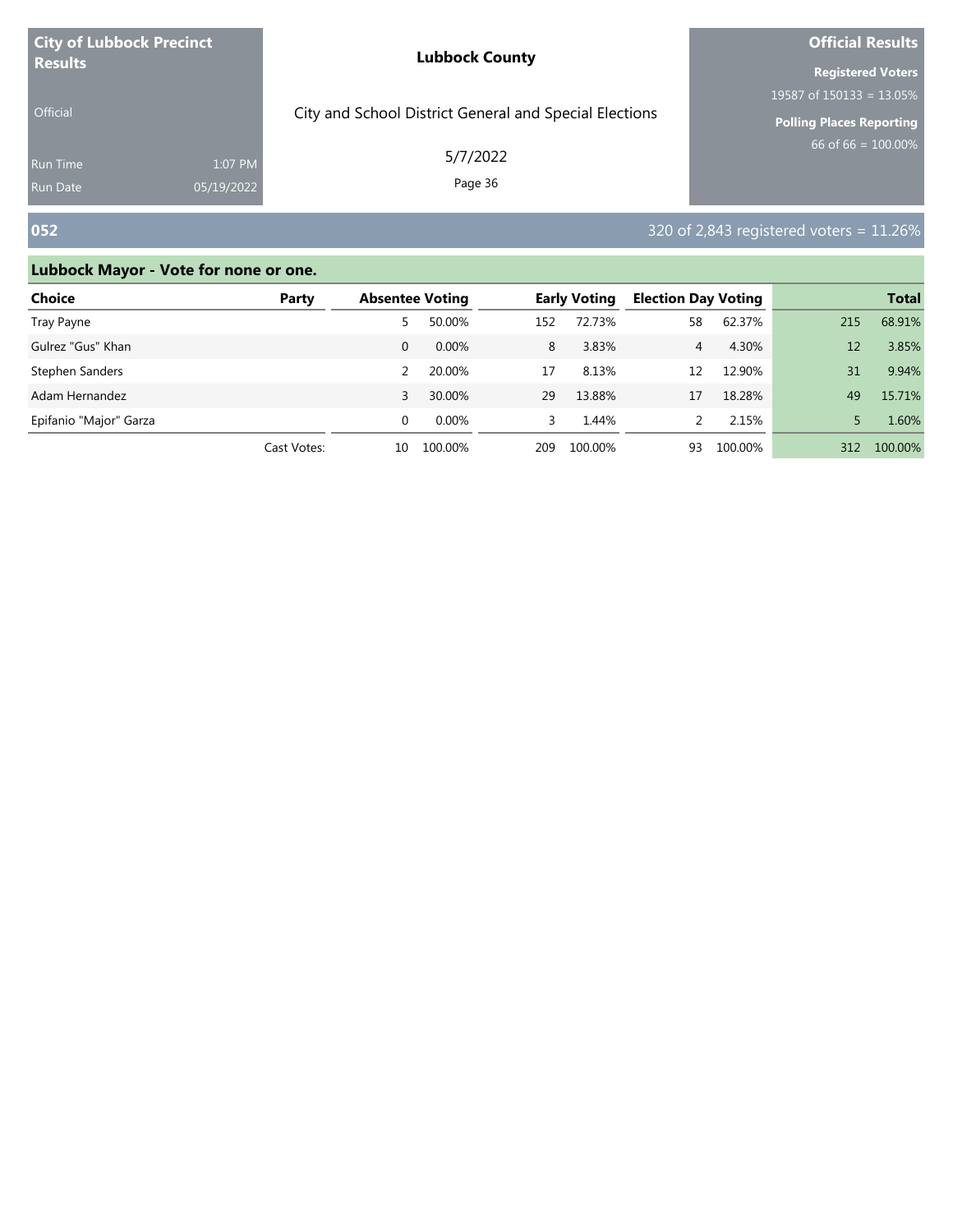**City of Lubbock Precinct Results**

Official

Run Time 1:07 PM
Run Date 05/19/2022

**Lubbock County**

City and School District General and Special Elections

5/7/2022

**Official Results**

**Registered Voters**
19587 of 150133 = 13.05%

**Polling Places Reporting**
66 of 66 = 100.00%

## 052

320 of 2,843 registered voters = 11.26%

### Lubbock Mayor - Vote for none or one.

| Choice | Party | Absentee Voting | | Early Voting | | Election Day Voting | | Total | |
|---|---|---|---|---|---|---|---|---|---|
| Tray Payne | | 5 | 50.00% | 152 | 72.73% | 58 | 62.37% | 215 | 68.91% |
| Gulrez "Gus" Khan | | 0 | 0.00% | 8 | 3.83% | 4 | 4.30% | 12 | 3.85% |
| Stephen Sanders | | 2 | 20.00% | 17 | 8.13% | 12 | 12.90% | 31 | 9.94% |
| Adam Hernandez | | 3 | 30.00% | 29 | 13.88% | 17 | 18.28% | 49 | 15.71% |
| Epifanio "Major" Garza | | 0 | 0.00% | 3 | 1.44% | 2 | 2.15% | 5 | 1.60% |
| | Cast Votes: | 10 | 100.00% | 209 | 100.00% | 93 | 100.00% | 312 | 100.00% |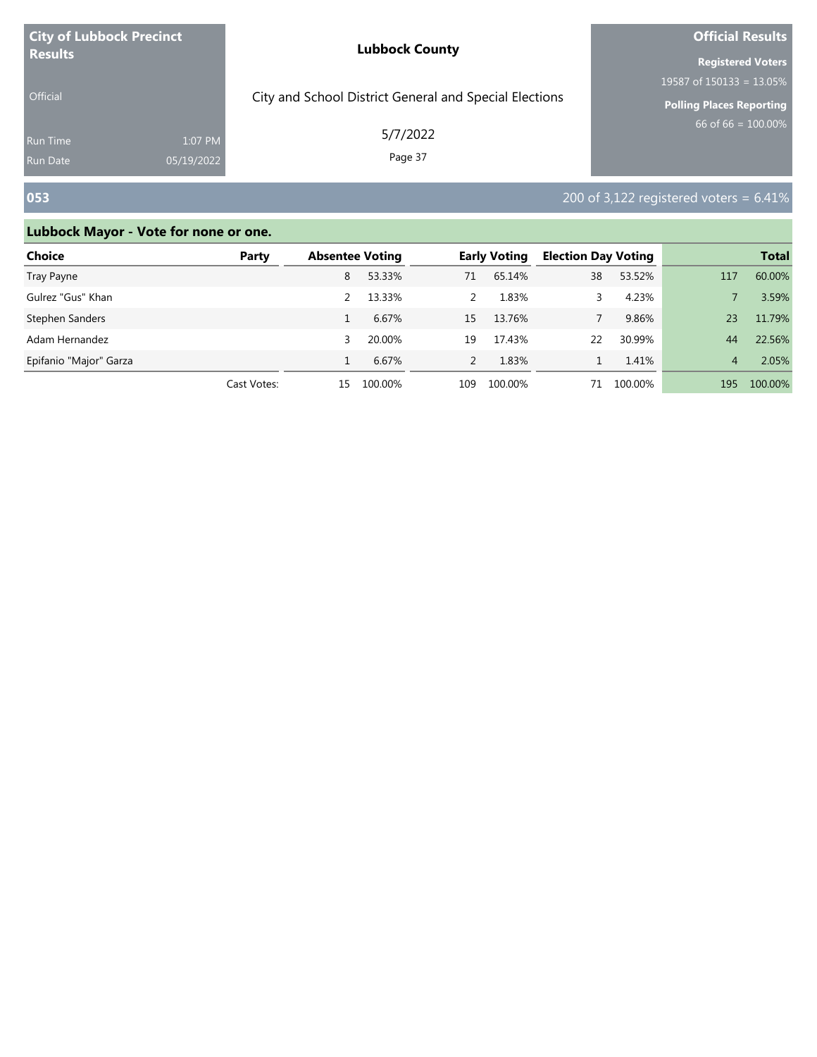**City of Lubbock Precinct Results**

Official

Run Time 1:07 PM
Run Date 05/19/2022

**Lubbock County**

City and School District General and Special Elections

5/7/2022

**Official Results**

**Registered Voters**
19587 of 150133 = 13.05%

**Polling Places Reporting**
66 of 66 = 100.00%

## 053

200 of 3,122 registered voters = 6.41%

### Lubbock Mayor - Vote for none or one.

| Choice | Party | Absentee Voting | | Early Voting | | Election Day Voting | | Total | |
|---|---|---|---|---|---|---|---|---|---|
| Tray Payne | | 8 | 53.33% | 71 | 65.14% | 38 | 53.52% | 117 | 60.00% |
| Gulrez "Gus" Khan | | 2 | 13.33% | 2 | 1.83% | 3 | 4.23% | 7 | 3.59% |
| Stephen Sanders | | 1 | 6.67% | 15 | 13.76% | 7 | 9.86% | 23 | 11.79% |
| Adam Hernandez | | 3 | 20.00% | 19 | 17.43% | 22 | 30.99% | 44 | 22.56% |
| Epifanio "Major" Garza | | 1 | 6.67% | 2 | 1.83% | 1 | 1.41% | 4 | 2.05% |
| | Cast Votes: | 15 | 100.00% | 109 | 100.00% | 71 | 100.00% | 195 | 100.00% |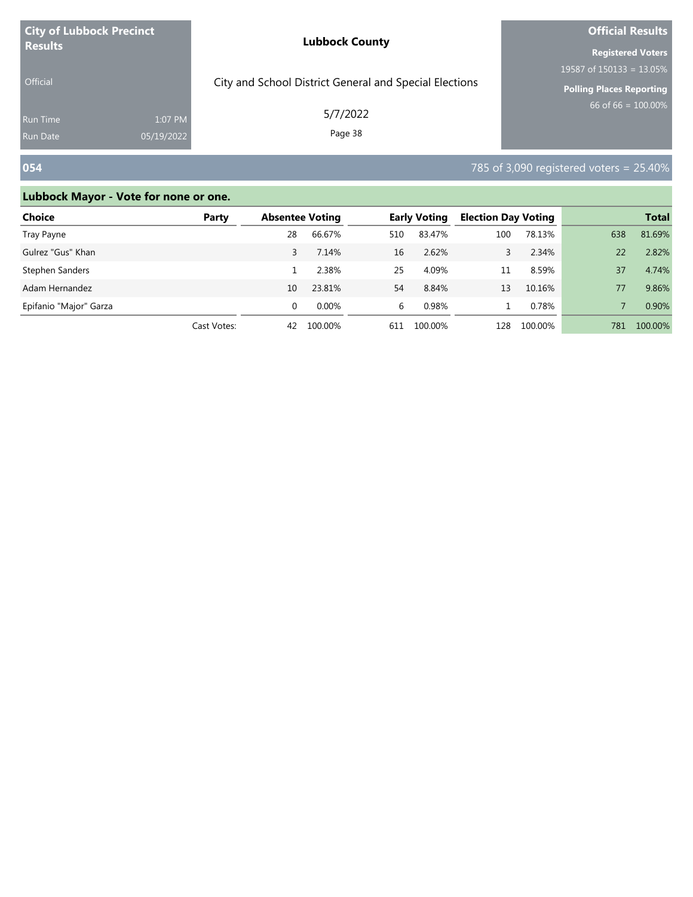**City of Lubbock Precinct Results**

Official

Run Time 1:07 PM
Run Date 05/19/2022

**Lubbock County**

City and School District General and Special Elections

5/7/2022

**Official Results**

**Registered Voters**
19587 of 150133 = 13.05%

**Polling Places Reporting**
66 of 66 = 100.00%

## 054

785 of 3,090 registered voters = 25.40%

### Lubbock Mayor - Vote for none or one.

| Choice | Party | Absentee Voting | | Early Voting | | Election Day Voting | | Total | |
|---|---|---|---|---|---|---|---|---|---|
| Tray Payne | | 28 | 66.67% | 510 | 83.47% | 100 | 78.13% | 638 | 81.69% |
| Gulrez "Gus" Khan | | 3 | 7.14% | 16 | 2.62% | 3 | 2.34% | 22 | 2.82% |
| Stephen Sanders | | 1 | 2.38% | 25 | 4.09% | 11 | 8.59% | 37 | 4.74% |
| Adam Hernandez | | 10 | 23.81% | 54 | 8.84% | 13 | 10.16% | 77 | 9.86% |
| Epifanio "Major" Garza | | 0 | 0.00% | 6 | 0.98% | 1 | 0.78% | 7 | 0.90% |
| | Cast Votes: | 42 | 100.00% | 611 | 100.00% | 128 | 100.00% | 781 | 100.00% |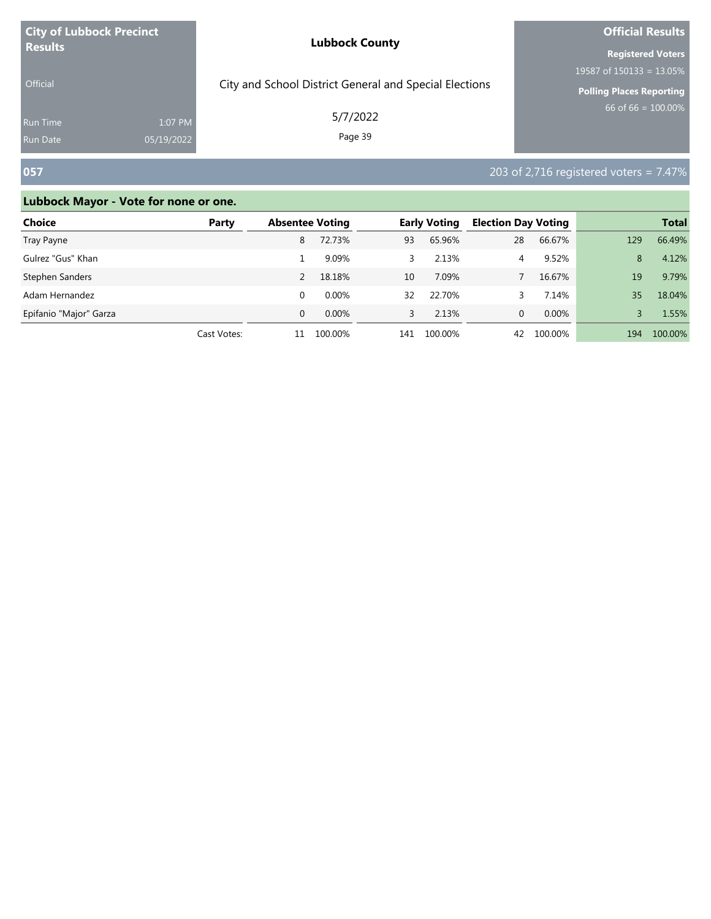**City of Lubbock Precinct Results**

Official

Run Time 1:07 PM
Run Date 05/19/2022

**Lubbock County**

City and School District General and Special Elections

5/7/2022

**Official Results**

**Registered Voters**
19587 of 150133 = 13.05%

**Polling Places Reporting**
66 of 66 = 100.00%

## 057

203 of 2,716 registered voters = 7.47%

### Lubbock Mayor - Vote for none or one.

| Choice | Party | Absentee Voting | | Early Voting | | Election Day Voting | | Total | |
|---|---|---|---|---|---|---|---|---|---|
| Tray Payne | | 8 | 72.73% | 93 | 65.96% | 28 | 66.67% | 129 | 66.49% |
| Gulrez "Gus" Khan | | 1 | 9.09% | 3 | 2.13% | 4 | 9.52% | 8 | 4.12% |
| Stephen Sanders | | 2 | 18.18% | 10 | 7.09% | 7 | 16.67% | 19 | 9.79% |
| Adam Hernandez | | 0 | 0.00% | 32 | 22.70% | 3 | 7.14% | 35 | 18.04% |
| Epifanio "Major" Garza | | 0 | 0.00% | 3 | 2.13% | 0 | 0.00% | 3 | 1.55% |
| | Cast Votes: | 11 | 100.00% | 141 | 100.00% | 42 | 100.00% | 194 | 100.00% |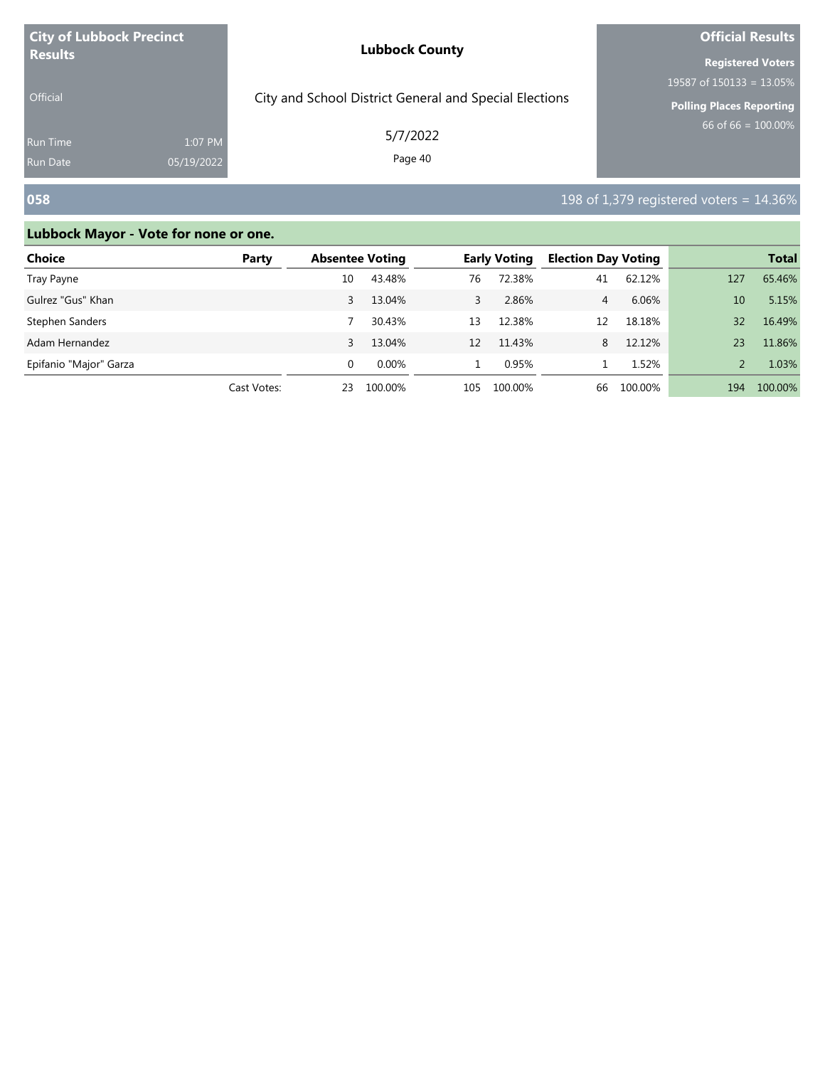**City of Lubbock Precinct Results**

Official

Run Time 1:07 PM
Run Date 05/19/2022

**Lubbock County**

City and School District General and Special Elections

5/7/2022

**Official Results**

**Registered Voters**
19587 of 150133 = 13.05%

**Polling Places Reporting**
66 of 66 = 100.00%

## 058

198 of 1,379 registered voters = 14.36%

### Lubbock Mayor - Vote for none or one.

| Choice | Party | Absentee Voting | | Early Voting | | Election Day Voting | | Total | |
|---|---|---|---|---|---|---|---|---|---|
| Tray Payne | | 10 | 43.48% | 76 | 72.38% | 41 | 62.12% | 127 | 65.46% |
| Gulrez "Gus" Khan | | 3 | 13.04% | 3 | 2.86% | 4 | 6.06% | 10 | 5.15% |
| Stephen Sanders | | 7 | 30.43% | 13 | 12.38% | 12 | 18.18% | 32 | 16.49% |
| Adam Hernandez | | 3 | 13.04% | 12 | 11.43% | 8 | 12.12% | 23 | 11.86% |
| Epifanio "Major" Garza | | 0 | 0.00% | 1 | 0.95% | 1 | 1.52% | 2 | 1.03% |
| | Cast Votes: | 23 | 100.00% | 105 | 100.00% | 66 | 100.00% | 194 | 100.00% |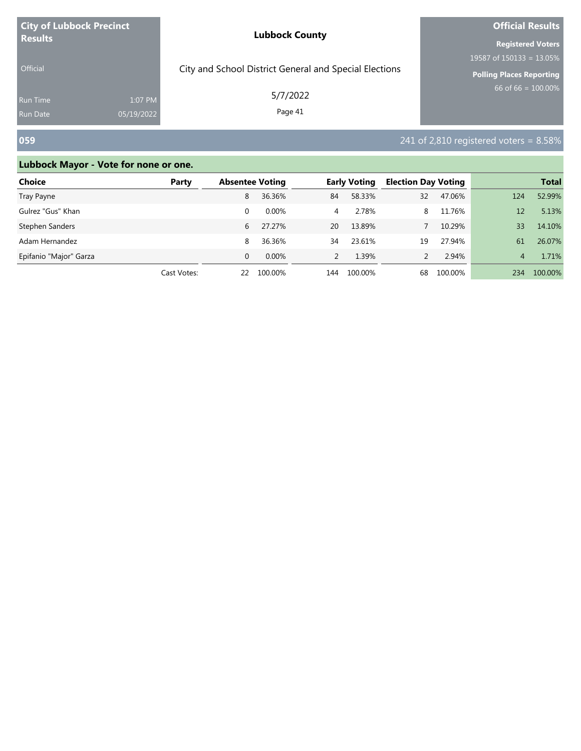**City of Lubbock Precinct Results**

Official

Run Time 1:07 PM
Run Date 05/19/2022

**Lubbock County**

City and School District General and Special Elections

5/7/2022

**Official Results**

**Registered Voters**
19587 of 150133 = 13.05%

**Polling Places Reporting**
66 of 66 = 100.00%

## 059

241 of 2,810 registered voters = 8.58%

### Lubbock Mayor - Vote for none or one.

| Choice | Party | Absentee Voting | | Early Voting | | Election Day Voting | | Total | |
|---|---|---|---|---|---|---|---|---|---|
| Tray Payne | | 8 | 36.36% | 84 | 58.33% | 32 | 47.06% | 124 | 52.99% |
| Gulrez "Gus" Khan | | 0 | 0.00% | 4 | 2.78% | 8 | 11.76% | 12 | 5.13% |
| Stephen Sanders | | 6 | 27.27% | 20 | 13.89% | 7 | 10.29% | 33 | 14.10% |
| Adam Hernandez | | 8 | 36.36% | 34 | 23.61% | 19 | 27.94% | 61 | 26.07% |
| Epifanio "Major" Garza | | 0 | 0.00% | 2 | 1.39% | 2 | 2.94% | 4 | 1.71% |
| | Cast Votes: | 22 | 100.00% | 144 | 100.00% | 68 | 100.00% | 234 | 100.00% |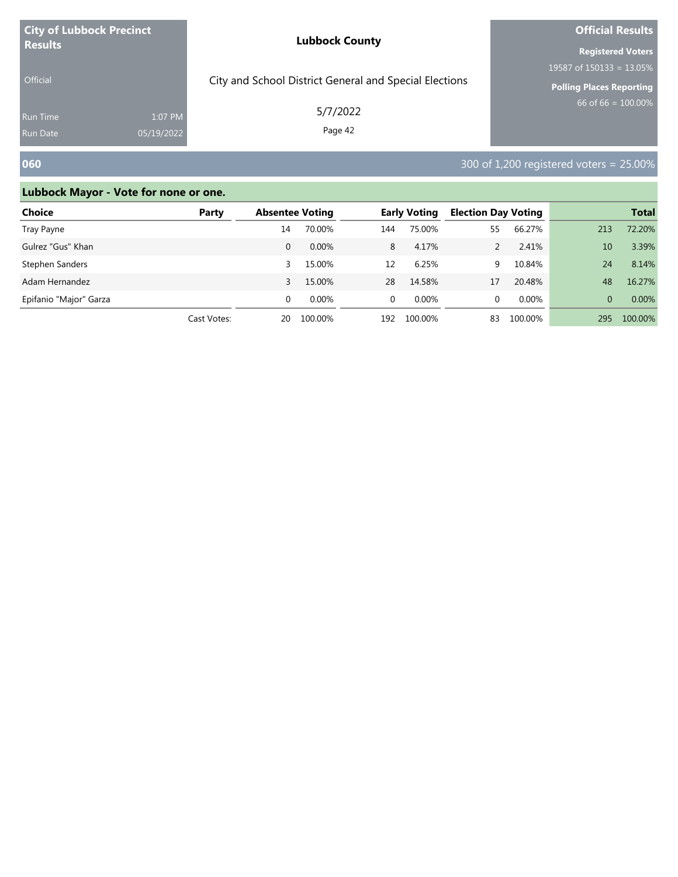**City of Lubbock Precinct Results**

Official

Run Time 1:07 PM

Run Date 05/19/2022

**Lubbock County**

City and School District General and Special Elections

5/7/2022

**Official Results**

**Registered Voters**

19587 of 150133 = 13.05%

**Polling Places Reporting**

66 of 66 = 100.00%

## 060

300 of 1,200 registered voters = 25.00%

### Lubbock Mayor - Vote for none or one.

| Choice | Party | Absentee Voting | | Early Voting | | Election Day Voting | | Total | |
|---|---|---|---|---|---|---|---|---|---|
| Tray Payne | | 14 | 70.00% | 144 | 75.00% | 55 | 66.27% | 213 | 72.20% |
| Gulrez "Gus" Khan | | 0 | 0.00% | 8 | 4.17% | 2 | 2.41% | 10 | 3.39% |
| Stephen Sanders | | 3 | 15.00% | 12 | 6.25% | 9 | 10.84% | 24 | 8.14% |
| Adam Hernandez | | 3 | 15.00% | 28 | 14.58% | 17 | 20.48% | 48 | 16.27% |
| Epifanio "Major" Garza | | 0 | 0.00% | 0 | 0.00% | 0 | 0.00% | 0 | 0.00% |
| | Cast Votes: | 20 | 100.00% | 192 | 100.00% | 83 | 100.00% | 295 | 100.00% |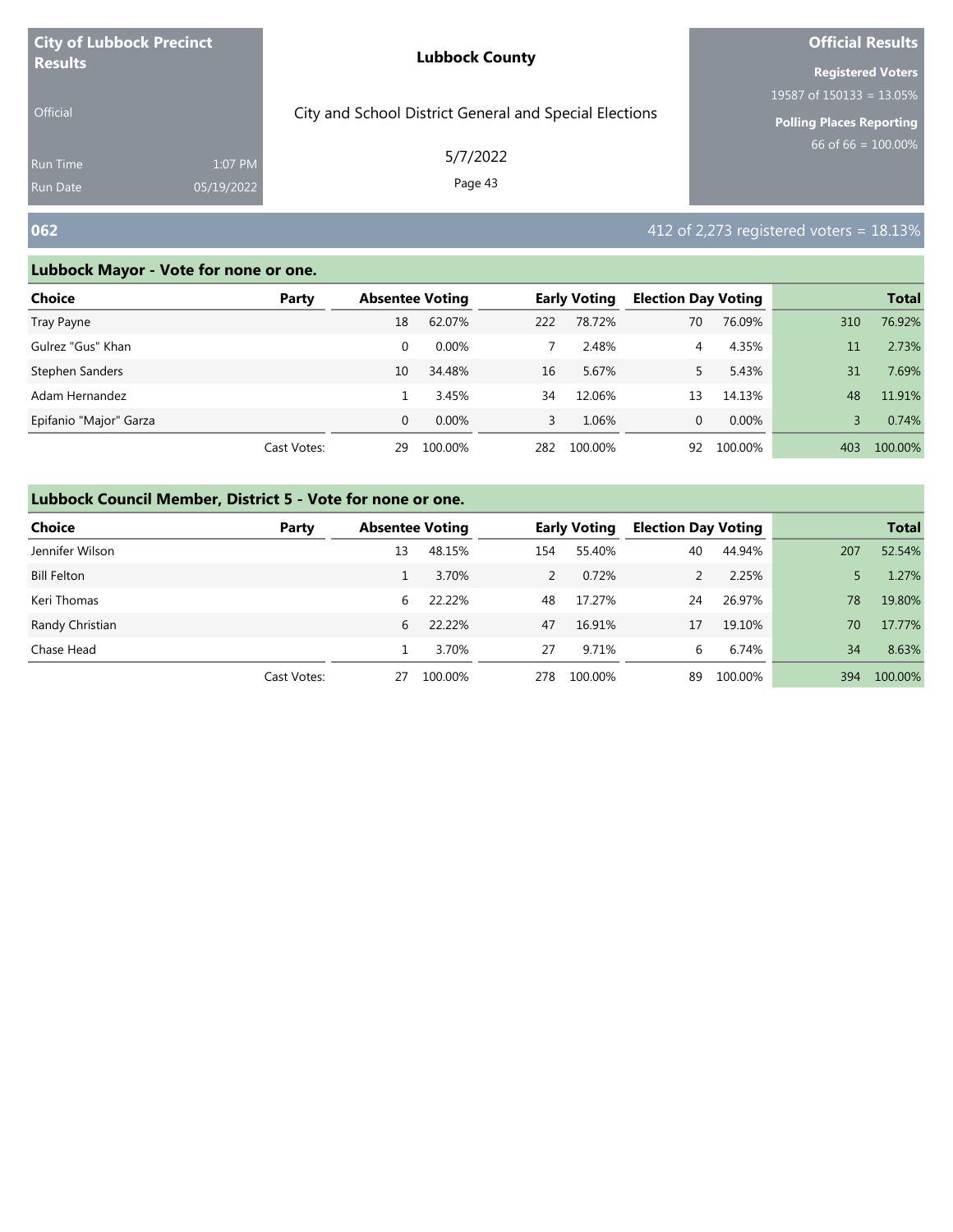**City of Lubbock Precinct Results**

Official

Run Time 1:07 PM
Run Date 05/19/2022

**Lubbock County**

City and School District General and Special Elections

5/7/2022

**Official Results**

**Registered Voters**
19587 of 150133 = 13.05%

**Polling Places Reporting**
66 of 66 = 100.00%

## 062

412 of 2,273 registered voters = 18.13%

### Lubbock Mayor - Vote for none or one.

| Choice | Party | Absentee Voting | | Early Voting | | Election Day Voting | | Total | |
|---|---|---|---|---|---|---|---|---|---|
| Tray Payne | | 18 | 62.07% | 222 | 78.72% | 70 | 76.09% | 310 | 76.92% |
| Gulrez "Gus" Khan | | 0 | 0.00% | 7 | 2.48% | 4 | 4.35% | 11 | 2.73% |
| Stephen Sanders | | 10 | 34.48% | 16 | 5.67% | 5 | 5.43% | 31 | 7.69% |
| Adam Hernandez | | 1 | 3.45% | 34 | 12.06% | 13 | 14.13% | 48 | 11.91% |
| Epifanio "Major" Garza | | 0 | 0.00% | 3 | 1.06% | 0 | 0.00% | 3 | 0.74% |
| | Cast Votes: | 29 | 100.00% | 282 | 100.00% | 92 | 100.00% | 403 | 100.00% |

### Lubbock Council Member, District 5 - Vote for none or one.

| Choice | Party | Absentee Voting | | Early Voting | | Election Day Voting | | Total | |
|---|---|---|---|---|---|---|---|---|---|
| Jennifer Wilson | | 13 | 48.15% | 154 | 55.40% | 40 | 44.94% | 207 | 52.54% |
| Bill Felton | | 1 | 3.70% | 2 | 0.72% | 2 | 2.25% | 5 | 1.27% |
| Keri Thomas | | 6 | 22.22% | 48 | 17.27% | 24 | 26.97% | 78 | 19.80% |
| Randy Christian | | 6 | 22.22% | 47 | 16.91% | 17 | 19.10% | 70 | 17.77% |
| Chase Head | | 1 | 3.70% | 27 | 9.71% | 6 | 6.74% | 34 | 8.63% |
| | Cast Votes: | 27 | 100.00% | 278 | 100.00% | 89 | 100.00% | 394 | 100.00% |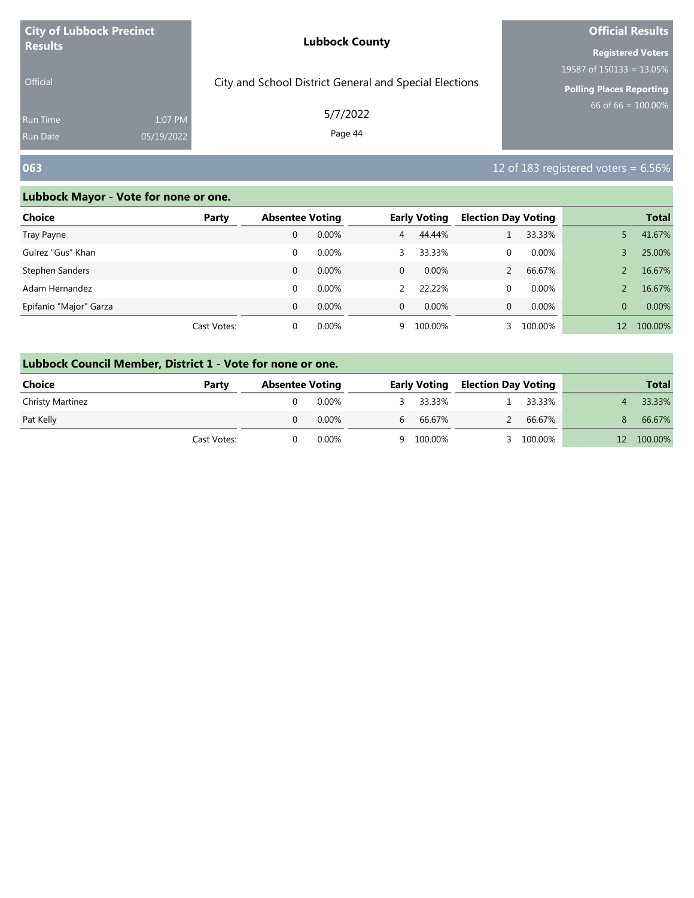| City of Lubbock Precinct Results | | Lubbock County | Official Results |
|---|---|---|---|
| Official | | City and School District General and Special Elections | Registered Voters 19587 of 150133 = 13.05% |
| Run Time | 1:07 PM | 5/7/2022 | Polling Places Reporting 66 of 66 = 100.00% |
| Run Date | 05/19/2022 | | |

## 063

12 of 183 registered voters = 6.56%

### Lubbock Mayor - Vote for none or one.

| Choice | Party | Absentee Voting | | Early Voting | | Election Day Voting | | Total | |
|---|---|---|---|---|---|---|---|---|---|
| Tray Payne | | 0 | 0.00% | 4 | 44.44% | 1 | 33.33% | 5 | 41.67% |
| Gulrez "Gus" Khan | | 0 | 0.00% | 3 | 33.33% | 0 | 0.00% | 3 | 25.00% |
| Stephen Sanders | | 0 | 0.00% | 0 | 0.00% | 2 | 66.67% | 2 | 16.67% |
| Adam Hernandez | | 0 | 0.00% | 2 | 22.22% | 0 | 0.00% | 2 | 16.67% |
| Epifanio "Major" Garza | | 0 | 0.00% | 0 | 0.00% | 0 | 0.00% | 0 | 0.00% |
| | Cast Votes: | 0 | 0.00% | 9 | 100.00% | 3 | 100.00% | 12 | 100.00% |

### Lubbock Council Member, District 1 - Vote for none or one.

| Choice | Party | Absentee Voting | | Early Voting | | Election Day Voting | | Total | |
|---|---|---|---|---|---|---|---|---|---|
| Christy Martinez | | 0 | 0.00% | 3 | 33.33% | 1 | 33.33% | 4 | 33.33% |
| Pat Kelly | | 0 | 0.00% | 6 | 66.67% | 2 | 66.67% | 8 | 66.67% |
| | Cast Votes: | 0 | 0.00% | 9 | 100.00% | 3 | 100.00% | 12 | 100.00% |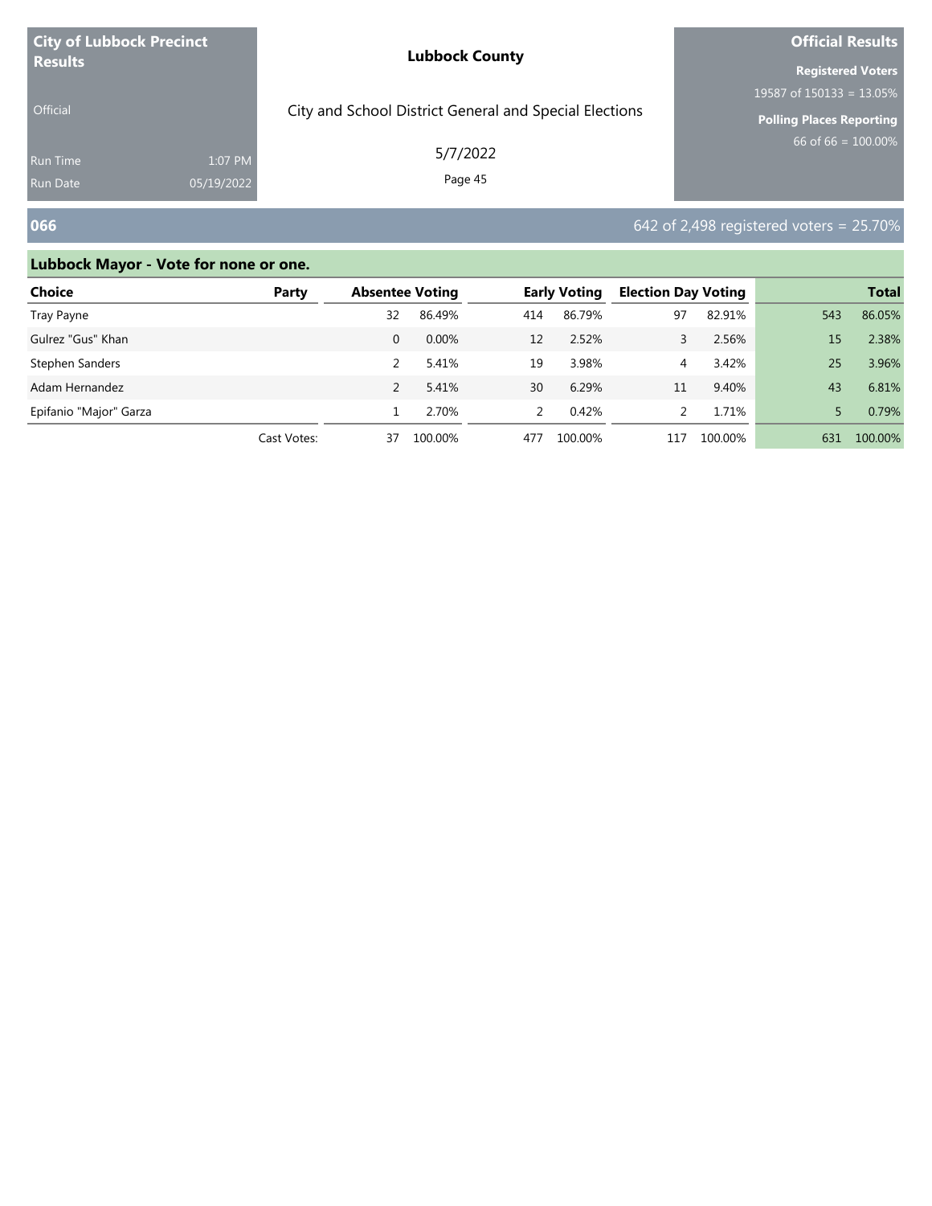**City of Lubbock Precinct Results**

Official

Run Time 1:07 PM
Run Date 05/19/2022

**Lubbock County**

City and School District General and Special Elections

5/7/2022

**Official Results**

**Registered Voters**
19587 of 150133 = 13.05%

**Polling Places Reporting**
66 of 66 = 100.00%

## 066

642 of 2,498 registered voters = 25.70%

### Lubbock Mayor - Vote for none or one.

| Choice | Party | Absentee Voting | | Early Voting | | Election Day Voting | | Total | |
|---|---|---|---|---|---|---|---|---|---|
| Tray Payne | | 32 | 86.49% | 414 | 86.79% | 97 | 82.91% | 543 | 86.05% |
| Gulrez "Gus" Khan | | 0 | 0.00% | 12 | 2.52% | 3 | 2.56% | 15 | 2.38% |
| Stephen Sanders | | 2 | 5.41% | 19 | 3.98% | 4 | 3.42% | 25 | 3.96% |
| Adam Hernandez | | 2 | 5.41% | 30 | 6.29% | 11 | 9.40% | 43 | 6.81% |
| Epifanio "Major" Garza | | 1 | 2.70% | 2 | 0.42% | 2 | 1.71% | 5 | 0.79% |
| | Cast Votes: | 37 | 100.00% | 477 | 100.00% | 117 | 100.00% | 631 | 100.00% |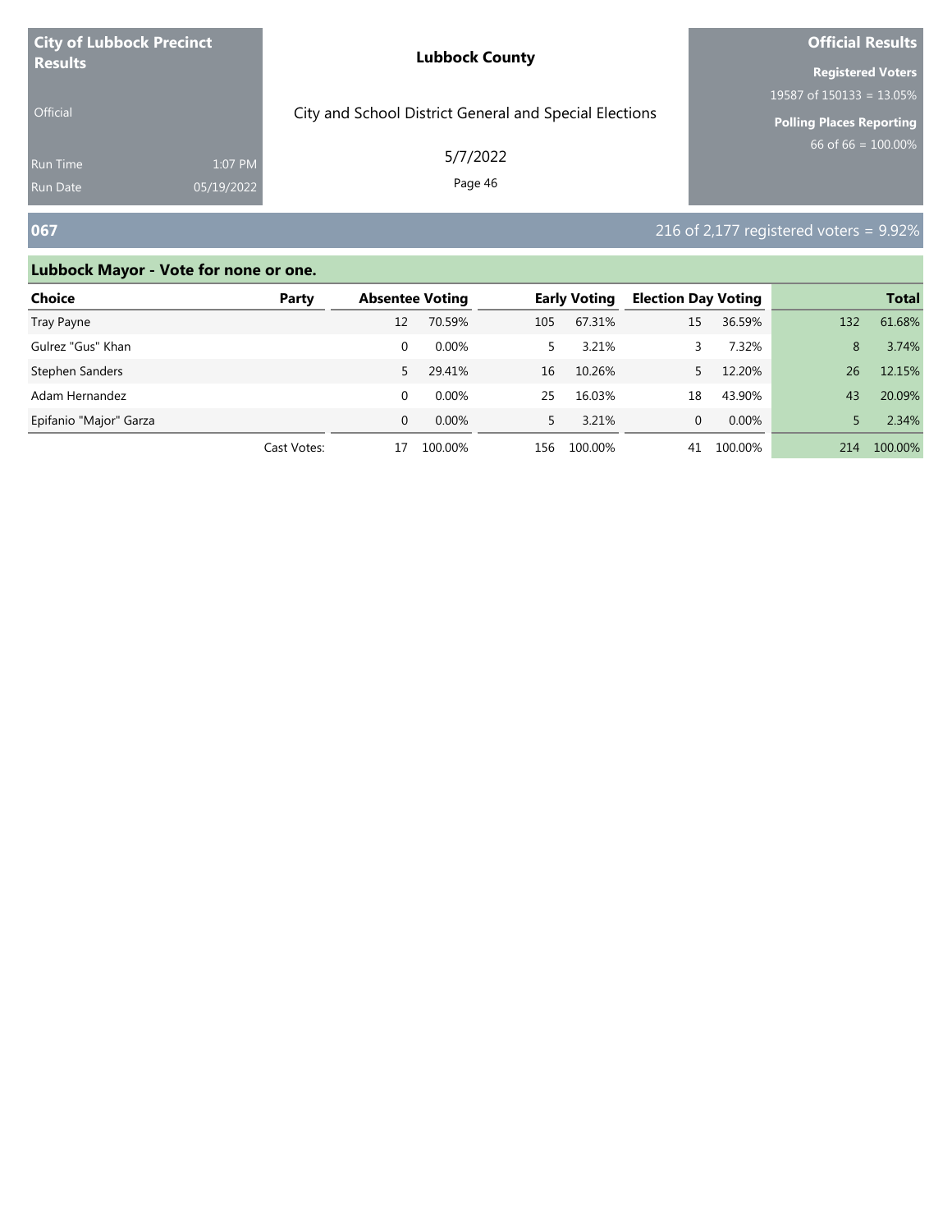**City of Lubbock Precinct Results**

Official

Run Time 1:07 PM
Run Date 05/19/2022

**Lubbock County**

City and School District General and Special Elections

5/7/2022

**Official Results**

**Registered Voters**
19587 of 150133 = 13.05%

**Polling Places Reporting**
66 of 66 = 100.00%

## 067

216 of 2,177 registered voters = 9.92%

### Lubbock Mayor - Vote for none or one.

| Choice | Party | Absentee Voting | | Early Voting | | Election Day Voting | | Total | |
|---|---|---|---|---|---|---|---|---|---|
| Tray Payne | | 12 | 70.59% | 105 | 67.31% | 15 | 36.59% | 132 | 61.68% |
| Gulrez "Gus" Khan | | 0 | 0.00% | 5 | 3.21% | 3 | 7.32% | 8 | 3.74% |
| Stephen Sanders | | 5 | 29.41% | 16 | 10.26% | 5 | 12.20% | 26 | 12.15% |
| Adam Hernandez | | 0 | 0.00% | 25 | 16.03% | 18 | 43.90% | 43 | 20.09% |
| Epifanio "Major" Garza | | 0 | 0.00% | 5 | 3.21% | 0 | 0.00% | 5 | 2.34% |
| | Cast Votes: | 17 | 100.00% | 156 | 100.00% | 41 | 100.00% | 214 | 100.00% |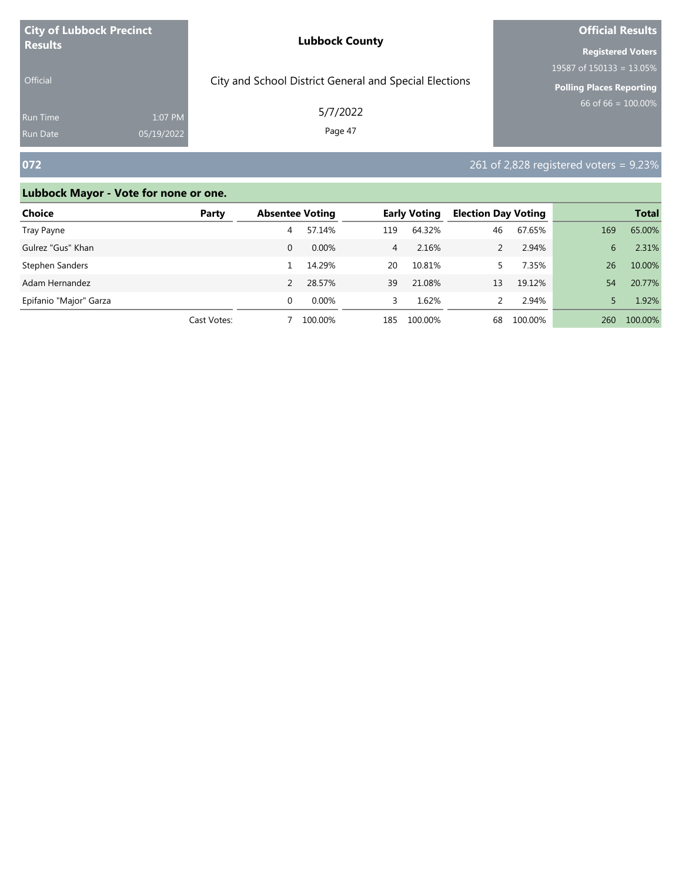**City of Lubbock Precinct Results**

Official

Run Time 1:07 PM
Run Date 05/19/2022

**Lubbock County**

City and School District General and Special Elections

5/7/2022

**Official Results**

**Registered Voters**
19587 of 150133 = 13.05%

**Polling Places Reporting**
66 of 66 = 100.00%

## 072

261 of 2,828 registered voters = 9.23%

### Lubbock Mayor - Vote for none or one.

| Choice | Party | Absentee Voting | | Early Voting | | Election Day Voting | | Total | |
|---|---|---|---|---|---|---|---|---|---|
| Tray Payne | | 4 | 57.14% | 119 | 64.32% | 46 | 67.65% | 169 | 65.00% |
| Gulrez "Gus" Khan | | 0 | 0.00% | 4 | 2.16% | 2 | 2.94% | 6 | 2.31% |
| Stephen Sanders | | 1 | 14.29% | 20 | 10.81% | 5 | 7.35% | 26 | 10.00% |
| Adam Hernandez | | 2 | 28.57% | 39 | 21.08% | 13 | 19.12% | 54 | 20.77% |
| Epifanio "Major" Garza | | 0 | 0.00% | 3 | 1.62% | 2 | 2.94% | 5 | 1.92% |
| | Cast Votes: | 7 | 100.00% | 185 | 100.00% | 68 | 100.00% | 260 | 100.00% |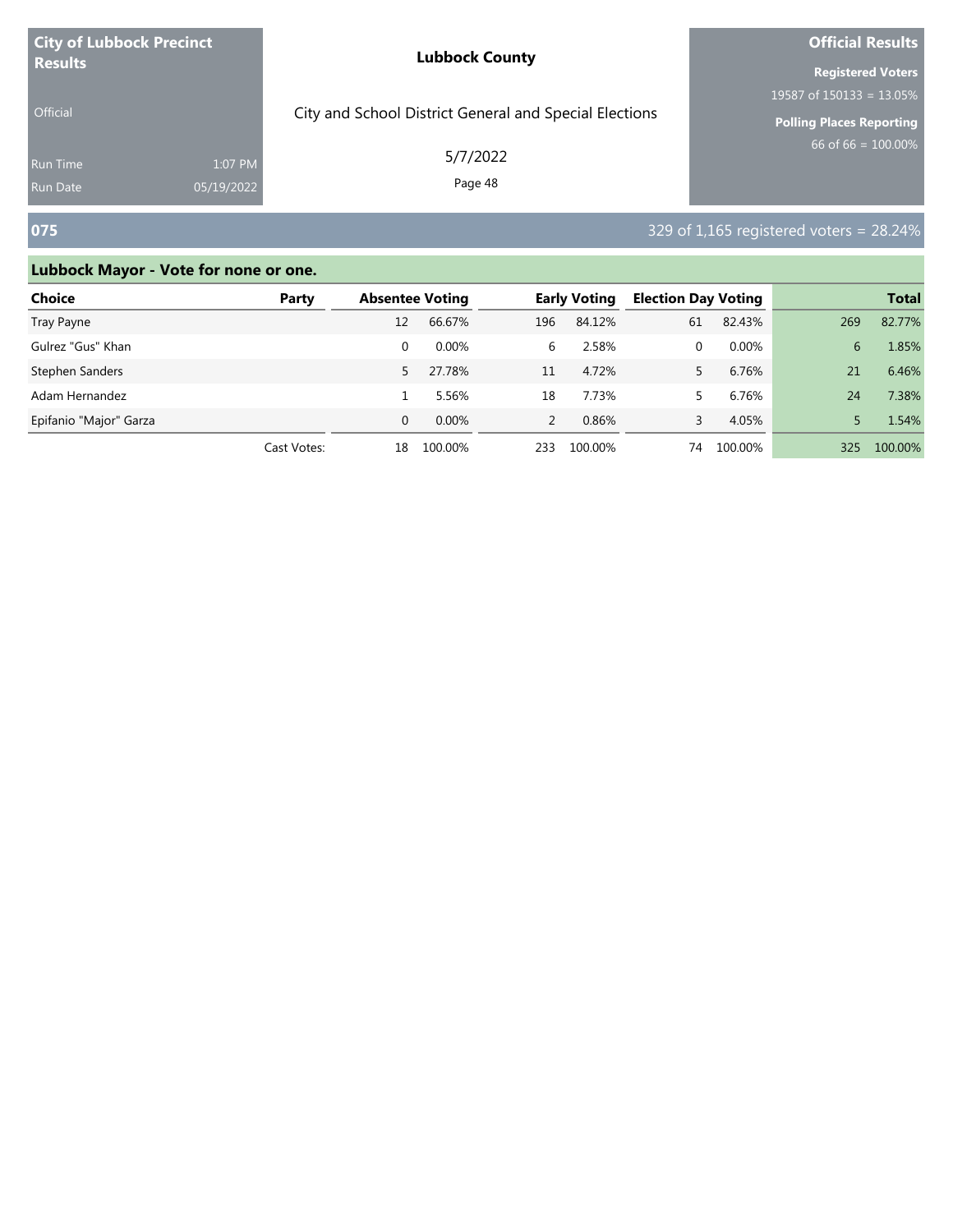**City of Lubbock Precinct Results**

Official

Run Time 1:07 PM
Run Date 05/19/2022

**Lubbock County**

City and School District General and Special Elections

5/7/2022

**Official Results**

**Registered Voters**
19587 of 150133 = 13.05%

**Polling Places Reporting**
66 of 66 = 100.00%

## 075

329 of 1,165 registered voters = 28.24%

### Lubbock Mayor - Vote for none or one.

| Choice | Party | Absentee Voting | | Early Voting | | Election Day Voting | | Total | |
|---|---|---|---|---|---|---|---|---|---|
| Tray Payne | | 12 | 66.67% | 196 | 84.12% | 61 | 82.43% | 269 | 82.77% |
| Gulrez "Gus" Khan | | 0 | 0.00% | 6 | 2.58% | 0 | 0.00% | 6 | 1.85% |
| Stephen Sanders | | 5 | 27.78% | 11 | 4.72% | 5 | 6.76% | 21 | 6.46% |
| Adam Hernandez | | 1 | 5.56% | 18 | 7.73% | 5 | 6.76% | 24 | 7.38% |
| Epifanio "Major" Garza | | 0 | 0.00% | 2 | 0.86% | 3 | 4.05% | 5 | 1.54% |
| | Cast Votes: | 18 | 100.00% | 233 | 100.00% | 74 | 100.00% | 325 | 100.00% |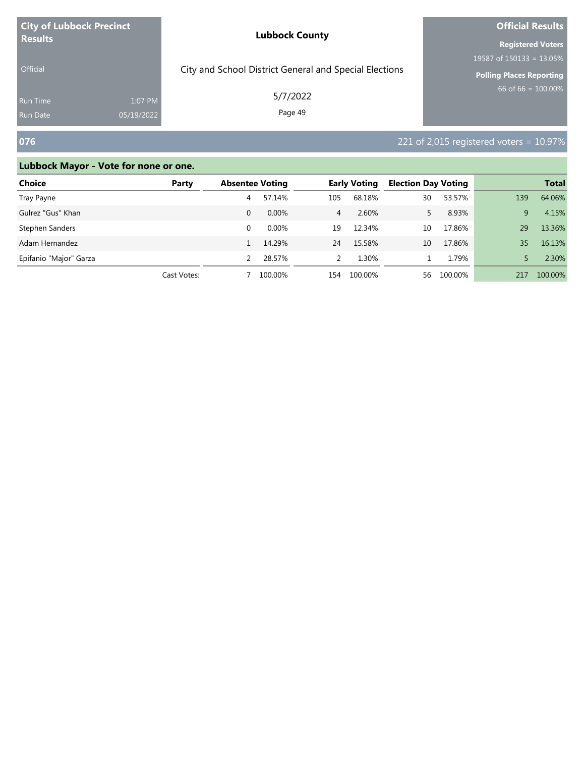| City of Lubbock Precinct Results | Lubbock County | Official Results |
|---|---|---|
| Official | City and School District General and Special Elections | Registered Voters 19587 of 150133 = 13.05% |
| Run Time 1:07 PM | 5/7/2022 | Polling Places Reporting 66 of 66 = 100.00% |
| Run Date 05/19/2022 | | |

## 076

221 of 2,015 registered voters = 10.97%

### Lubbock Mayor - Vote for none or one.

| Choice | Party | Absentee Voting | | Early Voting | | Election Day Voting | | Total | |
|---|---|---|---|---|---|---|---|---|---|
| Tray Payne | | 4 | 57.14% | 105 | 68.18% | 30 | 53.57% | 139 | 64.06% |
| Gulrez "Gus" Khan | | 0 | 0.00% | 4 | 2.60% | 5 | 8.93% | 9 | 4.15% |
| Stephen Sanders | | 0 | 0.00% | 19 | 12.34% | 10 | 17.86% | 29 | 13.36% |
| Adam Hernandez | | 1 | 14.29% | 24 | 15.58% | 10 | 17.86% | 35 | 16.13% |
| Epifanio "Major" Garza | | 2 | 28.57% | 2 | 1.30% | 1 | 1.79% | 5 | 2.30% |
| | Cast Votes: | 7 | 100.00% | 154 | 100.00% | 56 | 100.00% | 217 | 100.00% |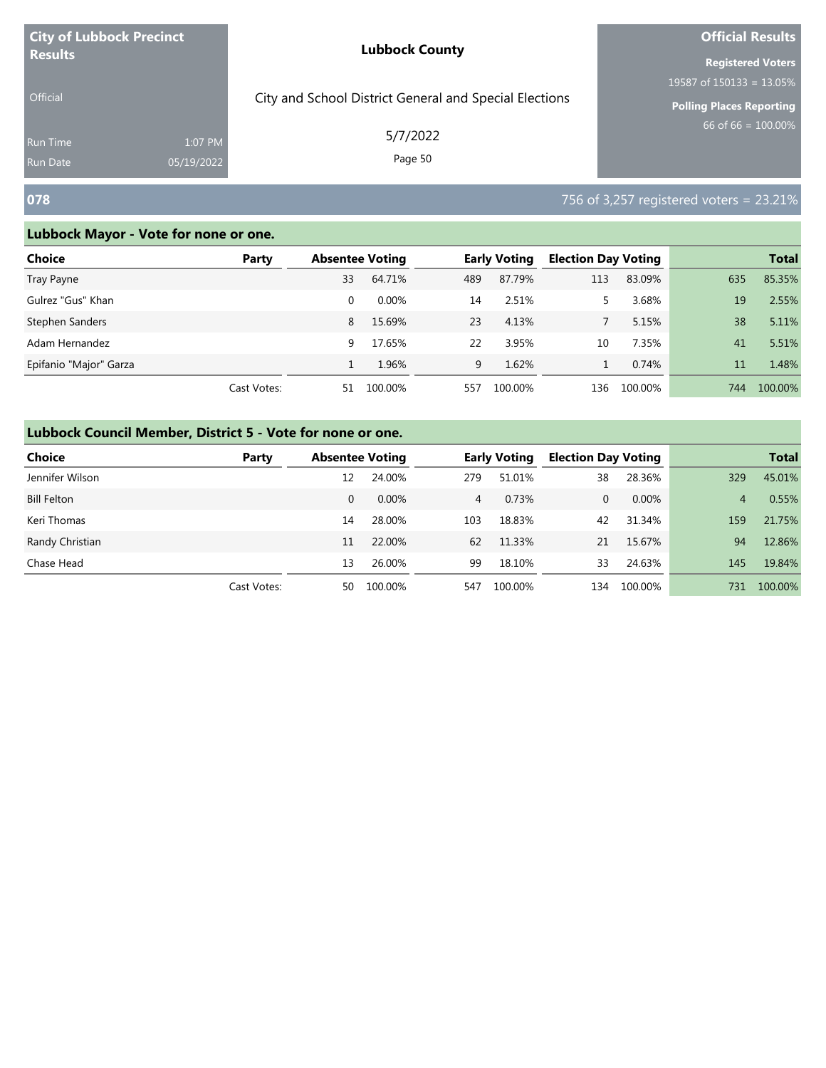**City of Lubbock Precinct Results**

Official

Run Time 1:07 PM
Run Date 05/19/2022

**Lubbock County**

City and School District General and Special Elections

5/7/2022

**Official Results**

**Registered Voters**
19587 of 150133 = 13.05%

**Polling Places Reporting**
66 of 66 = 100.00%

## 078

756 of 3,257 registered voters = 23.21%

### Lubbock Mayor - Vote for none or one.

| Choice | Party | Absentee Voting | | Early Voting | | Election Day Voting | | Total | |
|---|---|---|---|---|---|---|---|---|---|
| Tray Payne | | 33 | 64.71% | 489 | 87.79% | 113 | 83.09% | 635 | 85.35% |
| Gulrez "Gus" Khan | | 0 | 0.00% | 14 | 2.51% | 5 | 3.68% | 19 | 2.55% |
| Stephen Sanders | | 8 | 15.69% | 23 | 4.13% | 7 | 5.15% | 38 | 5.11% |
| Adam Hernandez | | 9 | 17.65% | 22 | 3.95% | 10 | 7.35% | 41 | 5.51% |
| Epifanio "Major" Garza | | 1 | 1.96% | 9 | 1.62% | 1 | 0.74% | 11 | 1.48% |
| | Cast Votes: | 51 | 100.00% | 557 | 100.00% | 136 | 100.00% | 744 | 100.00% |

### Lubbock Council Member, District 5 - Vote for none or one.

| Choice | Party | Absentee Voting | | Early Voting | | Election Day Voting | | Total | |
|---|---|---|---|---|---|---|---|---|---|
| Jennifer Wilson | | 12 | 24.00% | 279 | 51.01% | 38 | 28.36% | 329 | 45.01% |
| Bill Felton | | 0 | 0.00% | 4 | 0.73% | 0 | 0.00% | 4 | 0.55% |
| Keri Thomas | | 14 | 28.00% | 103 | 18.83% | 42 | 31.34% | 159 | 21.75% |
| Randy Christian | | 11 | 22.00% | 62 | 11.33% | 21 | 15.67% | 94 | 12.86% |
| Chase Head | | 13 | 26.00% | 99 | 18.10% | 33 | 24.63% | 145 | 19.84% |
| | Cast Votes: | 50 | 100.00% | 547 | 100.00% | 134 | 100.00% | 731 | 100.00% |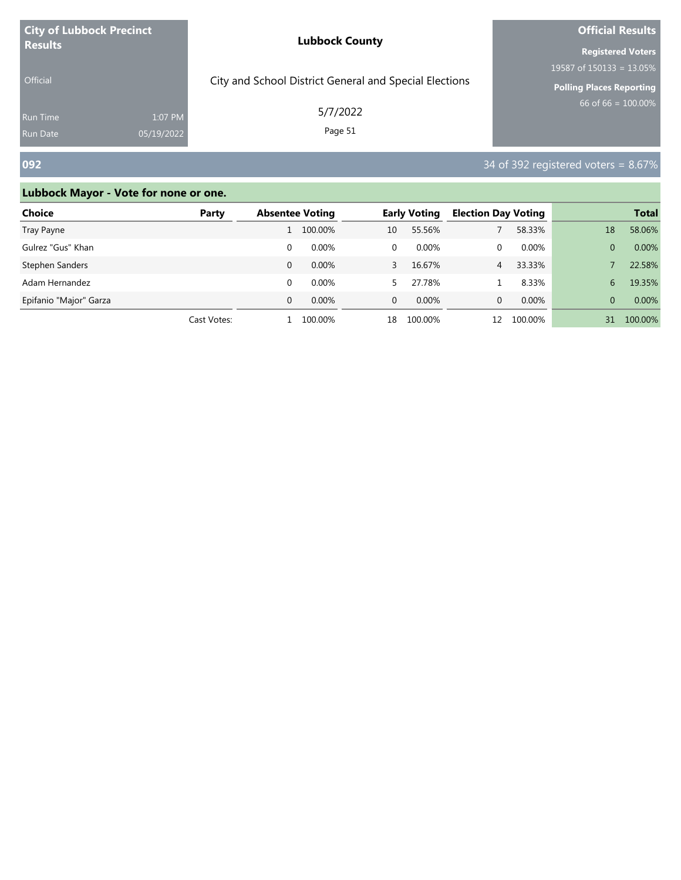**City of Lubbock Precinct Results**

Official

Run Time 1:07 PM
Run Date 05/19/2022

**Lubbock County**

City and School District General and Special Elections

5/7/2022

**Official Results**

**Registered Voters**
19587 of 150133 = 13.05%

**Polling Places Reporting**
66 of 66 = 100.00%

## 092

34 of 392 registered voters = 8.67%

### Lubbock Mayor - Vote for none or one.

| Choice | Party | Absentee Voting | | Early Voting | | Election Day Voting | | Total | |
|---|---|---|---|---|---|---|---|---|---|
| Tray Payne | | 1 | 100.00% | 10 | 55.56% | 7 | 58.33% | 18 | 58.06% |
| Gulrez "Gus" Khan | | 0 | 0.00% | 0 | 0.00% | 0 | 0.00% | 0 | 0.00% |
| Stephen Sanders | | 0 | 0.00% | 3 | 16.67% | 4 | 33.33% | 7 | 22.58% |
| Adam Hernandez | | 0 | 0.00% | 5 | 27.78% | 1 | 8.33% | 6 | 19.35% |
| Epifanio "Major" Garza | | 0 | 0.00% | 0 | 0.00% | 0 | 0.00% | 0 | 0.00% |
| | Cast Votes: | 1 | 100.00% | 18 | 100.00% | 12 | 100.00% | 31 | 100.00% |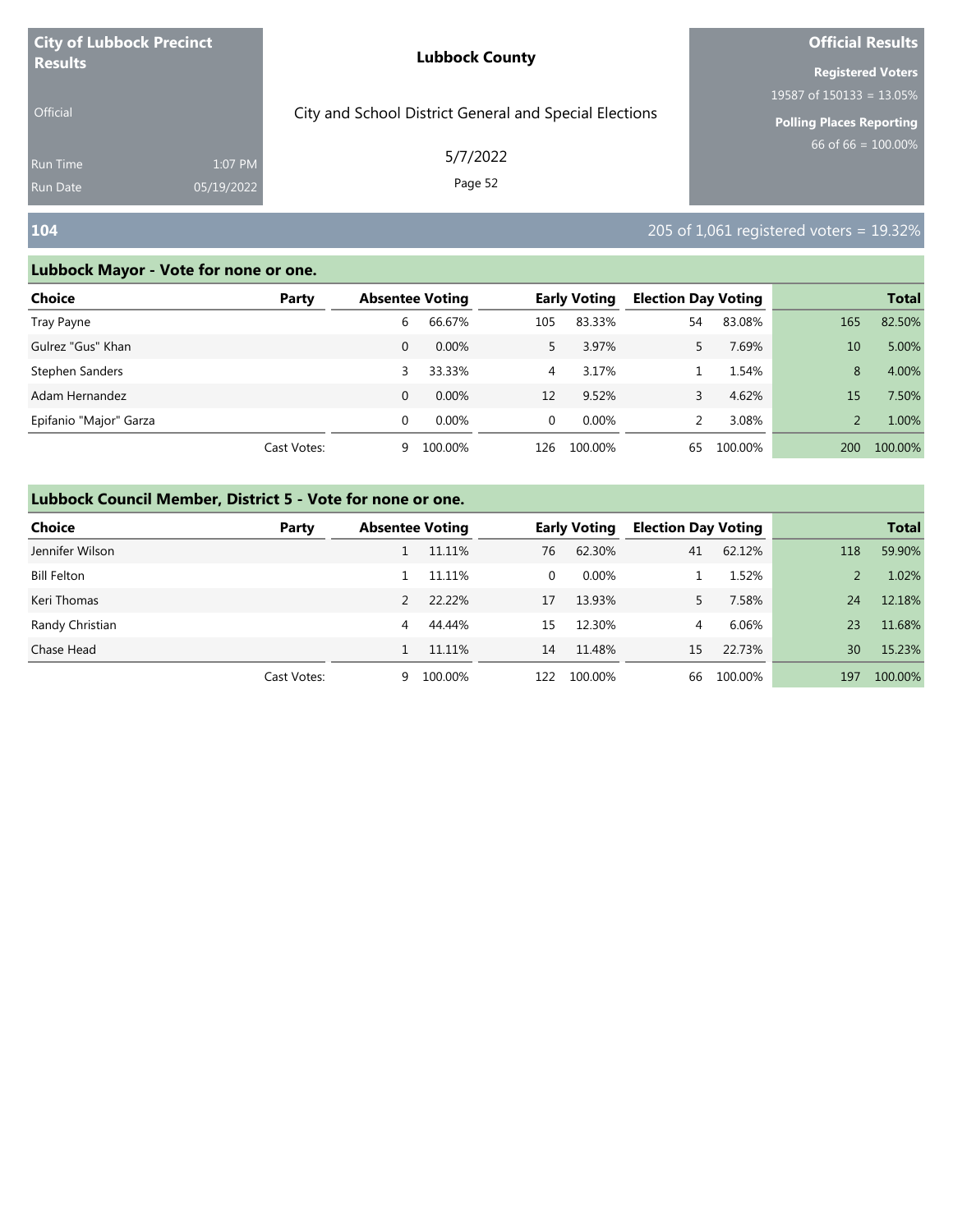**City of Lubbock Precinct Results**

Official

Run Time 1:07 PM

Run Date 05/19/2022

**Lubbock County**

City and School District General and Special Elections

5/7/2022

**Official Results**

**Registered Voters**

19587 of 150133 = 13.05%

**Polling Places Reporting**

66 of 66 = 100.00%

## 104

205 of 1,061 registered voters = 19.32%

### Lubbock Mayor - Vote for none or one.

| Choice | Party | Absentee Voting | | Early Voting | | Election Day Voting | | Total | |
|---|---|---|---|---|---|---|---|---|---|
| Tray Payne | | 6 | 66.67% | 105 | 83.33% | 54 | 83.08% | 165 | 82.50% |
| Gulrez "Gus" Khan | | 0 | 0.00% | 5 | 3.97% | 5 | 7.69% | 10 | 5.00% |
| Stephen Sanders | | 3 | 33.33% | 4 | 3.17% | 1 | 1.54% | 8 | 4.00% |
| Adam Hernandez | | 0 | 0.00% | 12 | 9.52% | 3 | 4.62% | 15 | 7.50% |
| Epifanio "Major" Garza | | 0 | 0.00% | 0 | 0.00% | 2 | 3.08% | 2 | 1.00% |
| | Cast Votes: | 9 | 100.00% | 126 | 100.00% | 65 | 100.00% | 200 | 100.00% |

### Lubbock Council Member, District 5 - Vote for none or one.

| Choice | Party | Absentee Voting | | Early Voting | | Election Day Voting | | Total | |
|---|---|---|---|---|---|---|---|---|---|
| Jennifer Wilson | | 1 | 11.11% | 76 | 62.30% | 41 | 62.12% | 118 | 59.90% |
| Bill Felton | | 1 | 11.11% | 0 | 0.00% | 1 | 1.52% | 2 | 1.02% |
| Keri Thomas | | 2 | 22.22% | 17 | 13.93% | 5 | 7.58% | 24 | 12.18% |
| Randy Christian | | 4 | 44.44% | 15 | 12.30% | 4 | 6.06% | 23 | 11.68% |
| Chase Head | | 1 | 11.11% | 14 | 11.48% | 15 | 22.73% | 30 | 15.23% |
| | Cast Votes: | 9 | 100.00% | 122 | 100.00% | 66 | 100.00% | 197 | 100.00% |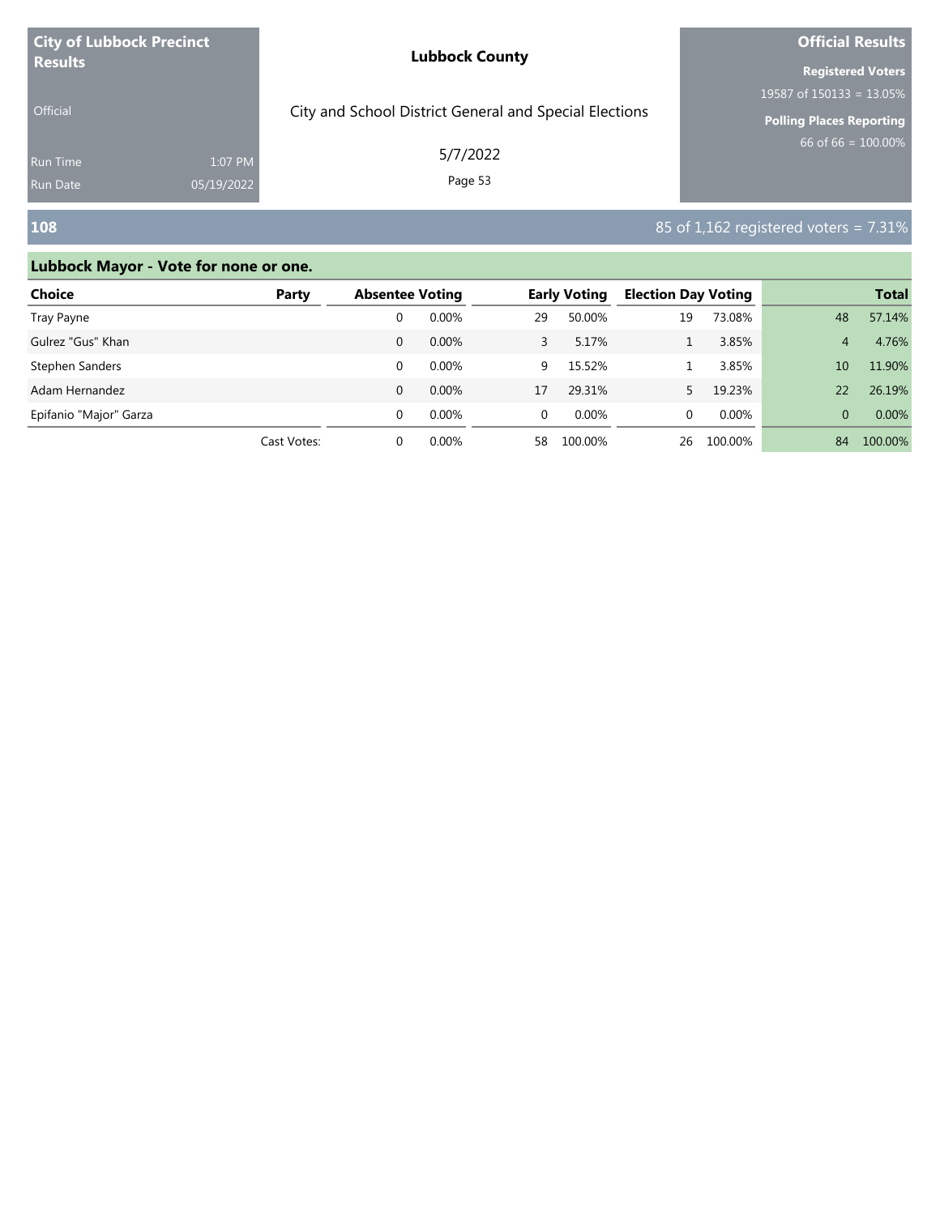**City of Lubbock Precinct Results**

Official

Run Time 1:07 PM
Run Date 05/19/2022

**Lubbock County**

City and School District General and Special Elections

5/7/2022

**Official Results**

**Registered Voters**
19587 of 150133 = 13.05%

**Polling Places Reporting**
66 of 66 = 100.00%

## 108

85 of 1,162 registered voters = 7.31%

### Lubbock Mayor - Vote for none or one.

| Choice | Party | Absentee Voting | | Early Voting | | Election Day Voting | | Total | |
|---|---|---|---|---|---|---|---|---|---|
| Tray Payne | | 0 | 0.00% | 29 | 50.00% | 19 | 73.08% | 48 | 57.14% |
| Gulrez "Gus" Khan | | 0 | 0.00% | 3 | 5.17% | 1 | 3.85% | 4 | 4.76% |
| Stephen Sanders | | 0 | 0.00% | 9 | 15.52% | 1 | 3.85% | 10 | 11.90% |
| Adam Hernandez | | 0 | 0.00% | 17 | 29.31% | 5 | 19.23% | 22 | 26.19% |
| Epifanio "Major" Garza | | 0 | 0.00% | 0 | 0.00% | 0 | 0.00% | 0 | 0.00% |
| | Cast Votes: | 0 | 0.00% | 58 | 100.00% | 26 | 100.00% | 84 | 100.00% |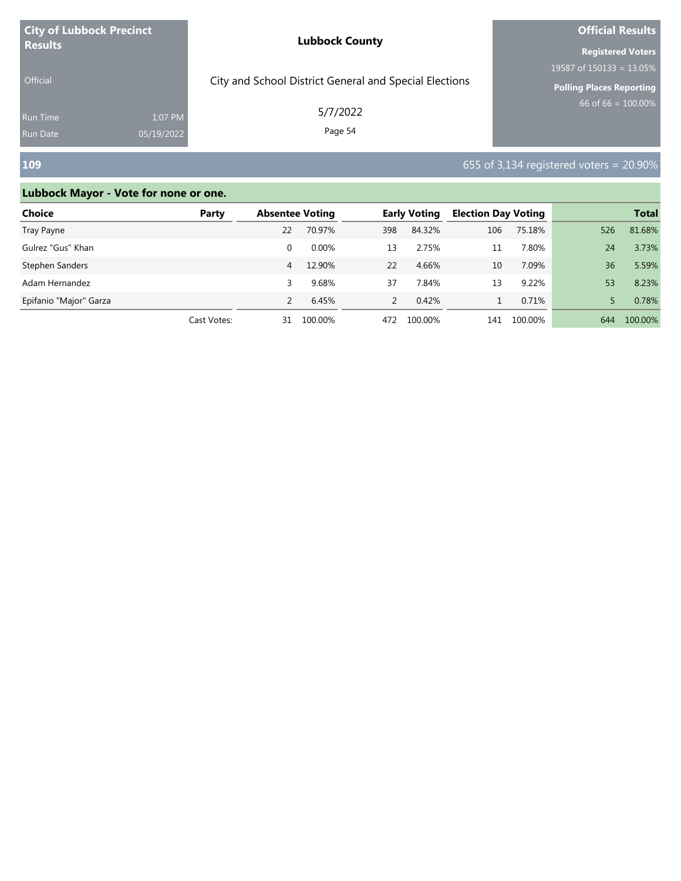| City of Lubbock Precinct Results | | Lubbock County | Official Results |
|---|---|---|---|
| Official | | City and School District General and Special Elections | Registered Voters 19587 of 150133 = 13.05% |
| Run Time | 1:07 PM | 5/7/2022 | Polling Places Reporting 66 of 66 = 100.00% |
| Run Date | 05/19/2022 | | |

## 109

655 of 3,134 registered voters = 20.90%

### Lubbock Mayor - Vote for none or one.

| Choice | Party | Absentee Voting | | Early Voting | | Election Day Voting | | Total | |
|---|---|---|---|---|---|---|---|---|---|
| Tray Payne | | 22 | 70.97% | 398 | 84.32% | 106 | 75.18% | 526 | 81.68% |
| Gulrez "Gus" Khan | | 0 | 0.00% | 13 | 2.75% | 11 | 7.80% | 24 | 3.73% |
| Stephen Sanders | | 4 | 12.90% | 22 | 4.66% | 10 | 7.09% | 36 | 5.59% |
| Adam Hernandez | | 3 | 9.68% | 37 | 7.84% | 13 | 9.22% | 53 | 8.23% |
| Epifanio "Major" Garza | | 2 | 6.45% | 2 | 0.42% | 1 | 0.71% | 5 | 0.78% |
| | Cast Votes: | 31 | 100.00% | 472 | 100.00% | 141 | 100.00% | 644 | 100.00% |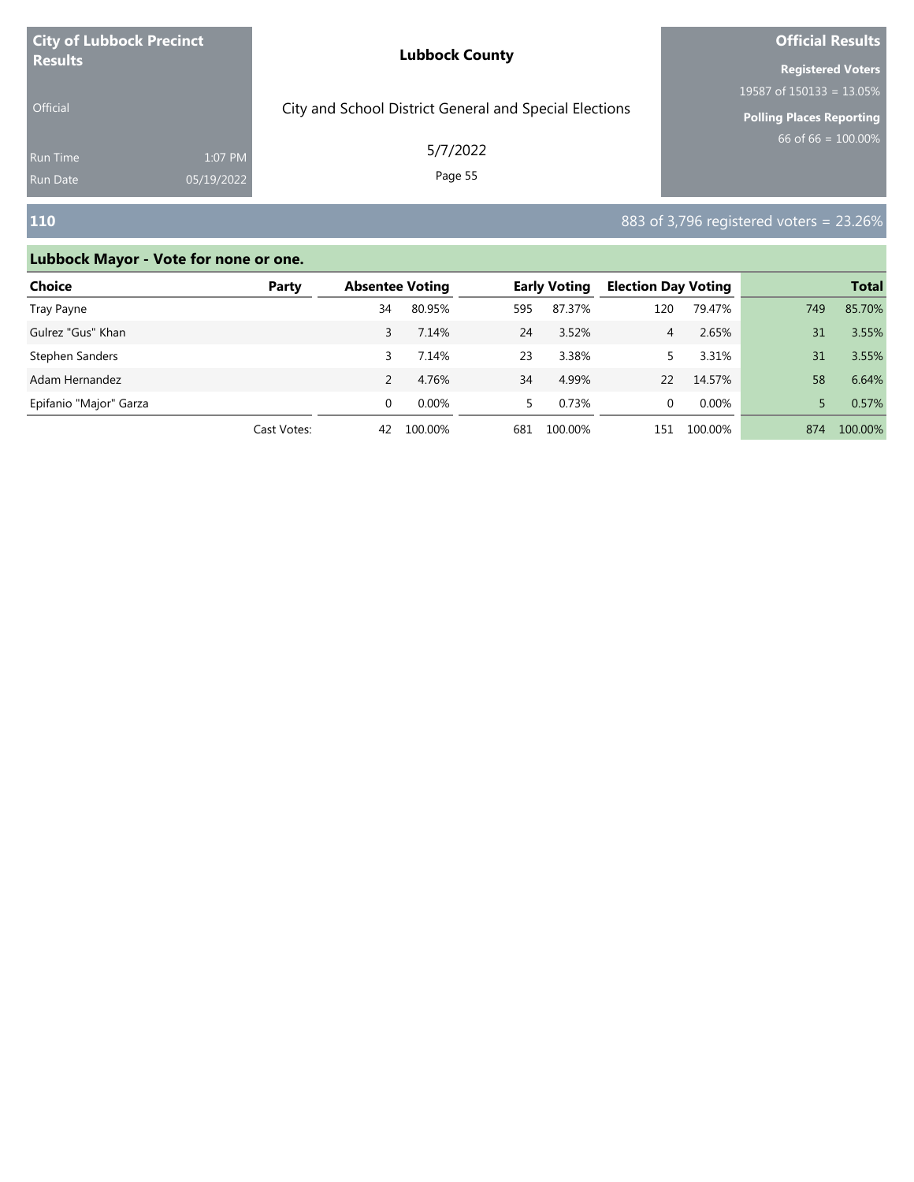**City of Lubbock Precinct Results**

Official

Run Time 1:07 PM
Run Date 05/19/2022

**Lubbock County**

City and School District General and Special Elections

5/7/2022

**Official Results**

**Registered Voters**
19587 of 150133 = 13.05%

**Polling Places Reporting**
66 of 66 = 100.00%

## 110

883 of 3,796 registered voters = 23.26%

### Lubbock Mayor - Vote for none or one.

| Choice | Party | Absentee Voting | | Early Voting | | Election Day Voting | | Total | |
|---|---|---|---|---|---|---|---|---|---|
| Tray Payne | | 34 | 80.95% | 595 | 87.37% | 120 | 79.47% | 749 | 85.70% |
| Gulrez "Gus" Khan | | 3 | 7.14% | 24 | 3.52% | 4 | 2.65% | 31 | 3.55% |
| Stephen Sanders | | 3 | 7.14% | 23 | 3.38% | 5 | 3.31% | 31 | 3.55% |
| Adam Hernandez | | 2 | 4.76% | 34 | 4.99% | 22 | 14.57% | 58 | 6.64% |
| Epifanio "Major" Garza | | 0 | 0.00% | 5 | 0.73% | 0 | 0.00% | 5 | 0.57% |
| | Cast Votes: | 42 | 100.00% | 681 | 100.00% | 151 | 100.00% | 874 | 100.00% |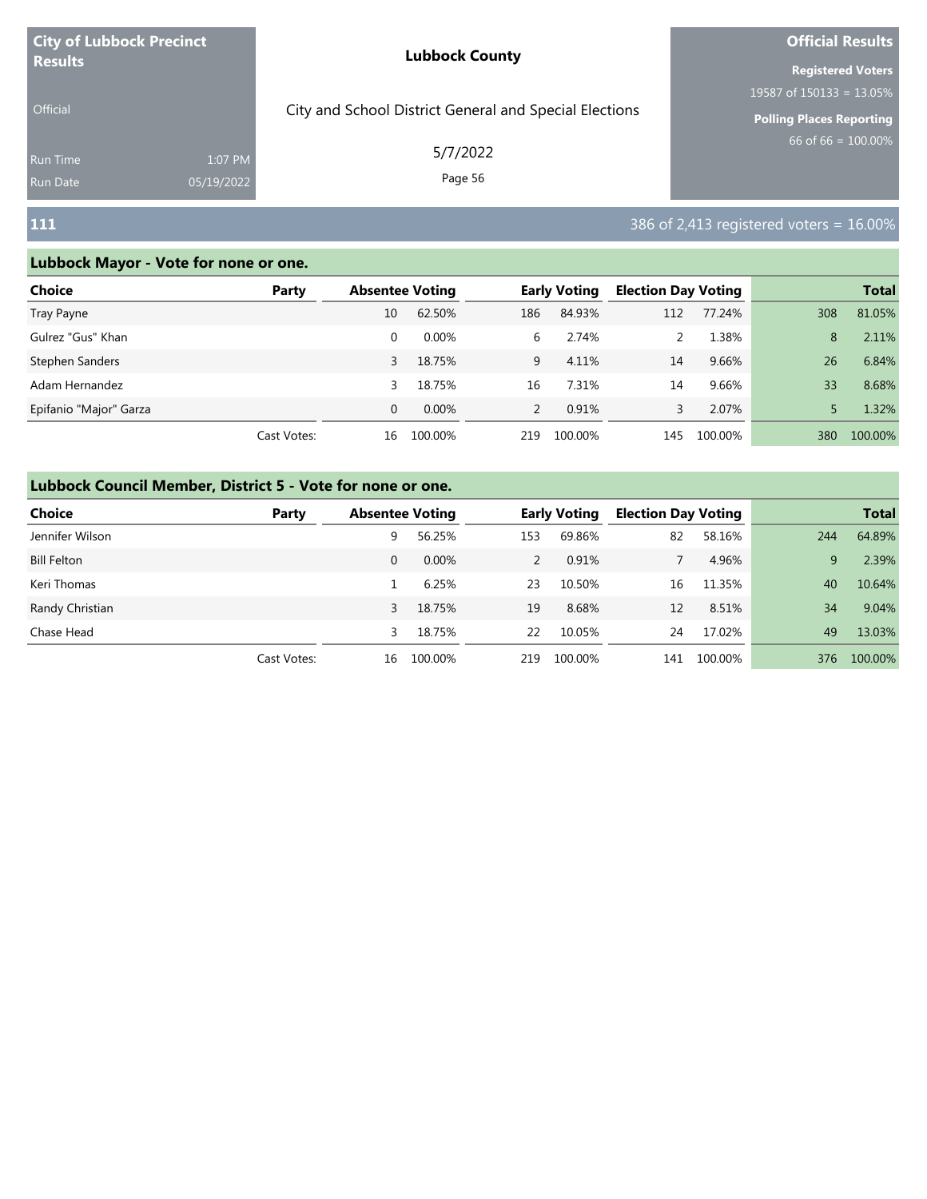**City of Lubbock Precinct Results**

Official

Run Time 1:07 PM
Run Date 05/19/2022

**Lubbock County**

City and School District General and Special Elections

5/7/2022

**Official Results**

**Registered Voters**
19587 of 150133 = 13.05%

**Polling Places Reporting**
66 of 66 = 100.00%

## 111

386 of 2,413 registered voters = 16.00%

### Lubbock Mayor - Vote for none or one.

| Choice | Party | Absentee Voting | | Early Voting | | Election Day Voting | | Total | |
|---|---|---|---|---|---|---|---|---|---|
| Tray Payne | | 10 | 62.50% | 186 | 84.93% | 112 | 77.24% | 308 | 81.05% |
| Gulrez "Gus" Khan | | 0 | 0.00% | 6 | 2.74% | 2 | 1.38% | 8 | 2.11% |
| Stephen Sanders | | 3 | 18.75% | 9 | 4.11% | 14 | 9.66% | 26 | 6.84% |
| Adam Hernandez | | 3 | 18.75% | 16 | 7.31% | 14 | 9.66% | 33 | 8.68% |
| Epifanio "Major" Garza | | 0 | 0.00% | 2 | 0.91% | 3 | 2.07% | 5 | 1.32% |
| | Cast Votes: | 16 | 100.00% | 219 | 100.00% | 145 | 100.00% | 380 | 100.00% |

### Lubbock Council Member, District 5 - Vote for none or one.

| Choice | Party | Absentee Voting | | Early Voting | | Election Day Voting | | Total | |
|---|---|---|---|---|---|---|---|---|---|
| Jennifer Wilson | | 9 | 56.25% | 153 | 69.86% | 82 | 58.16% | 244 | 64.89% |
| Bill Felton | | 0 | 0.00% | 2 | 0.91% | 7 | 4.96% | 9 | 2.39% |
| Keri Thomas | | 1 | 6.25% | 23 | 10.50% | 16 | 11.35% | 40 | 10.64% |
| Randy Christian | | 3 | 18.75% | 19 | 8.68% | 12 | 8.51% | 34 | 9.04% |
| Chase Head | | 3 | 18.75% | 22 | 10.05% | 24 | 17.02% | 49 | 13.03% |
| | Cast Votes: | 16 | 100.00% | 219 | 100.00% | 141 | 100.00% | 376 | 100.00% |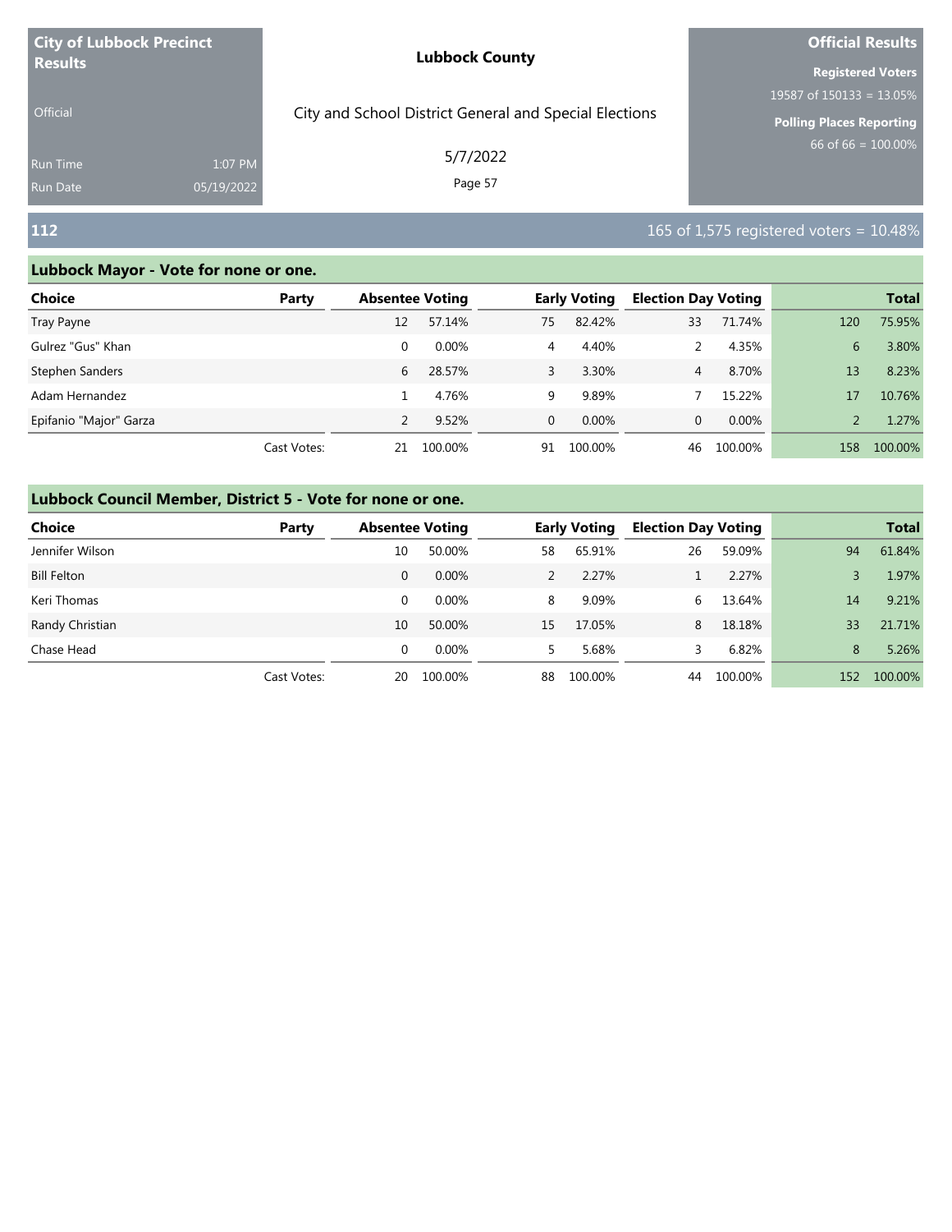| City of Lubbock Precinct Results | | Lubbock County | Official Results |
|---|---|---|---|
| Official | | City and School District General and Special Elections | Registered Voters 19587 of 150133 = 13.05% |
| Run Time | 1:07 PM | 5/7/2022 | Polling Places Reporting 66 of 66 = 100.00% |
| Run Date | 05/19/2022 | | |

## 112

165 of 1,575 registered voters = 10.48%

### Lubbock Mayor - Vote for none or one.

| Choice | Party | Absentee Voting | | Early Voting | | Election Day Voting | | Total | |
|---|---|---|---|---|---|---|---|---|---|
| Tray Payne | | 12 | 57.14% | 75 | 82.42% | 33 | 71.74% | 120 | 75.95% |
| Gulrez "Gus" Khan | | 0 | 0.00% | 4 | 4.40% | 2 | 4.35% | 6 | 3.80% |
| Stephen Sanders | | 6 | 28.57% | 3 | 3.30% | 4 | 8.70% | 13 | 8.23% |
| Adam Hernandez | | 1 | 4.76% | 9 | 9.89% | 7 | 15.22% | 17 | 10.76% |
| Epifanio "Major" Garza | | 2 | 9.52% | 0 | 0.00% | 0 | 0.00% | 2 | 1.27% |
| | Cast Votes: | 21 | 100.00% | 91 | 100.00% | 46 | 100.00% | 158 | 100.00% |

### Lubbock Council Member, District 5 - Vote for none or one.

| Choice | Party | Absentee Voting | | Early Voting | | Election Day Voting | | Total | |
|---|---|---|---|---|---|---|---|---|---|
| Jennifer Wilson | | 10 | 50.00% | 58 | 65.91% | 26 | 59.09% | 94 | 61.84% |
| Bill Felton | | 0 | 0.00% | 2 | 2.27% | 1 | 2.27% | 3 | 1.97% |
| Keri Thomas | | 0 | 0.00% | 8 | 9.09% | 6 | 13.64% | 14 | 9.21% |
| Randy Christian | | 10 | 50.00% | 15 | 17.05% | 8 | 18.18% | 33 | 21.71% |
| Chase Head | | 0 | 0.00% | 5 | 5.68% | 3 | 6.82% | 8 | 5.26% |
| | Cast Votes: | 20 | 100.00% | 88 | 100.00% | 44 | 100.00% | 152 | 100.00% |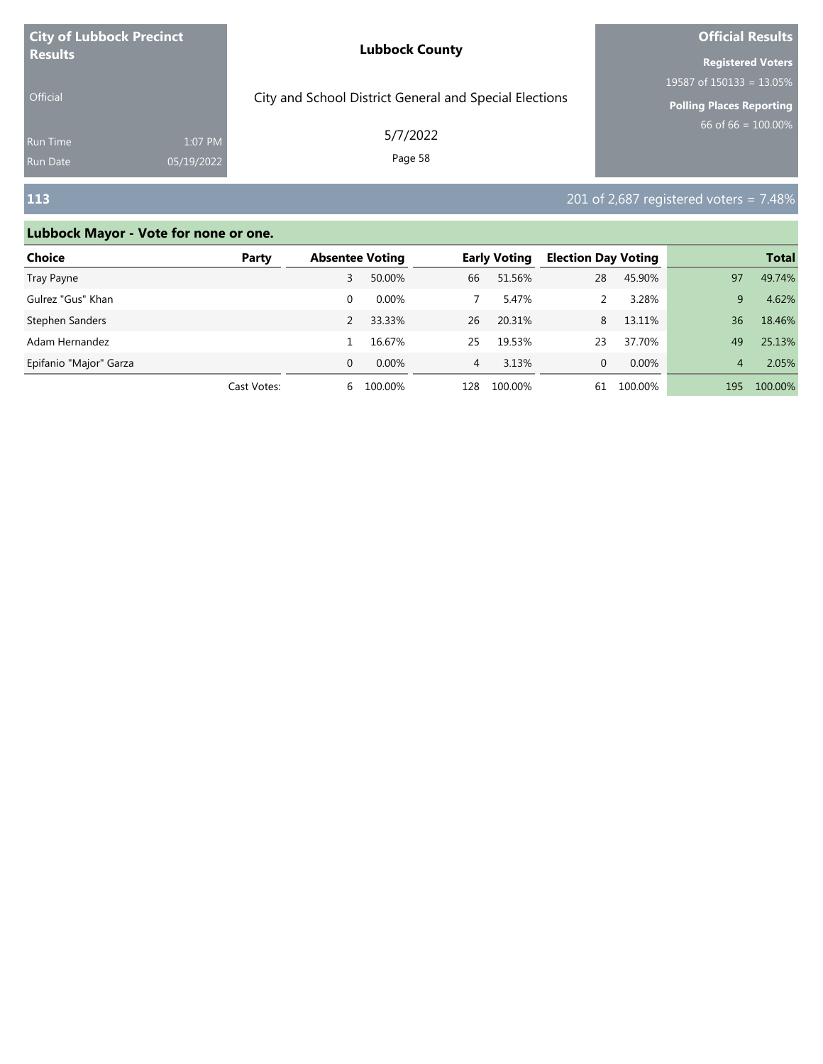**City of Lubbock Precinct Results**

Official

Run Time 1:07 PM
Run Date 05/19/2022

**Lubbock County**

City and School District General and Special Elections

5/7/2022

**Official Results**

**Registered Voters**
19587 of 150133 = 13.05%

**Polling Places Reporting**
66 of 66 = 100.00%

## 113

201 of 2,687 registered voters = 7.48%

### Lubbock Mayor - Vote for none or one.

| Choice | Party | Absentee Voting | | Early Voting | | Election Day Voting | | Total | |
|---|---|---|---|---|---|---|---|---|---|
| Tray Payne | | 3 | 50.00% | 66 | 51.56% | 28 | 45.90% | 97 | 49.74% |
| Gulrez "Gus" Khan | | 0 | 0.00% | 7 | 5.47% | 2 | 3.28% | 9 | 4.62% |
| Stephen Sanders | | 2 | 33.33% | 26 | 20.31% | 8 | 13.11% | 36 | 18.46% |
| Adam Hernandez | | 1 | 16.67% | 25 | 19.53% | 23 | 37.70% | 49 | 25.13% |
| Epifanio "Major" Garza | | 0 | 0.00% | 4 | 3.13% | 0 | 0.00% | 4 | 2.05% |
| | Cast Votes: | 6 | 100.00% | 128 | 100.00% | 61 | 100.00% | 195 | 100.00% |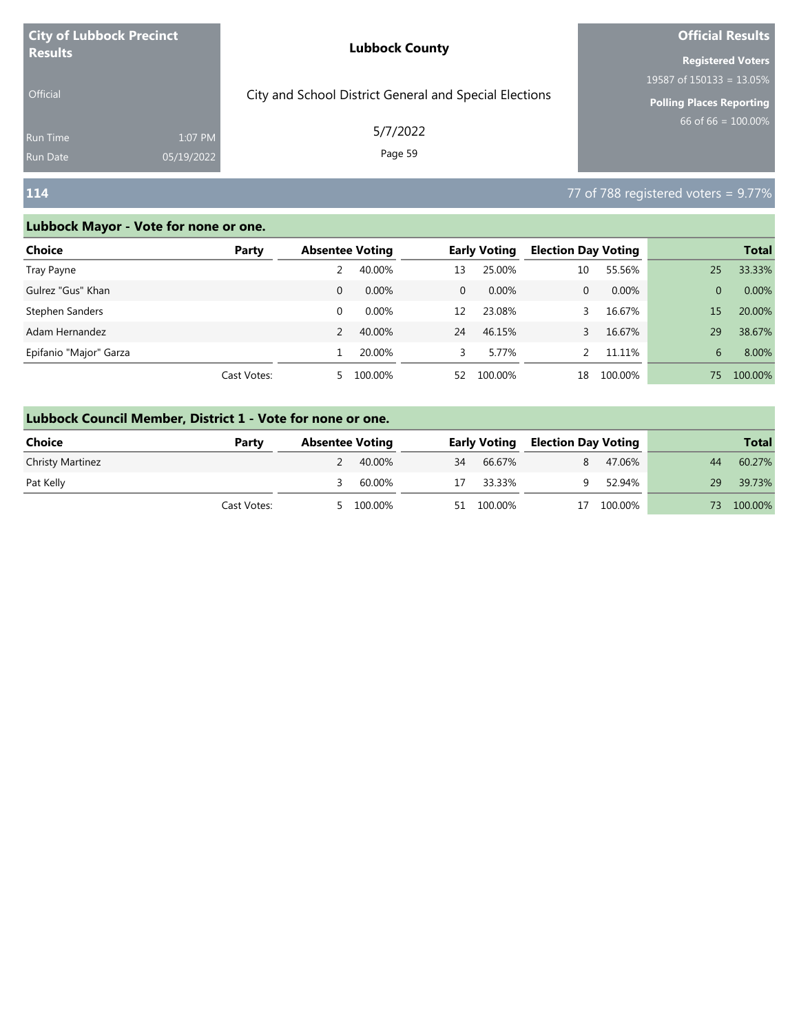| City of Lubbock Precinct Results | | Lubbock County | Official Results |
|---|---|---|---|
| Official | | City and School District General and Special Elections | Registered Voters 19587 of 150133 = 13.05% |
| Run Time | 1:07 PM | 5/7/2022 | Polling Places Reporting 66 of 66 = 100.00% |
| Run Date | 05/19/2022 | | |

## 114

77 of 788 registered voters = 9.77%

### Lubbock Mayor - Vote for none or one.

| Choice | Party | Absentee Voting | | Early Voting | | Election Day Voting | | Total | |
|---|---|---|---|---|---|---|---|---|---|
| Tray Payne | | 2 | 40.00% | 13 | 25.00% | 10 | 55.56% | 25 | 33.33% |
| Gulrez "Gus" Khan | | 0 | 0.00% | 0 | 0.00% | 0 | 0.00% | 0 | 0.00% |
| Stephen Sanders | | 0 | 0.00% | 12 | 23.08% | 3 | 16.67% | 15 | 20.00% |
| Adam Hernandez | | 2 | 40.00% | 24 | 46.15% | 3 | 16.67% | 29 | 38.67% |
| Epifanio "Major" Garza | | 1 | 20.00% | 3 | 5.77% | 2 | 11.11% | 6 | 8.00% |
| | Cast Votes: | 5 | 100.00% | 52 | 100.00% | 18 | 100.00% | 75 | 100.00% |

### Lubbock Council Member, District 1 - Vote for none or one.

| Choice | Party | Absentee Voting | | Early Voting | | Election Day Voting | | Total | |
|---|---|---|---|---|---|---|---|---|---|
| Christy Martinez | | 2 | 40.00% | 34 | 66.67% | 8 | 47.06% | 44 | 60.27% |
| Pat Kelly | | 3 | 60.00% | 17 | 33.33% | 9 | 52.94% | 29 | 39.73% |
| | Cast Votes: | 5 | 100.00% | 51 | 100.00% | 17 | 100.00% | 73 | 100.00% |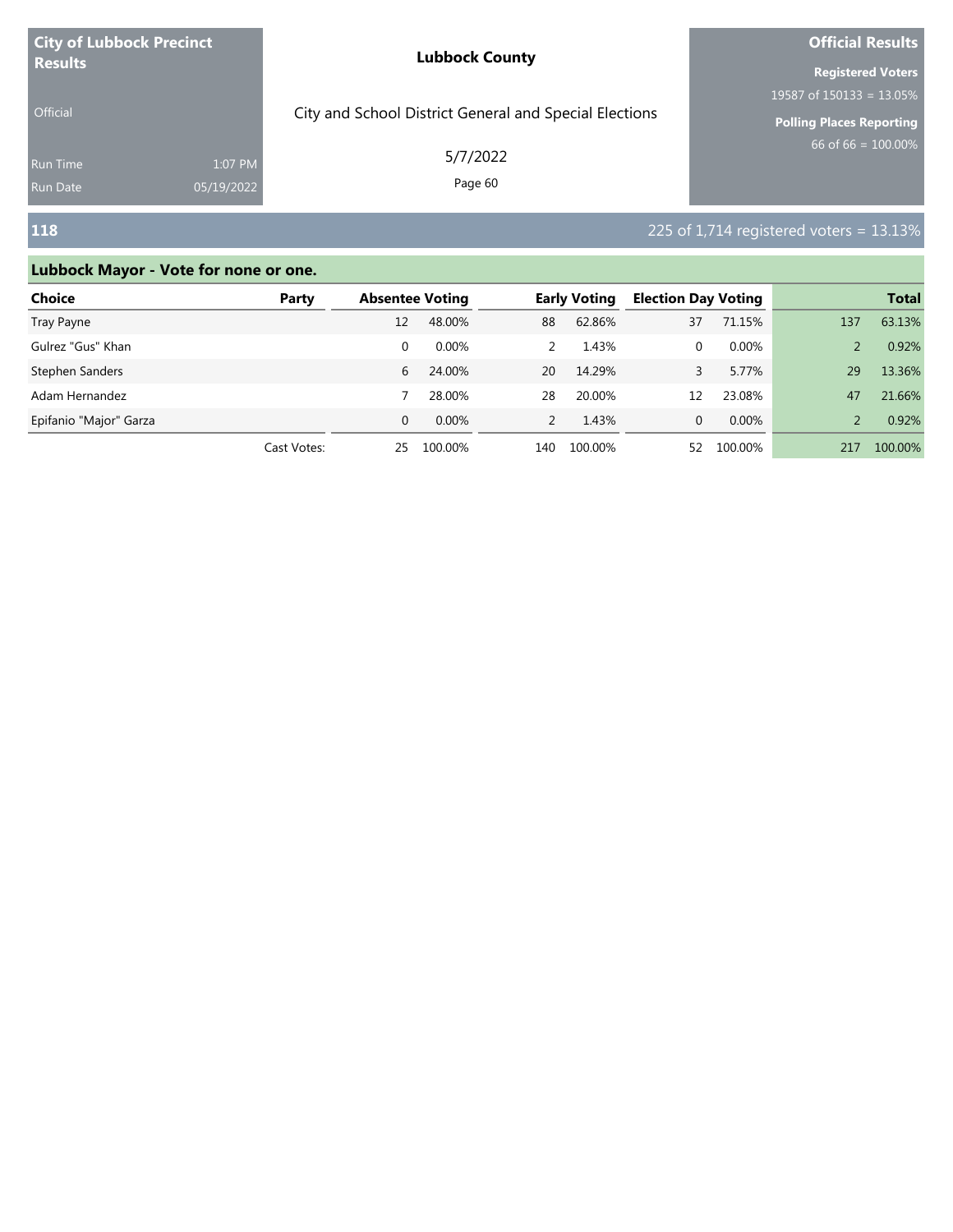**City of Lubbock Precinct Results**

Official

Run Time 1:07 PM
Run Date 05/19/2022

**Lubbock County**

City and School District General and Special Elections

5/7/2022

**Official Results**

**Registered Voters**
19587 of 150133 = 13.05%

**Polling Places Reporting**
66 of 66 = 100.00%

## 118

225 of 1,714 registered voters = 13.13%

### Lubbock Mayor - Vote for none or one.

| Choice | Party | Absentee Voting | | Early Voting | | Election Day Voting | | Total | |
|---|---|---|---|---|---|---|---|---|---|
| Tray Payne | | 12 | 48.00% | 88 | 62.86% | 37 | 71.15% | 137 | 63.13% |
| Gulrez "Gus" Khan | | 0 | 0.00% | 2 | 1.43% | 0 | 0.00% | 2 | 0.92% |
| Stephen Sanders | | 6 | 24.00% | 20 | 14.29% | 3 | 5.77% | 29 | 13.36% |
| Adam Hernandez | | 7 | 28.00% | 28 | 20.00% | 12 | 23.08% | 47 | 21.66% |
| Epifanio "Major" Garza | | 0 | 0.00% | 2 | 1.43% | 0 | 0.00% | 2 | 0.92% |
| | Cast Votes: | 25 | 100.00% | 140 | 100.00% | 52 | 100.00% | 217 | 100.00% |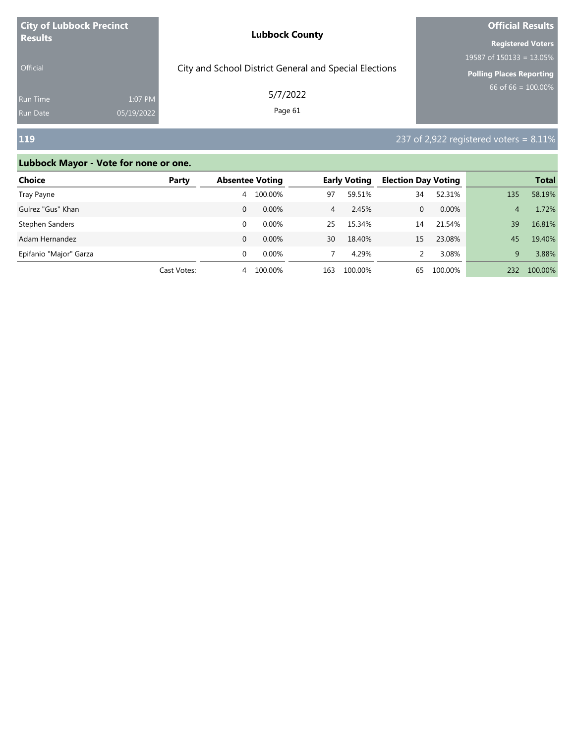**City of Lubbock Precinct Results**

Official

Run Time 1:07 PM
Run Date 05/19/2022

**Lubbock County**

City and School District General and Special Elections

5/7/2022

**Official Results**

**Registered Voters**
19587 of 150133 = 13.05%

**Polling Places Reporting**
66 of 66 = 100.00%

## 119

237 of 2,922 registered voters = 8.11%

### Lubbock Mayor - Vote for none or one.

| Choice | Party | Absentee Voting | | Early Voting | | Election Day Voting | | Total | |
|---|---|---|---|---|---|---|---|---|---|
| Tray Payne | | 4 | 100.00% | 97 | 59.51% | 34 | 52.31% | 135 | 58.19% |
| Gulrez "Gus" Khan | | 0 | 0.00% | 4 | 2.45% | 0 | 0.00% | 4 | 1.72% |
| Stephen Sanders | | 0 | 0.00% | 25 | 15.34% | 14 | 21.54% | 39 | 16.81% |
| Adam Hernandez | | 0 | 0.00% | 30 | 18.40% | 15 | 23.08% | 45 | 19.40% |
| Epifanio "Major" Garza | | 0 | 0.00% | 7 | 4.29% | 2 | 3.08% | 9 | 3.88% |
| | Cast Votes: | 4 | 100.00% | 163 | 100.00% | 65 | 100.00% | 232 | 100.00% |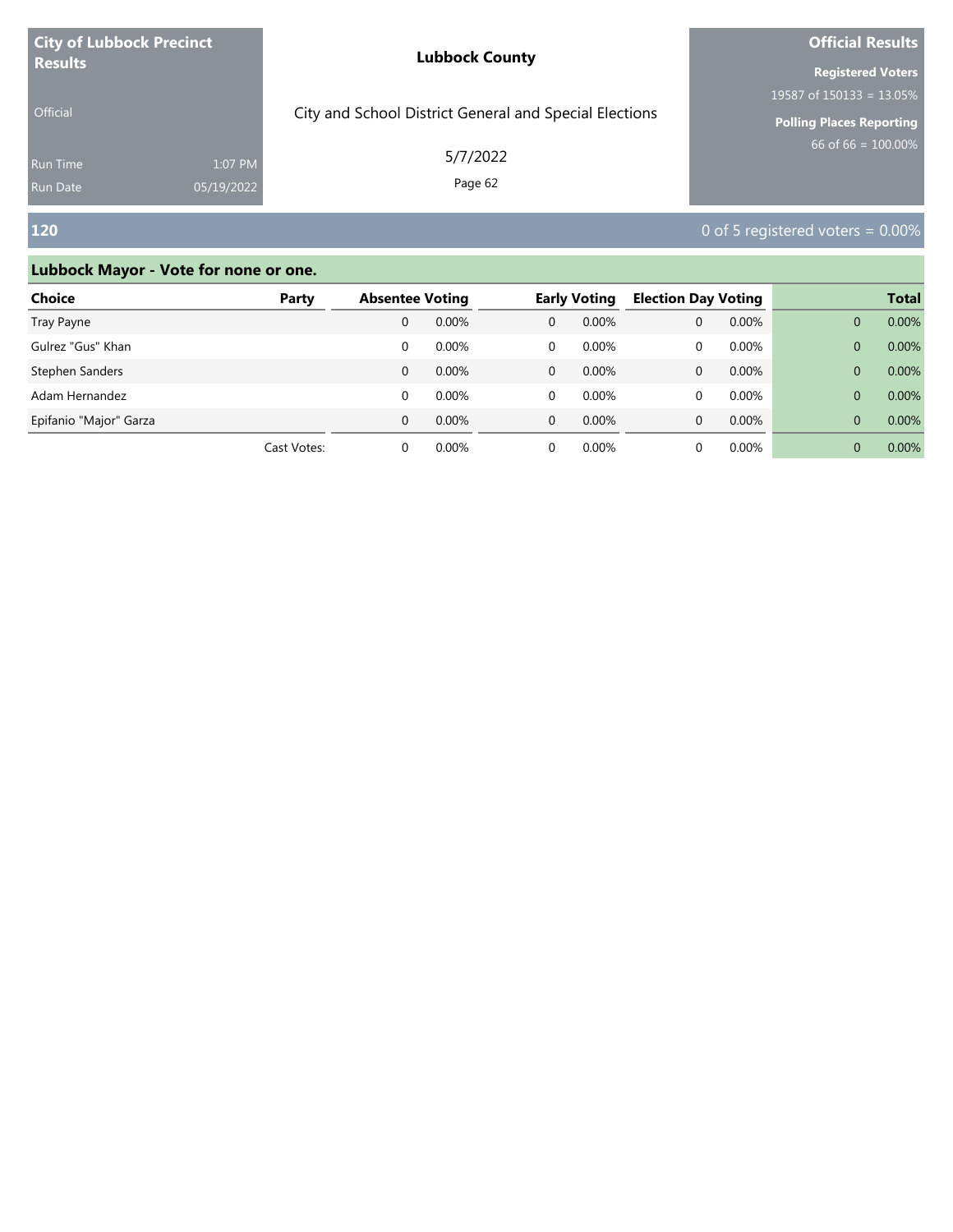**City of Lubbock Precinct Results**

Official

Run Time 1:07 PM
Run Date 05/19/2022

**Lubbock County**

City and School District General and Special Elections

5/7/2022

**Official Results**

**Registered Voters**
19587 of 150133 = 13.05%

**Polling Places Reporting**
66 of 66 = 100.00%

## 120

0 of 5 registered voters = 0.00%

### Lubbock Mayor - Vote for none or one.

| Choice | Party | Absentee Voting | | Early Voting | | Election Day Voting | | Total | |
|---|---|---|---|---|---|---|---|---|---|
| Tray Payne | | 0 | 0.00% | 0 | 0.00% | 0 | 0.00% | 0 | 0.00% |
| Gulrez "Gus" Khan | | 0 | 0.00% | 0 | 0.00% | 0 | 0.00% | 0 | 0.00% |
| Stephen Sanders | | 0 | 0.00% | 0 | 0.00% | 0 | 0.00% | 0 | 0.00% |
| Adam Hernandez | | 0 | 0.00% | 0 | 0.00% | 0 | 0.00% | 0 | 0.00% |
| Epifanio "Major" Garza | | 0 | 0.00% | 0 | 0.00% | 0 | 0.00% | 0 | 0.00% |
| | Cast Votes: | 0 | 0.00% | 0 | 0.00% | 0 | 0.00% | 0 | 0.00% |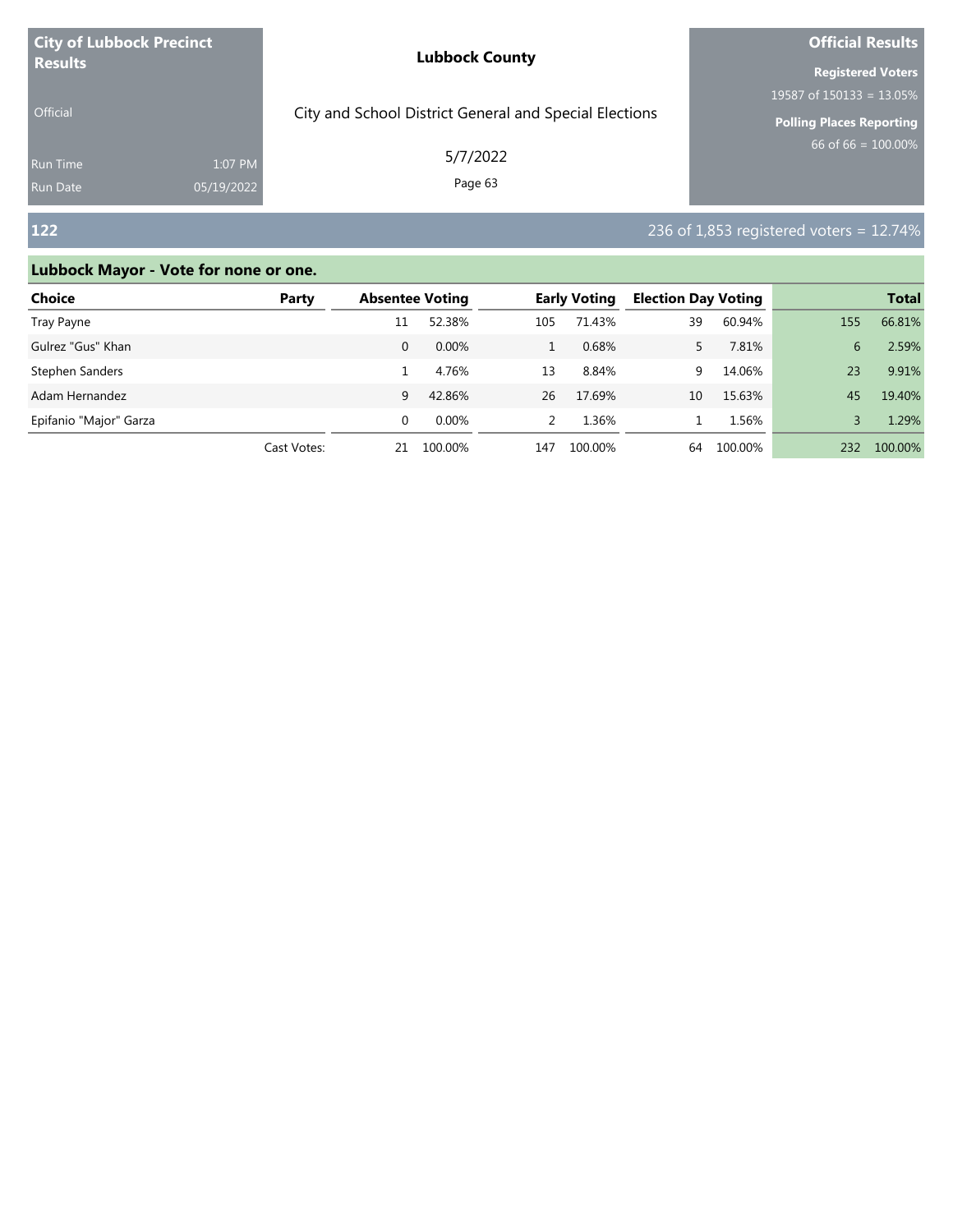**City of Lubbock Precinct Results**

Official

Run Time 1:07 PM
Run Date 05/19/2022

**Lubbock County**

City and School District General and Special Elections

5/7/2022

**Official Results**

**Registered Voters**
19587 of 150133 = 13.05%

**Polling Places Reporting**
66 of 66 = 100.00%

## 122

236 of 1,853 registered voters = 12.74%

### Lubbock Mayor - Vote for none or one.

| Choice | Party | Absentee Voting | | Early Voting | | Election Day Voting | | Total | |
|---|---|---|---|---|---|---|---|---|---|
| Tray Payne | | 11 | 52.38% | 105 | 71.43% | 39 | 60.94% | 155 | 66.81% |
| Gulrez "Gus" Khan | | 0 | 0.00% | 1 | 0.68% | 5 | 7.81% | 6 | 2.59% |
| Stephen Sanders | | 1 | 4.76% | 13 | 8.84% | 9 | 14.06% | 23 | 9.91% |
| Adam Hernandez | | 9 | 42.86% | 26 | 17.69% | 10 | 15.63% | 45 | 19.40% |
| Epifanio "Major" Garza | | 0 | 0.00% | 2 | 1.36% | 1 | 1.56% | 3 | 1.29% |
| | Cast Votes: | 21 | 100.00% | 147 | 100.00% | 64 | 100.00% | 232 | 100.00% |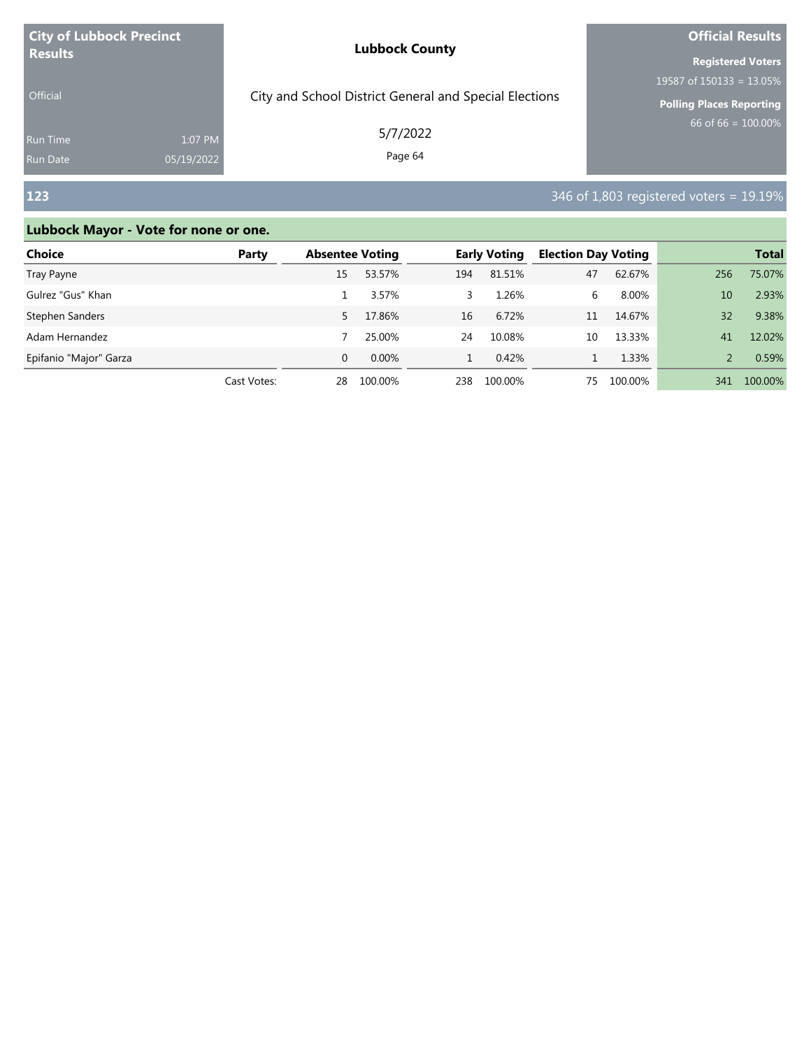**City of Lubbock Precinct Results**

Official

Run Time 1:07 PM
Run Date 05/19/2022

**Lubbock County**

City and School District General and Special Elections

5/7/2022

**Official Results**

**Registered Voters**
19587 of 150133 = 13.05%

**Polling Places Reporting**
66 of 66 = 100.00%

## 123

346 of 1,803 registered voters = 19.19%

### Lubbock Mayor - Vote for none or one.

| Choice | Party | Absentee Voting | | Early Voting | | Election Day Voting | | Total | |
|---|---|---|---|---|---|---|---|---|---|
| Tray Payne | | 15 | 53.57% | 194 | 81.51% | 47 | 62.67% | 256 | 75.07% |
| Gulrez "Gus" Khan | | 1 | 3.57% | 3 | 1.26% | 6 | 8.00% | 10 | 2.93% |
| Stephen Sanders | | 5 | 17.86% | 16 | 6.72% | 11 | 14.67% | 32 | 9.38% |
| Adam Hernandez | | 7 | 25.00% | 24 | 10.08% | 10 | 13.33% | 41 | 12.02% |
| Epifanio "Major" Garza | | 0 | 0.00% | 1 | 0.42% | 1 | 1.33% | 2 | 0.59% |
| | Cast Votes: | 28 | 100.00% | 238 | 100.00% | 75 | 100.00% | 341 | 100.00% |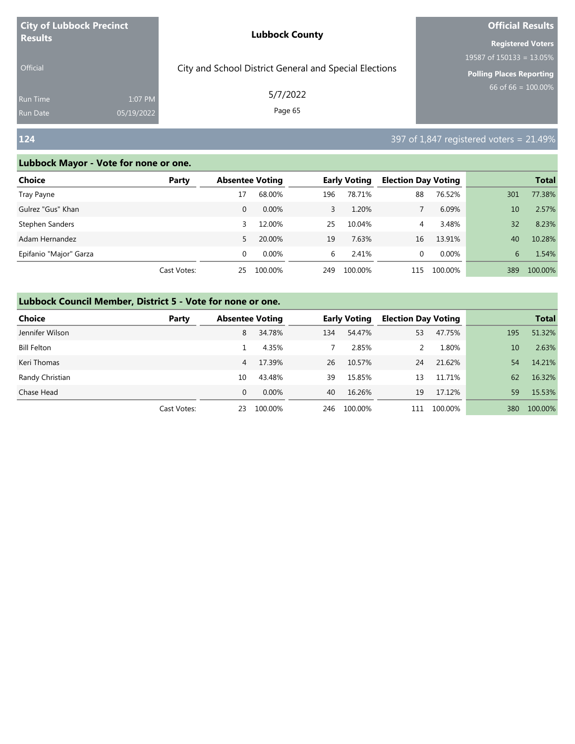**City of Lubbock Precinct Results**

Official

Run Time 1:07 PM
Run Date 05/19/2022

**Lubbock County**

City and School District General and Special Elections

5/7/2022

**Official Results**

**Registered Voters**
19587 of 150133 = 13.05%

**Polling Places Reporting**
66 of 66 = 100.00%

## 124

397 of 1,847 registered voters = 21.49%

### Lubbock Mayor - Vote for none or one.

| Choice | Party | Absentee Voting | | Early Voting | | Election Day Voting | | Total | |
|---|---|---|---|---|---|---|---|---|---|
| Tray Payne | | 17 | 68.00% | 196 | 78.71% | 88 | 76.52% | 301 | 77.38% |
| Gulrez "Gus" Khan | | 0 | 0.00% | 3 | 1.20% | 7 | 6.09% | 10 | 2.57% |
| Stephen Sanders | | 3 | 12.00% | 25 | 10.04% | 4 | 3.48% | 32 | 8.23% |
| Adam Hernandez | | 5 | 20.00% | 19 | 7.63% | 16 | 13.91% | 40 | 10.28% |
| Epifanio "Major" Garza | | 0 | 0.00% | 6 | 2.41% | 0 | 0.00% | 6 | 1.54% |
| | Cast Votes: | 25 | 100.00% | 249 | 100.00% | 115 | 100.00% | 389 | 100.00% |

### Lubbock Council Member, District 5 - Vote for none or one.

| Choice | Party | Absentee Voting | | Early Voting | | Election Day Voting | | Total | |
|---|---|---|---|---|---|---|---|---|---|
| Jennifer Wilson | | 8 | 34.78% | 134 | 54.47% | 53 | 47.75% | 195 | 51.32% |
| Bill Felton | | 1 | 4.35% | 7 | 2.85% | 2 | 1.80% | 10 | 2.63% |
| Keri Thomas | | 4 | 17.39% | 26 | 10.57% | 24 | 21.62% | 54 | 14.21% |
| Randy Christian | | 10 | 43.48% | 39 | 15.85% | 13 | 11.71% | 62 | 16.32% |
| Chase Head | | 0 | 0.00% | 40 | 16.26% | 19 | 17.12% | 59 | 15.53% |
| | Cast Votes: | 23 | 100.00% | 246 | 100.00% | 111 | 100.00% | 380 | 100.00% |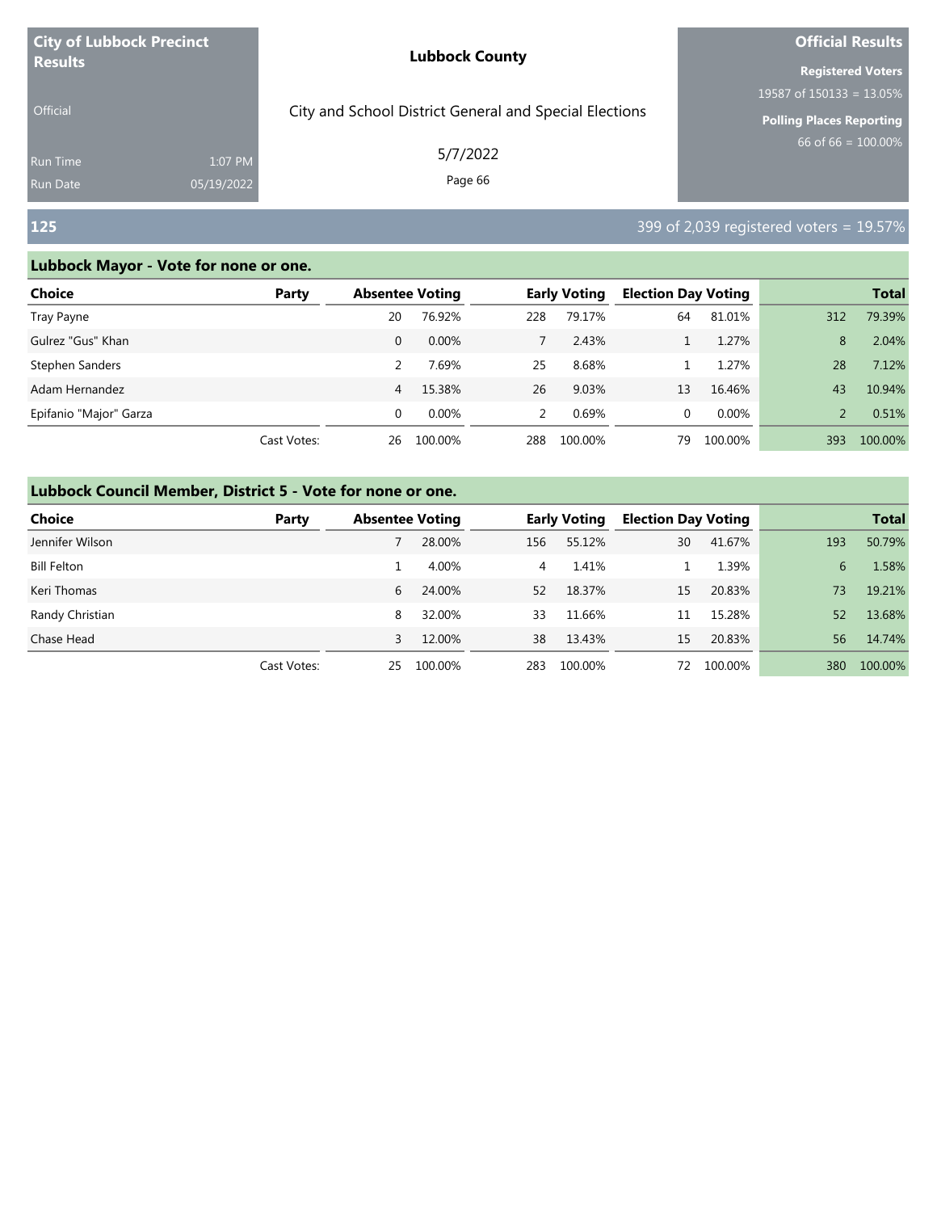| City of Lubbock Precinct Results | | Lubbock County | Official Results |
|---|---|---|---|
| Official | | City and School District General and Special Elections | Registered Voters 19587 of 150133 = 13.05% |
| Run Time | 1:07 PM | 5/7/2022 | Polling Places Reporting 66 of 66 = 100.00% |
| Run Date | 05/19/2022 | Page 66 | |

## 125

399 of 2,039 registered voters = 19.57%

### Lubbock Mayor - Vote for none or one.

| Choice | Party | Absentee Voting | | Early Voting | | Election Day Voting | | Total | |
|---|---|---|---|---|---|---|---|---|---|
| Tray Payne | | 20 | 76.92% | 228 | 79.17% | 64 | 81.01% | 312 | 79.39% |
| Gulrez "Gus" Khan | | 0 | 0.00% | 7 | 2.43% | 1 | 1.27% | 8 | 2.04% |
| Stephen Sanders | | 2 | 7.69% | 25 | 8.68% | 1 | 1.27% | 28 | 7.12% |
| Adam Hernandez | | 4 | 15.38% | 26 | 9.03% | 13 | 16.46% | 43 | 10.94% |
| Epifanio "Major" Garza | | 0 | 0.00% | 2 | 0.69% | 0 | 0.00% | 2 | 0.51% |
| | Cast Votes: | 26 | 100.00% | 288 | 100.00% | 79 | 100.00% | 393 | 100.00% |

### Lubbock Council Member, District 5 - Vote for none or one.

| Choice | Party | Absentee Voting | | Early Voting | | Election Day Voting | | Total | |
|---|---|---|---|---|---|---|---|---|---|
| Jennifer Wilson | | 7 | 28.00% | 156 | 55.12% | 30 | 41.67% | 193 | 50.79% |
| Bill Felton | | 1 | 4.00% | 4 | 1.41% | 1 | 1.39% | 6 | 1.58% |
| Keri Thomas | | 6 | 24.00% | 52 | 18.37% | 15 | 20.83% | 73 | 19.21% |
| Randy Christian | | 8 | 32.00% | 33 | 11.66% | 11 | 15.28% | 52 | 13.68% |
| Chase Head | | 3 | 12.00% | 38 | 13.43% | 15 | 20.83% | 56 | 14.74% |
| | Cast Votes: | 25 | 100.00% | 283 | 100.00% | 72 | 100.00% | 380 | 100.00% |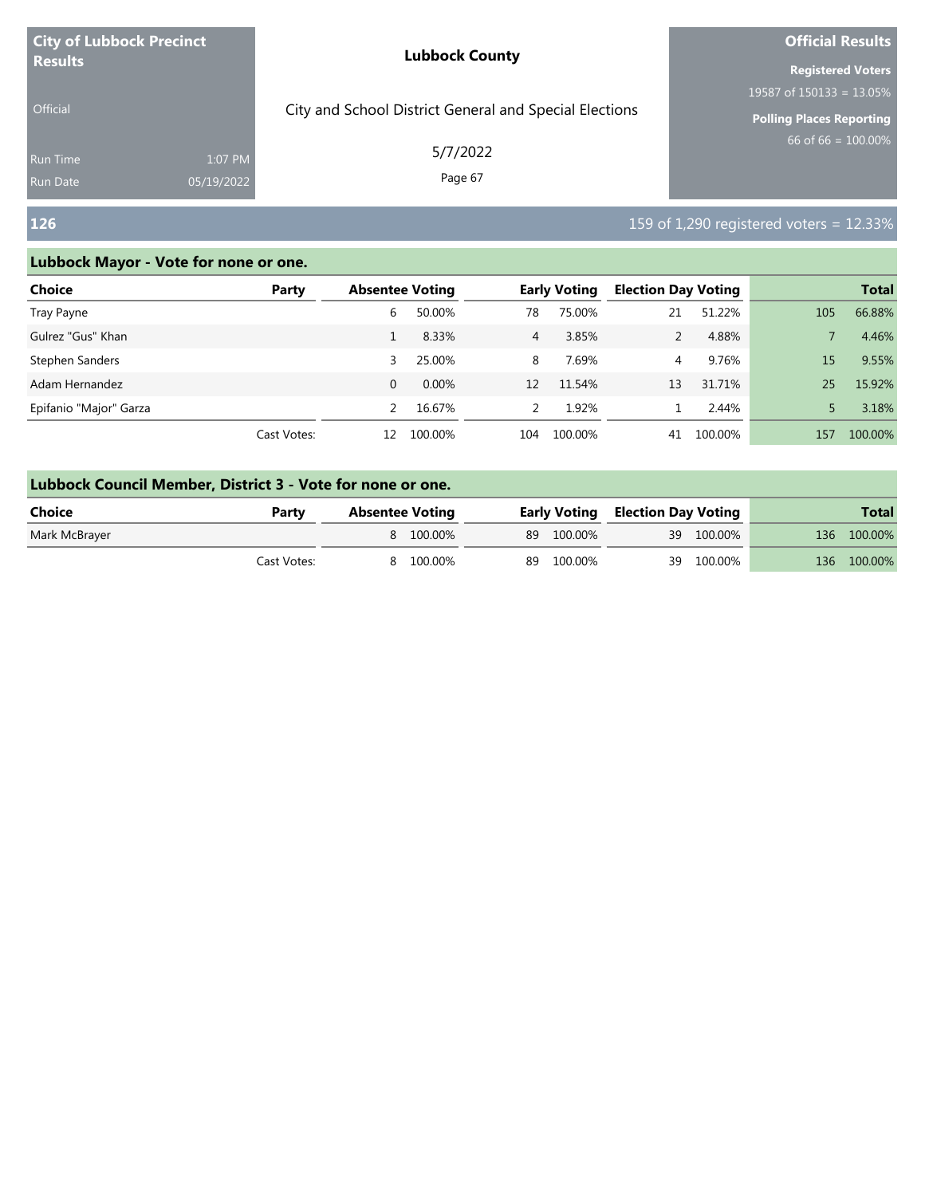**City of Lubbock Precinct Results**

Official

Run Time 1:07 PM
Run Date 05/19/2022

**Lubbock County**

City and School District General and Special Elections

5/7/2022

**Official Results**

**Registered Voters**
19587 of 150133 = 13.05%

**Polling Places Reporting**
66 of 66 = 100.00%

## 126

159 of 1,290 registered voters = 12.33%

### Lubbock Mayor - Vote for none or one.

| Choice | Party | Absentee Voting | | Early Voting | | Election Day Voting | | Total | |
|---|---|---|---|---|---|---|---|---|---|
| Tray Payne | | 6 | 50.00% | 78 | 75.00% | 21 | 51.22% | 105 | 66.88% |
| Gulrez "Gus" Khan | | 1 | 8.33% | 4 | 3.85% | 2 | 4.88% | 7 | 4.46% |
| Stephen Sanders | | 3 | 25.00% | 8 | 7.69% | 4 | 9.76% | 15 | 9.55% |
| Adam Hernandez | | 0 | 0.00% | 12 | 11.54% | 13 | 31.71% | 25 | 15.92% |
| Epifanio "Major" Garza | | 2 | 16.67% | 2 | 1.92% | 1 | 2.44% | 5 | 3.18% |
| | Cast Votes: | 12 | 100.00% | 104 | 100.00% | 41 | 100.00% | 157 | 100.00% |

### Lubbock Council Member, District 3 - Vote for none or one.

| Choice | Party | Absentee Voting | | Early Voting | | Election Day Voting | | Total | |
|---|---|---|---|---|---|---|---|---|---|
| Mark McBrayer | | 8 | 100.00% | 89 | 100.00% | 39 | 100.00% | 136 | 100.00% |
| | Cast Votes: | 8 | 100.00% | 89 | 100.00% | 39 | 100.00% | 136 | 100.00% |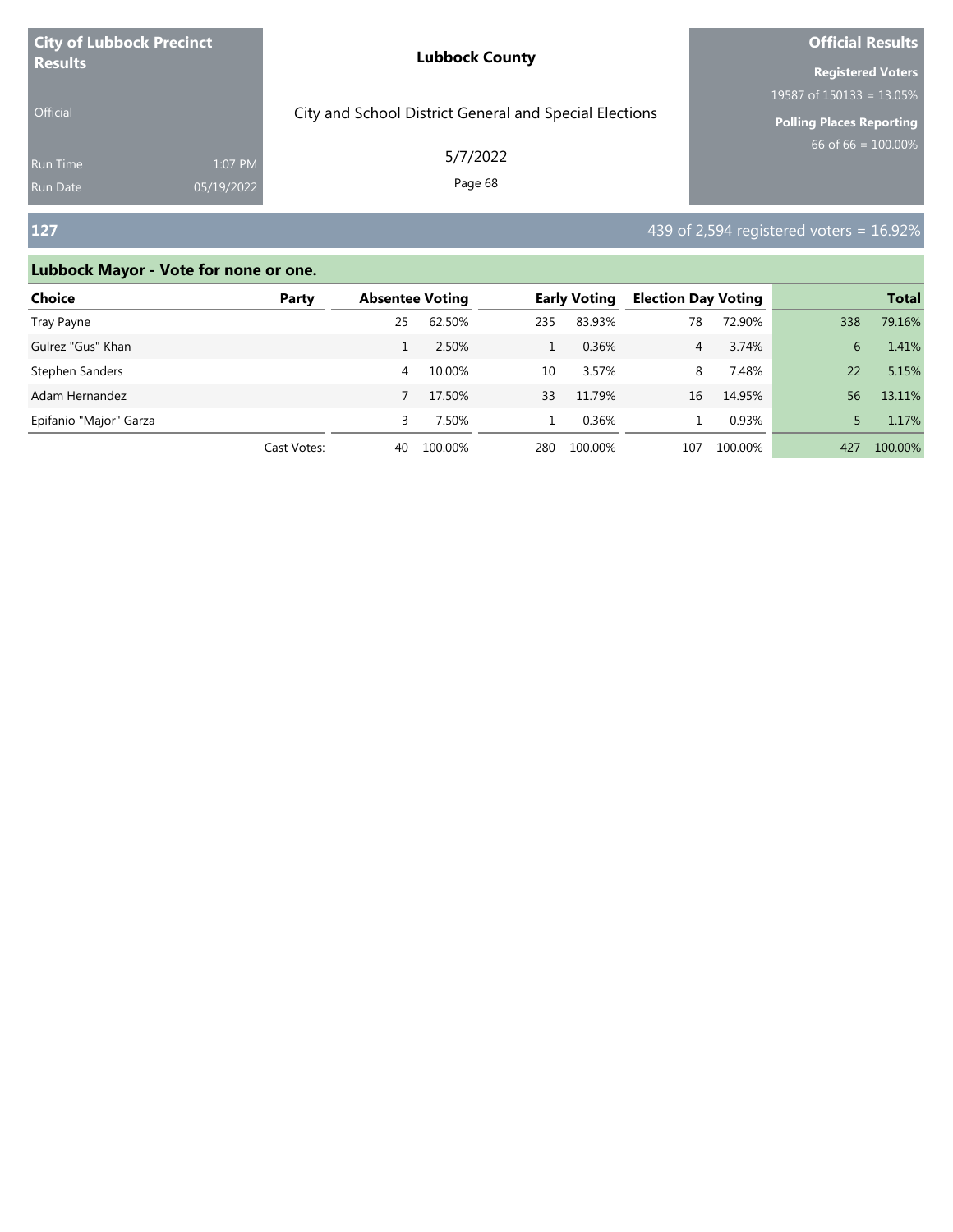**City of Lubbock Precinct Results**

Official

Run Time 1:07 PM
Run Date 05/19/2022

**Lubbock County**

City and School District General and Special Elections

5/7/2022

**Official Results**

**Registered Voters**
19587 of 150133 = 13.05%

**Polling Places Reporting**
66 of 66 = 100.00%

## 127

439 of 2,594 registered voters = 16.92%

### Lubbock Mayor - Vote for none or one.

| Choice | Party | Absentee Voting | | Early Voting | | Election Day Voting | | Total | |
|---|---|---|---|---|---|---|---|---|---|
| Tray Payne | | 25 | 62.50% | 235 | 83.93% | 78 | 72.90% | 338 | 79.16% |
| Gulrez "Gus" Khan | | 1 | 2.50% | 1 | 0.36% | 4 | 3.74% | 6 | 1.41% |
| Stephen Sanders | | 4 | 10.00% | 10 | 3.57% | 8 | 7.48% | 22 | 5.15% |
| Adam Hernandez | | 7 | 17.50% | 33 | 11.79% | 16 | 14.95% | 56 | 13.11% |
| Epifanio "Major" Garza | | 3 | 7.50% | 1 | 0.36% | 1 | 0.93% | 5 | 1.17% |
| | Cast Votes: | 40 | 100.00% | 280 | 100.00% | 107 | 100.00% | 427 | 100.00% |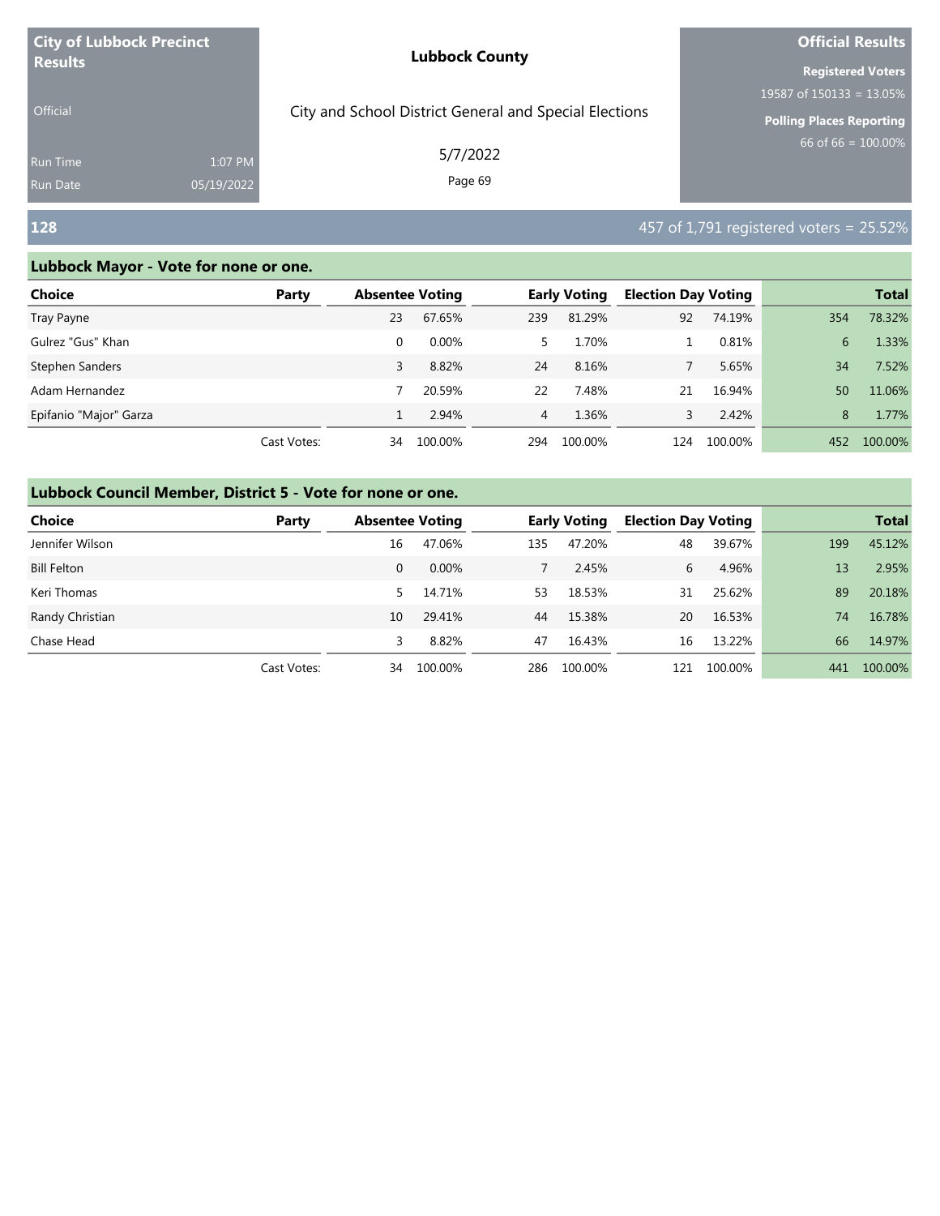**City of Lubbock Precinct Results**

Official

Run Time 1:07 PM
Run Date 05/19/2022

**Lubbock County**

City and School District General and Special Elections

5/7/2022

**Official Results**

**Registered Voters**
19587 of 150133 = 13.05%

**Polling Places Reporting**
66 of 66 = 100.00%

## 128

457 of 1,791 registered voters = 25.52%

### Lubbock Mayor - Vote for none or one.

| Choice | Party | Absentee Voting | | Early Voting | | Election Day Voting | | Total | |
|---|---|---|---|---|---|---|---|---|---|
| Tray Payne | | 23 | 67.65% | 239 | 81.29% | 92 | 74.19% | 354 | 78.32% |
| Gulrez "Gus" Khan | | 0 | 0.00% | 5 | 1.70% | 1 | 0.81% | 6 | 1.33% |
| Stephen Sanders | | 3 | 8.82% | 24 | 8.16% | 7 | 5.65% | 34 | 7.52% |
| Adam Hernandez | | 7 | 20.59% | 22 | 7.48% | 21 | 16.94% | 50 | 11.06% |
| Epifanio "Major" Garza | | 1 | 2.94% | 4 | 1.36% | 3 | 2.42% | 8 | 1.77% |
| | Cast Votes: | 34 | 100.00% | 294 | 100.00% | 124 | 100.00% | 452 | 100.00% |

### Lubbock Council Member, District 5 - Vote for none or one.

| Choice | Party | Absentee Voting | | Early Voting | | Election Day Voting | | Total | |
|---|---|---|---|---|---|---|---|---|---|
| Jennifer Wilson | | 16 | 47.06% | 135 | 47.20% | 48 | 39.67% | 199 | 45.12% |
| Bill Felton | | 0 | 0.00% | 7 | 2.45% | 6 | 4.96% | 13 | 2.95% |
| Keri Thomas | | 5 | 14.71% | 53 | 18.53% | 31 | 25.62% | 89 | 20.18% |
| Randy Christian | | 10 | 29.41% | 44 | 15.38% | 20 | 16.53% | 74 | 16.78% |
| Chase Head | | 3 | 8.82% | 47 | 16.43% | 16 | 13.22% | 66 | 14.97% |
| | Cast Votes: | 34 | 100.00% | 286 | 100.00% | 121 | 100.00% | 441 | 100.00% |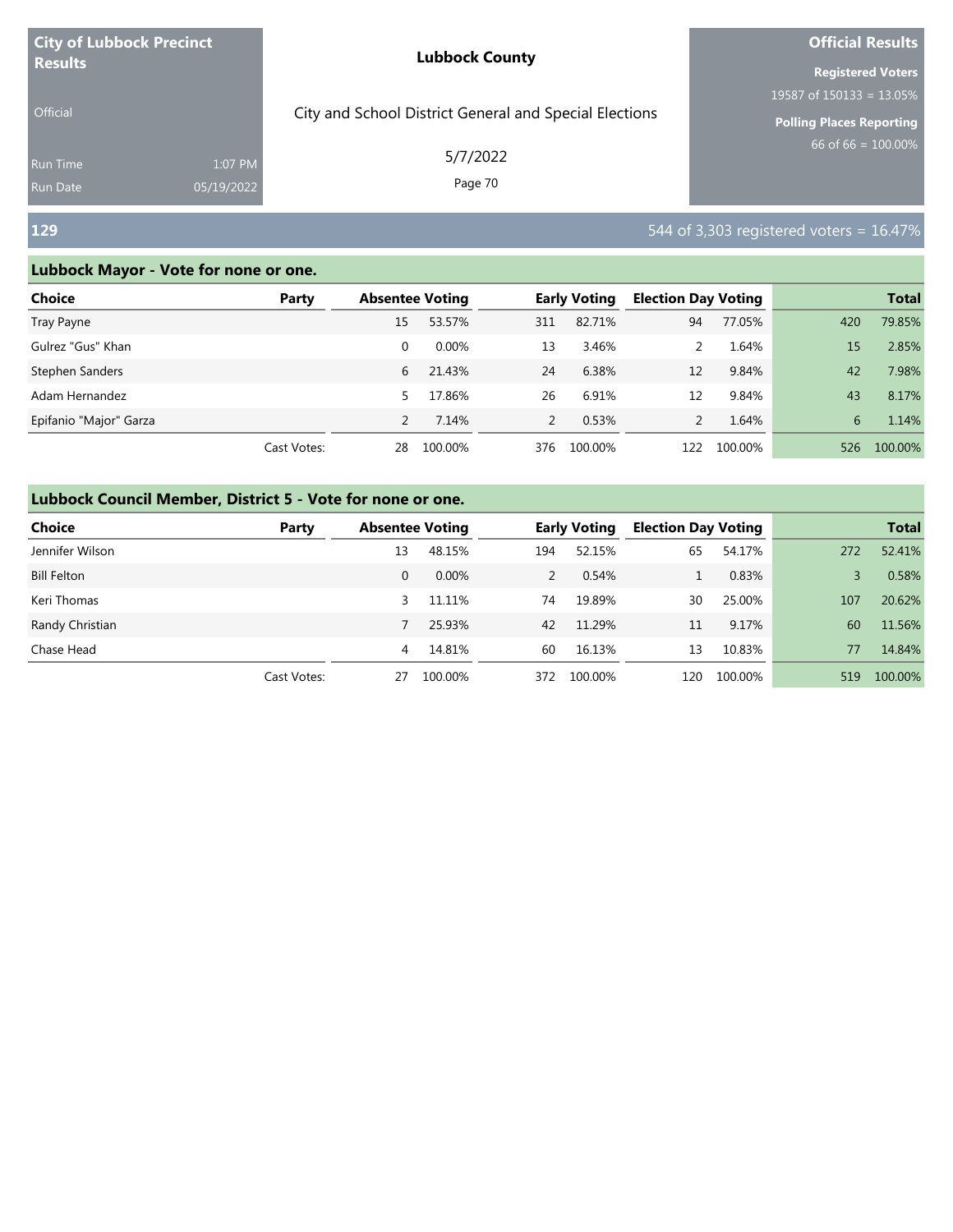**City of Lubbock Precinct Results**

Official

Run Time 1:07 PM
Run Date 05/19/2022

**Lubbock County**

City and School District General and Special Elections

5/7/2022

**Official Results**

**Registered Voters**
19587 of 150133 = 13.05%

**Polling Places Reporting**
66 of 66 = 100.00%

## 129

544 of 3,303 registered voters = 16.47%

### Lubbock Mayor - Vote for none or one.

| Choice | Party | Absentee Voting | | Early Voting | | Election Day Voting | | Total | |
|---|---|---|---|---|---|---|---|---|---|
| Tray Payne | | 15 | 53.57% | 311 | 82.71% | 94 | 77.05% | 420 | 79.85% |
| Gulrez "Gus" Khan | | 0 | 0.00% | 13 | 3.46% | 2 | 1.64% | 15 | 2.85% |
| Stephen Sanders | | 6 | 21.43% | 24 | 6.38% | 12 | 9.84% | 42 | 7.98% |
| Adam Hernandez | | 5 | 17.86% | 26 | 6.91% | 12 | 9.84% | 43 | 8.17% |
| Epifanio "Major" Garza | | 2 | 7.14% | 2 | 0.53% | 2 | 1.64% | 6 | 1.14% |
| | Cast Votes: | 28 | 100.00% | 376 | 100.00% | 122 | 100.00% | 526 | 100.00% |

### Lubbock Council Member, District 5 - Vote for none or one.

| Choice | Party | Absentee Voting | | Early Voting | | Election Day Voting | | Total | |
|---|---|---|---|---|---|---|---|---|---|
| Jennifer Wilson | | 13 | 48.15% | 194 | 52.15% | 65 | 54.17% | 272 | 52.41% |
| Bill Felton | | 0 | 0.00% | 2 | 0.54% | 1 | 0.83% | 3 | 0.58% |
| Keri Thomas | | 3 | 11.11% | 74 | 19.89% | 30 | 25.00% | 107 | 20.62% |
| Randy Christian | | 7 | 25.93% | 42 | 11.29% | 11 | 9.17% | 60 | 11.56% |
| Chase Head | | 4 | 14.81% | 60 | 16.13% | 13 | 10.83% | 77 | 14.84% |
| | Cast Votes: | 27 | 100.00% | 372 | 100.00% | 120 | 100.00% | 519 | 100.00% |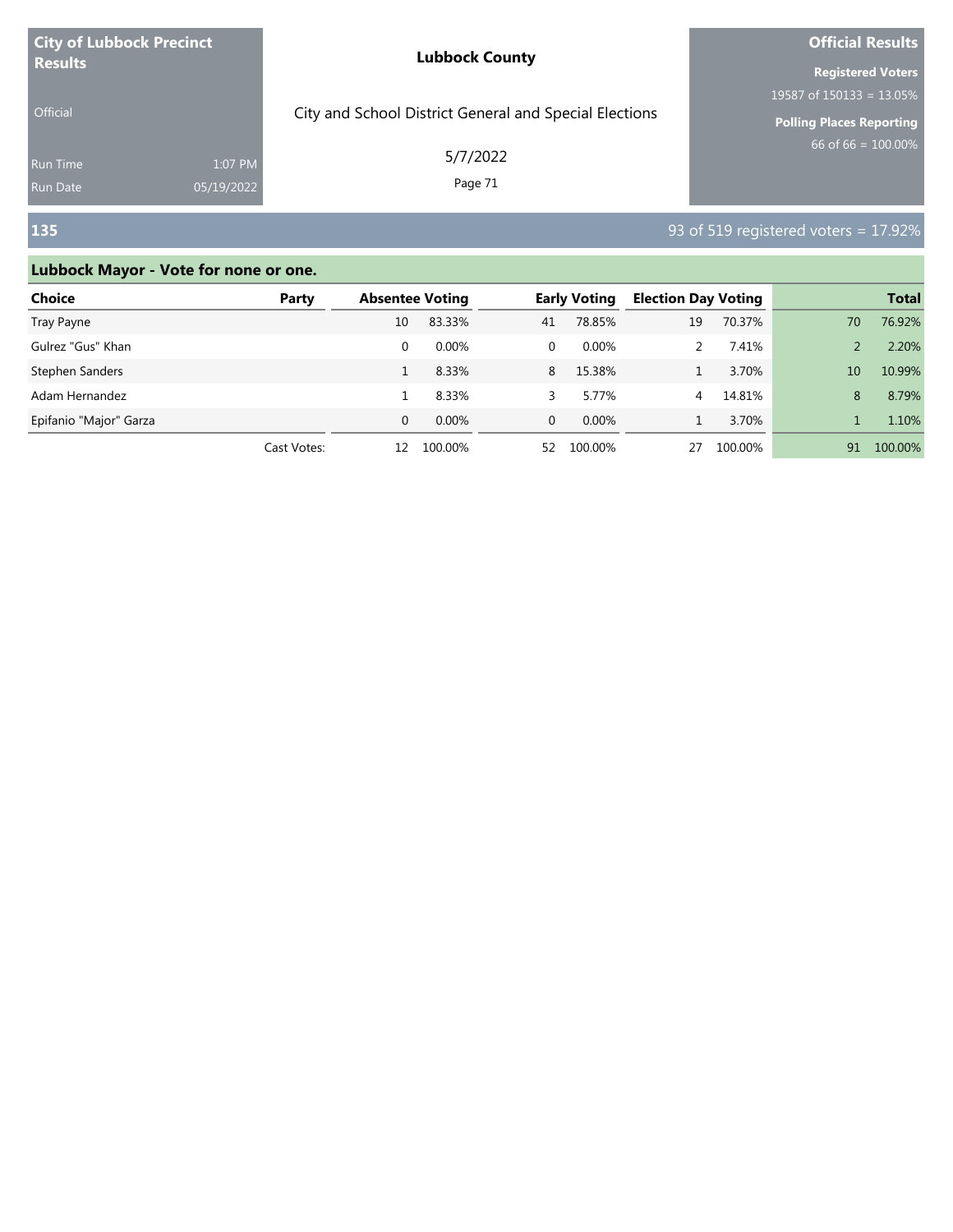**City of Lubbock Precinct Results**

Official

Run Time 1:07 PM

Run Date 05/19/2022

**Lubbock County**

City and School District General and Special Elections

5/7/2022

**Official Results**

**Registered Voters**

19587 of 150133 = 13.05%

**Polling Places Reporting**

66 of 66 = 100.00%

## 135

93 of 519 registered voters = 17.92%

### Lubbock Mayor - Vote for none or one.

| Choice | Party | Absentee Voting | | Early Voting | | Election Day Voting | | Total | |
|---|---|---|---|---|---|---|---|---|---|
| Tray Payne | | 10 | 83.33% | 41 | 78.85% | 19 | 70.37% | 70 | 76.92% |
| Gulrez "Gus" Khan | | 0 | 0.00% | 0 | 0.00% | 2 | 7.41% | 2 | 2.20% |
| Stephen Sanders | | 1 | 8.33% | 8 | 15.38% | 1 | 3.70% | 10 | 10.99% |
| Adam Hernandez | | 1 | 8.33% | 3 | 5.77% | 4 | 14.81% | 8 | 8.79% |
| Epifanio "Major" Garza | | 0 | 0.00% | 0 | 0.00% | 1 | 3.70% | 1 | 1.10% |
| | Cast Votes: | 12 | 100.00% | 52 | 100.00% | 27 | 100.00% | 91 | 100.00% |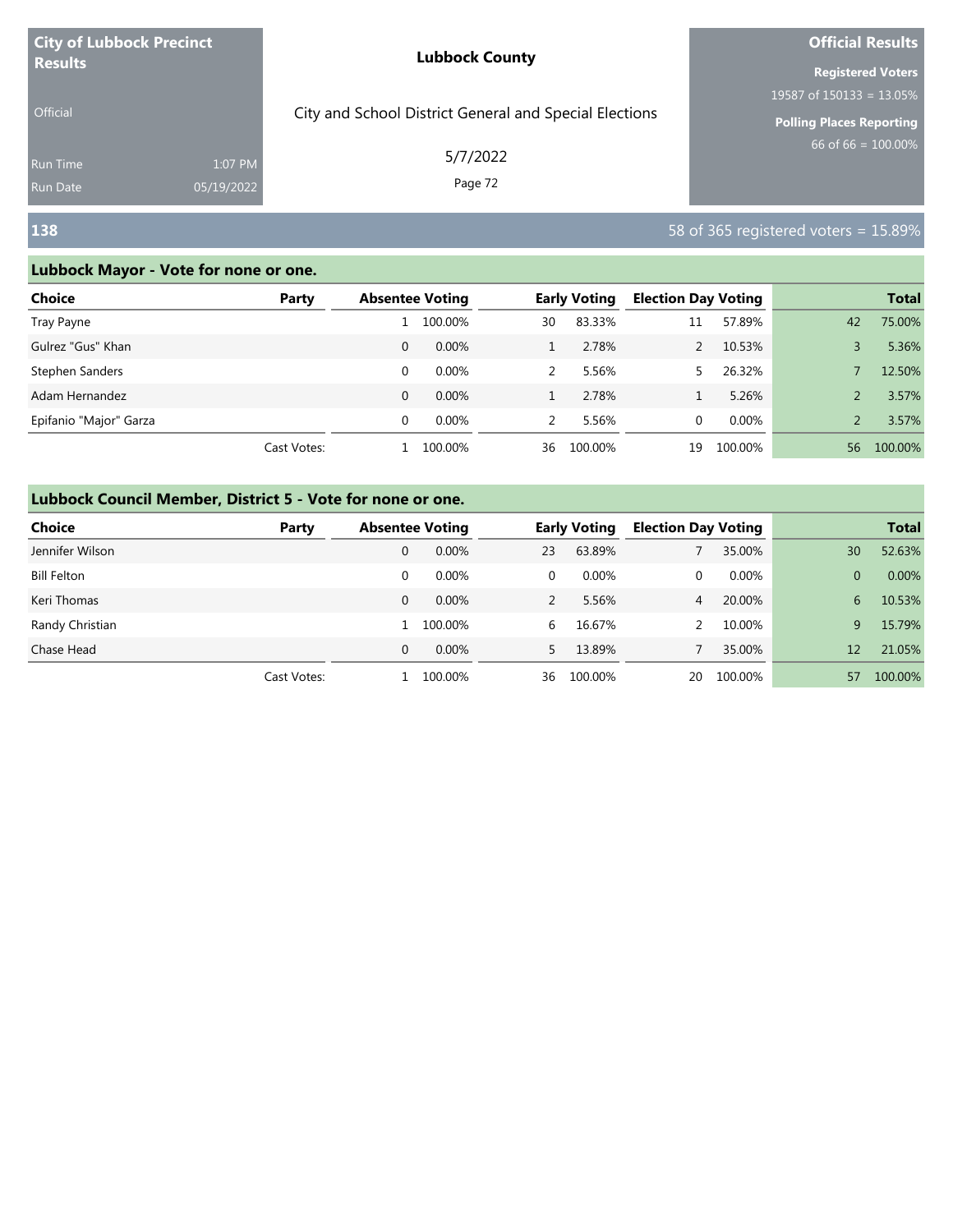| City of Lubbock Precinct Results | Lubbock County | Official Results |
|---|---|---|
| Official | City and School District General and Special Elections | Registered Voters 19587 of 150133 = 13.05% |
| Run Time 1:07 PM | 5/7/2022 | Polling Places Reporting 66 of 66 = 100.00% |
| Run Date 05/19/2022 | | |

## 138

58 of 365 registered voters = 15.89%

### Lubbock Mayor - Vote for none or one.

| Choice | Party | Absentee Voting | | Early Voting | | Election Day Voting | | Total | |
|---|---|---|---|---|---|---|---|---|---|
| Tray Payne | | 1 | 100.00% | 30 | 83.33% | 11 | 57.89% | 42 | 75.00% |
| Gulrez "Gus" Khan | | 0 | 0.00% | 1 | 2.78% | 2 | 10.53% | 3 | 5.36% |
| Stephen Sanders | | 0 | 0.00% | 2 | 5.56% | 5 | 26.32% | 7 | 12.50% |
| Adam Hernandez | | 0 | 0.00% | 1 | 2.78% | 1 | 5.26% | 2 | 3.57% |
| Epifanio "Major" Garza | | 0 | 0.00% | 2 | 5.56% | 0 | 0.00% | 2 | 3.57% |
| | Cast Votes: | 1 | 100.00% | 36 | 100.00% | 19 | 100.00% | 56 | 100.00% |

### Lubbock Council Member, District 5 - Vote for none or one.

| Choice | Party | Absentee Voting | | Early Voting | | Election Day Voting | | Total | |
|---|---|---|---|---|---|---|---|---|---|
| Jennifer Wilson | | 0 | 0.00% | 23 | 63.89% | 7 | 35.00% | 30 | 52.63% |
| Bill Felton | | 0 | 0.00% | 0 | 0.00% | 0 | 0.00% | 0 | 0.00% |
| Keri Thomas | | 0 | 0.00% | 2 | 5.56% | 4 | 20.00% | 6 | 10.53% |
| Randy Christian | | 1 | 100.00% | 6 | 16.67% | 2 | 10.00% | 9 | 15.79% |
| Chase Head | | 0 | 0.00% | 5 | 13.89% | 7 | 35.00% | 12 | 21.05% |
| | Cast Votes: | 1 | 100.00% | 36 | 100.00% | 20 | 100.00% | 57 | 100.00% |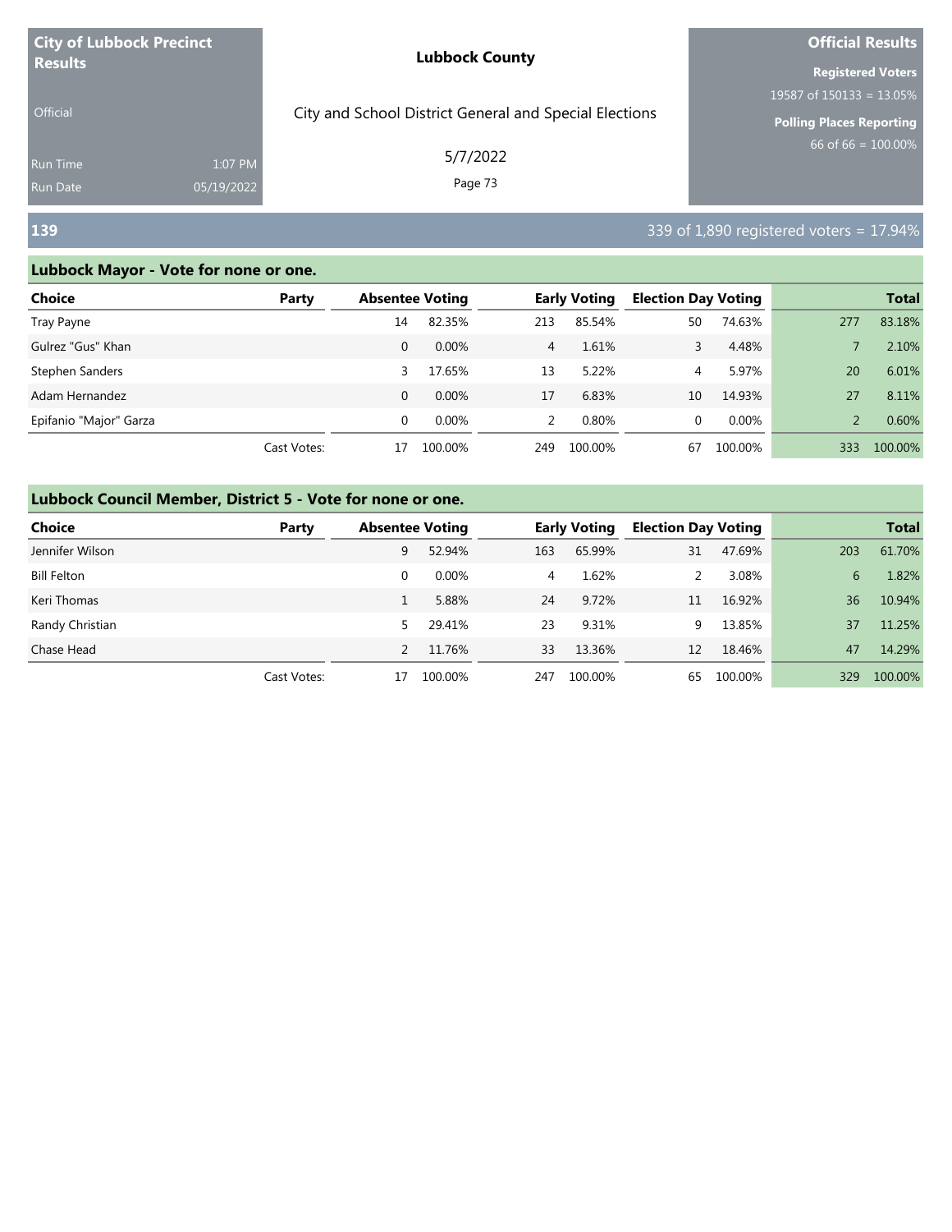**City of Lubbock Precinct Results**

Official

Run Time 1:07 PM
Run Date 05/19/2022

**Lubbock County**

City and School District General and Special Elections

5/7/2022

**Official Results**

**Registered Voters**
19587 of 150133 = 13.05%

**Polling Places Reporting**
66 of 66 = 100.00%

## 139

339 of 1,890 registered voters = 17.94%

### Lubbock Mayor - Vote for none or one.

| Choice | Party | Absentee Voting | | Early Voting | | Election Day Voting | | Total | |
|---|---|---|---|---|---|---|---|---|---|
| Tray Payne | | 14 | 82.35% | 213 | 85.54% | 50 | 74.63% | 277 | 83.18% |
| Gulrez "Gus" Khan | | 0 | 0.00% | 4 | 1.61% | 3 | 4.48% | 7 | 2.10% |
| Stephen Sanders | | 3 | 17.65% | 13 | 5.22% | 4 | 5.97% | 20 | 6.01% |
| Adam Hernandez | | 0 | 0.00% | 17 | 6.83% | 10 | 14.93% | 27 | 8.11% |
| Epifanio "Major" Garza | | 0 | 0.00% | 2 | 0.80% | 0 | 0.00% | 2 | 0.60% |
| | Cast Votes: | 17 | 100.00% | 249 | 100.00% | 67 | 100.00% | 333 | 100.00% |

### Lubbock Council Member, District 5 - Vote for none or one.

| Choice | Party | Absentee Voting | | Early Voting | | Election Day Voting | | Total | |
|---|---|---|---|---|---|---|---|---|---|
| Jennifer Wilson | | 9 | 52.94% | 163 | 65.99% | 31 | 47.69% | 203 | 61.70% |
| Bill Felton | | 0 | 0.00% | 4 | 1.62% | 2 | 3.08% | 6 | 1.82% |
| Keri Thomas | | 1 | 5.88% | 24 | 9.72% | 11 | 16.92% | 36 | 10.94% |
| Randy Christian | | 5 | 29.41% | 23 | 9.31% | 9 | 13.85% | 37 | 11.25% |
| Chase Head | | 2 | 11.76% | 33 | 13.36% | 12 | 18.46% | 47 | 14.29% |
| | Cast Votes: | 17 | 100.00% | 247 | 100.00% | 65 | 100.00% | 329 | 100.00% |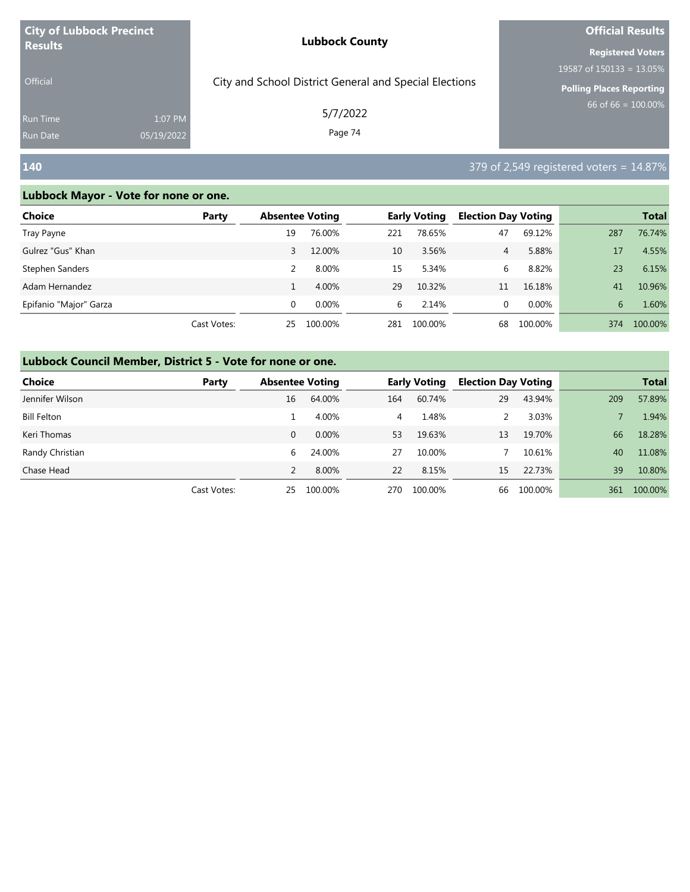**City of Lubbock Precinct Results**

Official

Run Time 1:07 PM
Run Date 05/19/2022

**Lubbock County**

City and School District General and Special Elections

5/7/2022

**Official Results**

**Registered Voters**
19587 of 150133 = 13.05%

**Polling Places Reporting**
66 of 66 = 100.00%

## 140

379 of 2,549 registered voters = 14.87%

### Lubbock Mayor - Vote for none or one.

| Choice | Party | Absentee Voting | | Early Voting | | Election Day Voting | | Total | |
|---|---|---|---|---|---|---|---|---|---|
| Tray Payne | | 19 | 76.00% | 221 | 78.65% | 47 | 69.12% | 287 | 76.74% |
| Gulrez "Gus" Khan | | 3 | 12.00% | 10 | 3.56% | 4 | 5.88% | 17 | 4.55% |
| Stephen Sanders | | 2 | 8.00% | 15 | 5.34% | 6 | 8.82% | 23 | 6.15% |
| Adam Hernandez | | 1 | 4.00% | 29 | 10.32% | 11 | 16.18% | 41 | 10.96% |
| Epifanio "Major" Garza | | 0 | 0.00% | 6 | 2.14% | 0 | 0.00% | 6 | 1.60% |
| | Cast Votes: | 25 | 100.00% | 281 | 100.00% | 68 | 100.00% | 374 | 100.00% |

### Lubbock Council Member, District 5 - Vote for none or one.

| Choice | Party | Absentee Voting | | Early Voting | | Election Day Voting | | Total | |
|---|---|---|---|---|---|---|---|---|---|
| Jennifer Wilson | | 16 | 64.00% | 164 | 60.74% | 29 | 43.94% | 209 | 57.89% |
| Bill Felton | | 1 | 4.00% | 4 | 1.48% | 2 | 3.03% | 7 | 1.94% |
| Keri Thomas | | 0 | 0.00% | 53 | 19.63% | 13 | 19.70% | 66 | 18.28% |
| Randy Christian | | 6 | 24.00% | 27 | 10.00% | 7 | 10.61% | 40 | 11.08% |
| Chase Head | | 2 | 8.00% | 22 | 8.15% | 15 | 22.73% | 39 | 10.80% |
| | Cast Votes: | 25 | 100.00% | 270 | 100.00% | 66 | 100.00% | 361 | 100.00% |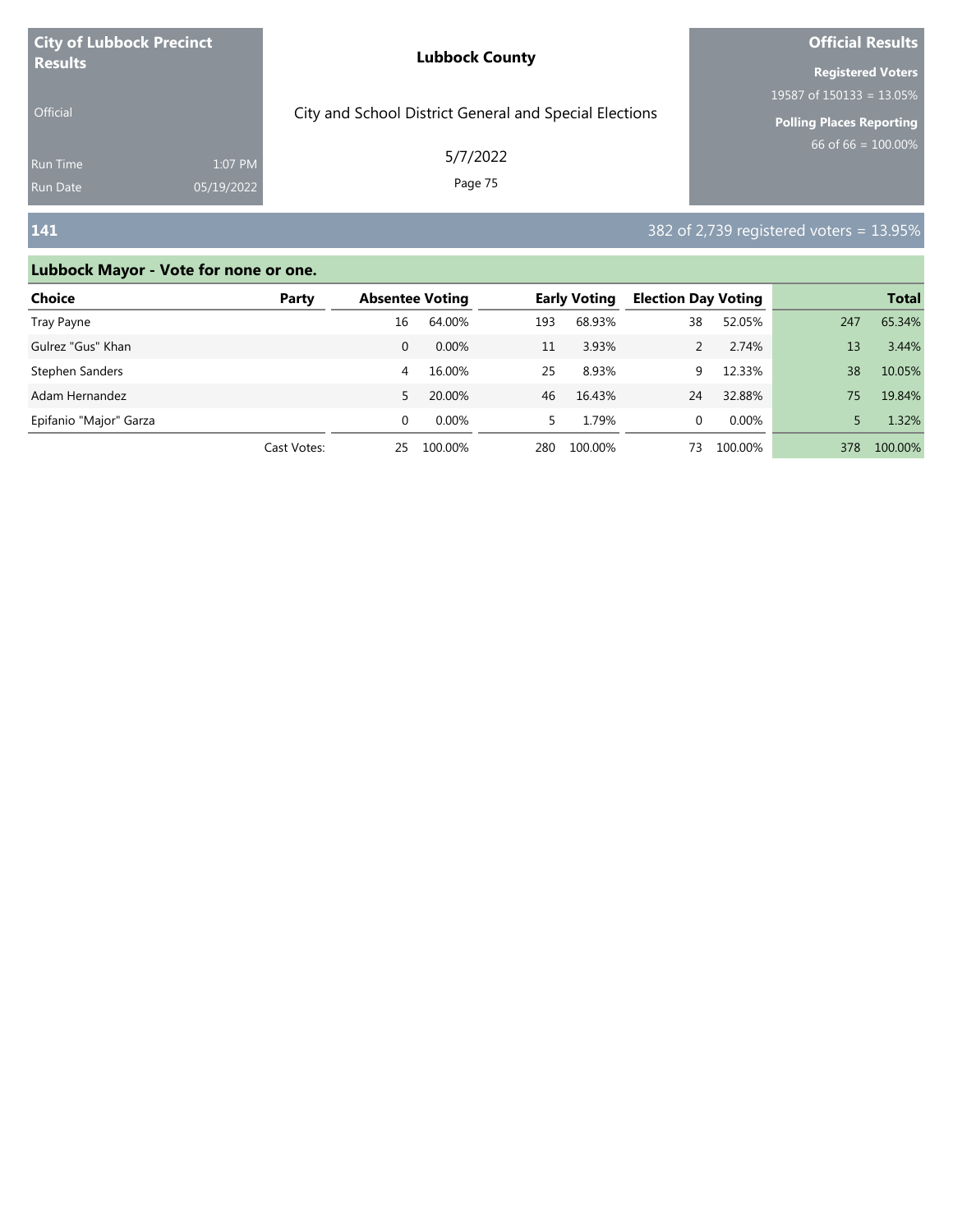**City of Lubbock Precinct Results**

Official

Run Time 1:07 PM
Run Date 05/19/2022

**Lubbock County**

City and School District General and Special Elections

5/7/2022

**Official Results**

**Registered Voters**
19587 of 150133 = 13.05%

**Polling Places Reporting**
66 of 66 = 100.00%

## 141

382 of 2,739 registered voters = 13.95%

### Lubbock Mayor - Vote for none or one.

| Choice | Party | Absentee Voting | | Early Voting | | Election Day Voting | | Total | |
|---|---|---|---|---|---|---|---|---|---|
| Tray Payne | | 16 | 64.00% | 193 | 68.93% | 38 | 52.05% | 247 | 65.34% |
| Gulrez "Gus" Khan | | 0 | 0.00% | 11 | 3.93% | 2 | 2.74% | 13 | 3.44% |
| Stephen Sanders | | 4 | 16.00% | 25 | 8.93% | 9 | 12.33% | 38 | 10.05% |
| Adam Hernandez | | 5 | 20.00% | 46 | 16.43% | 24 | 32.88% | 75 | 19.84% |
| Epifanio "Major" Garza | | 0 | 0.00% | 5 | 1.79% | 0 | 0.00% | 5 | 1.32% |
| | Cast Votes: | 25 | 100.00% | 280 | 100.00% | 73 | 100.00% | 378 | 100.00% |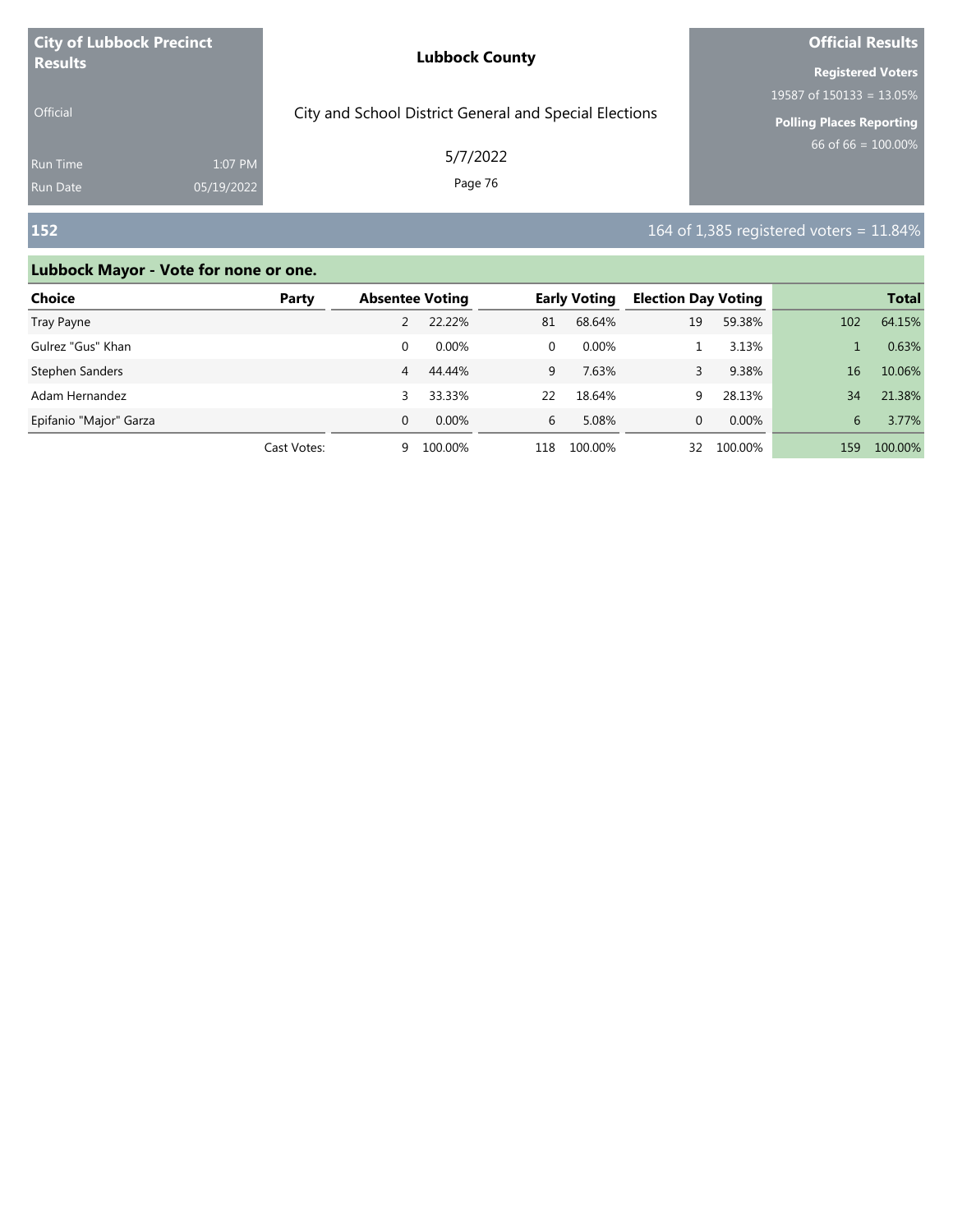| City of Lubbock Precinct Results | Lubbock County | Official Results |
|---|---|---|
| Official | City and School District General and Special Elections | Registered Voters 19587 of 150133 = 13.05% |
| Run Time 1:07 PM | 5/7/2022 | Polling Places Reporting 66 of 66 = 100.00% |
| Run Date 05/19/2022 | | |

## 152

164 of 1,385 registered voters = 11.84%

### Lubbock Mayor - Vote for none or one.

| Choice | Party | Absentee Voting | | Early Voting | | Election Day Voting | | Total | |
|---|---|---|---|---|---|---|---|---|---|
| Tray Payne | | 2 | 22.22% | 81 | 68.64% | 19 | 59.38% | 102 | 64.15% |
| Gulrez "Gus" Khan | | 0 | 0.00% | 0 | 0.00% | 1 | 3.13% | 1 | 0.63% |
| Stephen Sanders | | 4 | 44.44% | 9 | 7.63% | 3 | 9.38% | 16 | 10.06% |
| Adam Hernandez | | 3 | 33.33% | 22 | 18.64% | 9 | 28.13% | 34 | 21.38% |
| Epifanio "Major" Garza | | 0 | 0.00% | 6 | 5.08% | 0 | 0.00% | 6 | 3.77% |
| | Cast Votes: | 9 | 100.00% | 118 | 100.00% | 32 | 100.00% | 159 | 100.00% |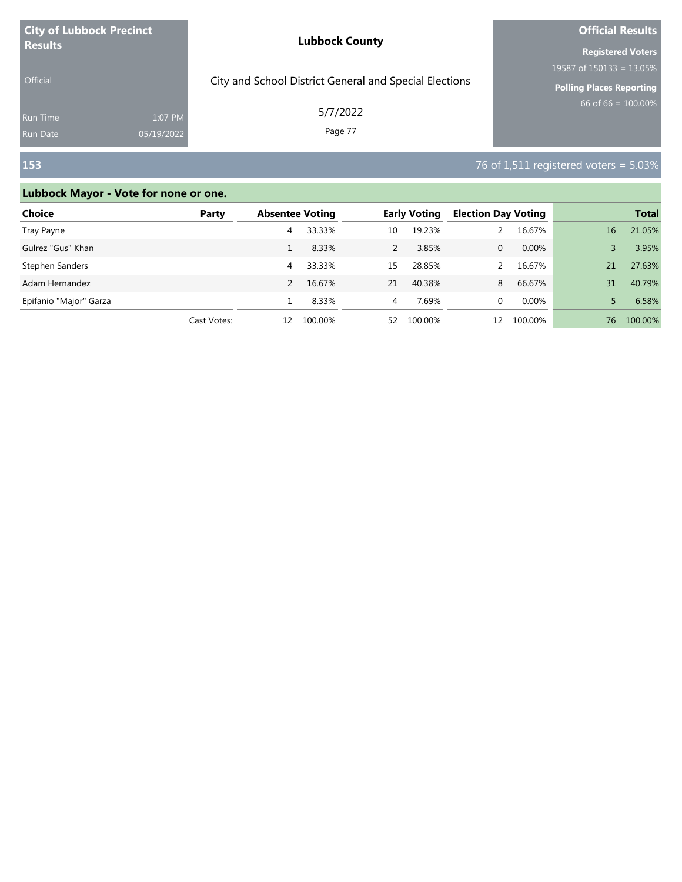**City of Lubbock Precinct Results**

Official

Run Time 1:07 PM
Run Date 05/19/2022

**Lubbock County**

City and School District General and Special Elections

5/7/2022

**Official Results**

**Registered Voters**
19587 of 150133 = 13.05%

**Polling Places Reporting**
66 of 66 = 100.00%

## 153

76 of 1,511 registered voters = 5.03%

### Lubbock Mayor - Vote for none or one.

| Choice | Party | Absentee Voting | | Early Voting | | Election Day Voting | | Total | |
|---|---|---|---|---|---|---|---|---|---|
| Tray Payne | | 4 | 33.33% | 10 | 19.23% | 2 | 16.67% | 16 | 21.05% |
| Gulrez "Gus" Khan | | 1 | 8.33% | 2 | 3.85% | 0 | 0.00% | 3 | 3.95% |
| Stephen Sanders | | 4 | 33.33% | 15 | 28.85% | 2 | 16.67% | 21 | 27.63% |
| Adam Hernandez | | 2 | 16.67% | 21 | 40.38% | 8 | 66.67% | 31 | 40.79% |
| Epifanio "Major" Garza | | 1 | 8.33% | 4 | 7.69% | 0 | 0.00% | 5 | 6.58% |
| | Cast Votes: | 12 | 100.00% | 52 | 100.00% | 12 | 100.00% | 76 | 100.00% |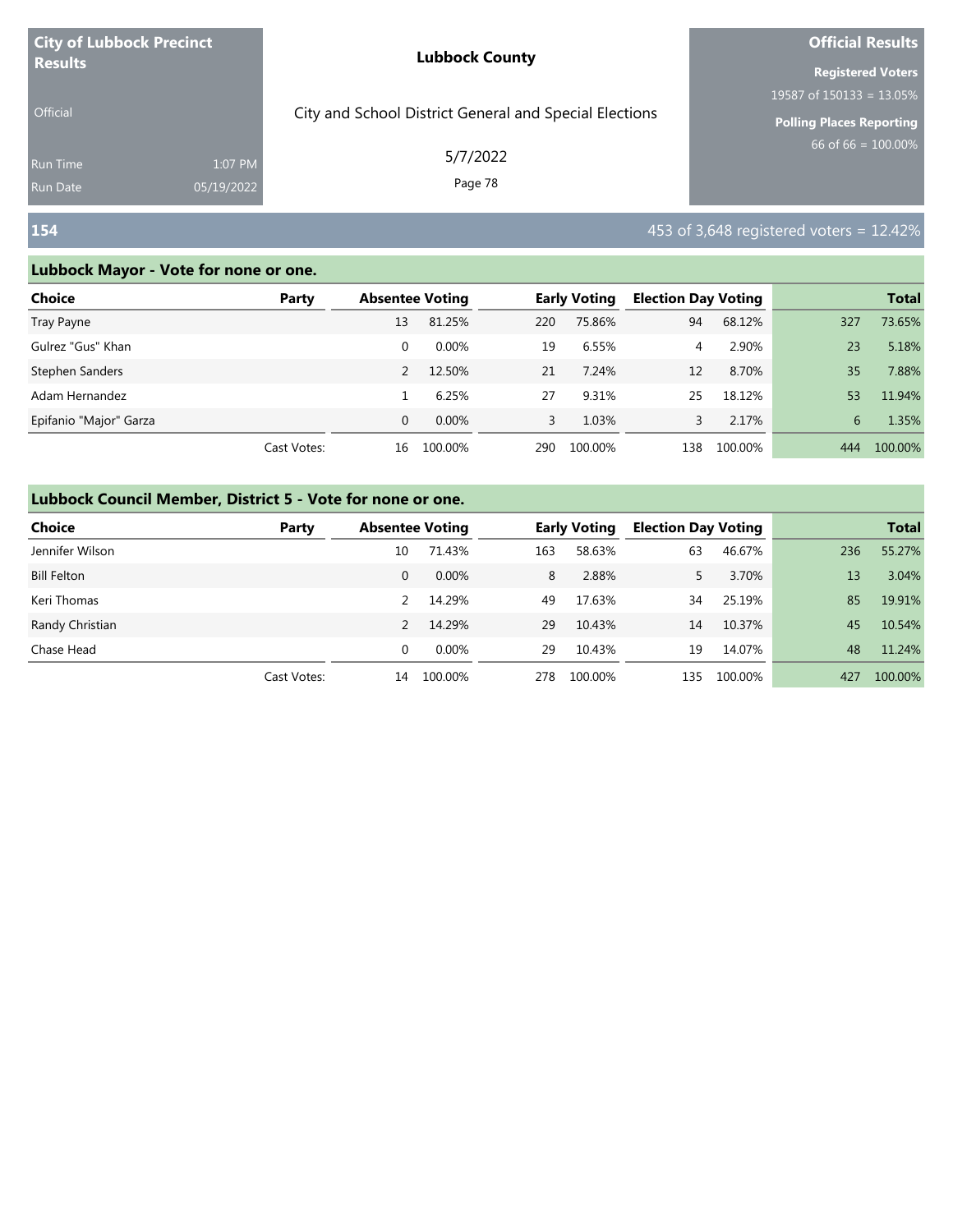City of Lubbock Precinct Results

Official

Run Time 1:07 PM
Run Date 05/19/2022

**Lubbock County**

City and School District General and Special Elections

5/7/2022

**Official Results**

**Registered Voters**
19587 of 150133 = 13.05%

**Polling Places Reporting**
66 of 66 = 100.00%

## 154

453 of 3,648 registered voters = 12.42%

### Lubbock Mayor - Vote for none or one.

| Choice | Party | Absentee Voting | | Early Voting | | Election Day Voting | | Total | |
|---|---|---|---|---|---|---|---|---|---|
| Tray Payne | | 13 | 81.25% | 220 | 75.86% | 94 | 68.12% | 327 | 73.65% |
| Gulrez "Gus" Khan | | 0 | 0.00% | 19 | 6.55% | 4 | 2.90% | 23 | 5.18% |
| Stephen Sanders | | 2 | 12.50% | 21 | 7.24% | 12 | 8.70% | 35 | 7.88% |
| Adam Hernandez | | 1 | 6.25% | 27 | 9.31% | 25 | 18.12% | 53 | 11.94% |
| Epifanio "Major" Garza | | 0 | 0.00% | 3 | 1.03% | 3 | 2.17% | 6 | 1.35% |
| | Cast Votes: | 16 | 100.00% | 290 | 100.00% | 138 | 100.00% | 444 | 100.00% |

### Lubbock Council Member, District 5 - Vote for none or one.

| Choice | Party | Absentee Voting | | Early Voting | | Election Day Voting | | Total | |
|---|---|---|---|---|---|---|---|---|---|
| Jennifer Wilson | | 10 | 71.43% | 163 | 58.63% | 63 | 46.67% | 236 | 55.27% |
| Bill Felton | | 0 | 0.00% | 8 | 2.88% | 5 | 3.70% | 13 | 3.04% |
| Keri Thomas | | 2 | 14.29% | 49 | 17.63% | 34 | 25.19% | 85 | 19.91% |
| Randy Christian | | 2 | 14.29% | 29 | 10.43% | 14 | 10.37% | 45 | 10.54% |
| Chase Head | | 0 | 0.00% | 29 | 10.43% | 19 | 14.07% | 48 | 11.24% |
| | Cast Votes: | 14 | 100.00% | 278 | 100.00% | 135 | 100.00% | 427 | 100.00% |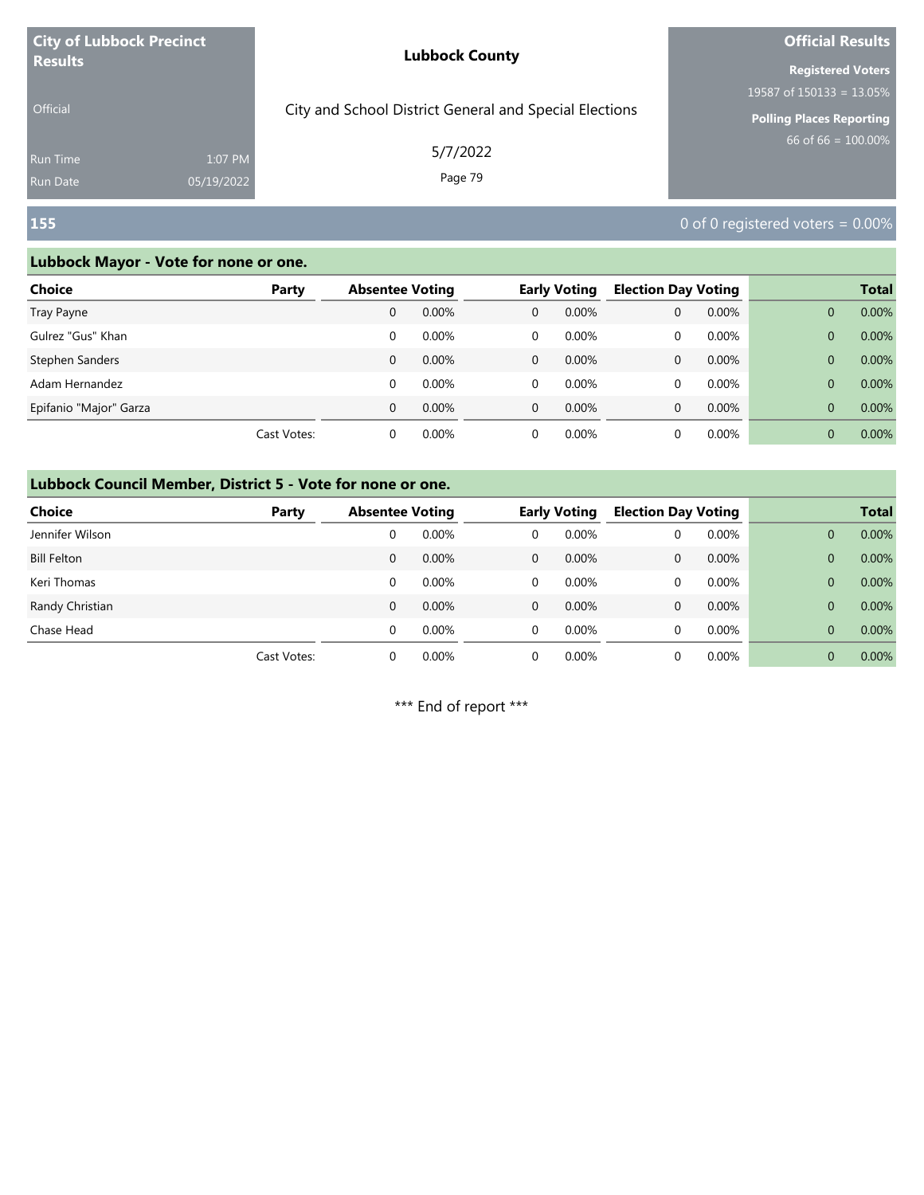**City of Lubbock Precinct Results**

Official

Run Time 1:07 PM
Run Date 05/19/2022

**Lubbock County**

City and School District General and Special Elections

5/7/2022

**Official Results**

**Registered Voters**
19587 of 150133 = 13.05%

**Polling Places Reporting**
66 of 66 = 100.00%

## 155

0 of 0 registered voters = 0.00%

### Lubbock Mayor - Vote for none or one.

| Choice | Party | Absentee Voting | | Early Voting | | Election Day Voting | | Total | |
|---|---|---|---|---|---|---|---|---|---|
| Tray Payne | | 0 | 0.00% | 0 | 0.00% | 0 | 0.00% | 0 | 0.00% |
| Gulrez "Gus" Khan | | 0 | 0.00% | 0 | 0.00% | 0 | 0.00% | 0 | 0.00% |
| Stephen Sanders | | 0 | 0.00% | 0 | 0.00% | 0 | 0.00% | 0 | 0.00% |
| Adam Hernandez | | 0 | 0.00% | 0 | 0.00% | 0 | 0.00% | 0 | 0.00% |
| Epifanio "Major" Garza | | 0 | 0.00% | 0 | 0.00% | 0 | 0.00% | 0 | 0.00% |
| | Cast Votes: | 0 | 0.00% | 0 | 0.00% | 0 | 0.00% | 0 | 0.00% |

### Lubbock Council Member, District 5 - Vote for none or one.

| Choice | Party | Absentee Voting | | Early Voting | | Election Day Voting | | Total | |
|---|---|---|---|---|---|---|---|---|---|
| Jennifer Wilson | | 0 | 0.00% | 0 | 0.00% | 0 | 0.00% | 0 | 0.00% |
| Bill Felton | | 0 | 0.00% | 0 | 0.00% | 0 | 0.00% | 0 | 0.00% |
| Keri Thomas | | 0 | 0.00% | 0 | 0.00% | 0 | 0.00% | 0 | 0.00% |
| Randy Christian | | 0 | 0.00% | 0 | 0.00% | 0 | 0.00% | 0 | 0.00% |
| Chase Head | | 0 | 0.00% | 0 | 0.00% | 0 | 0.00% | 0 | 0.00% |
| | Cast Votes: | 0 | 0.00% | 0 | 0.00% | 0 | 0.00% | 0 | 0.00% |

*** End of report ***